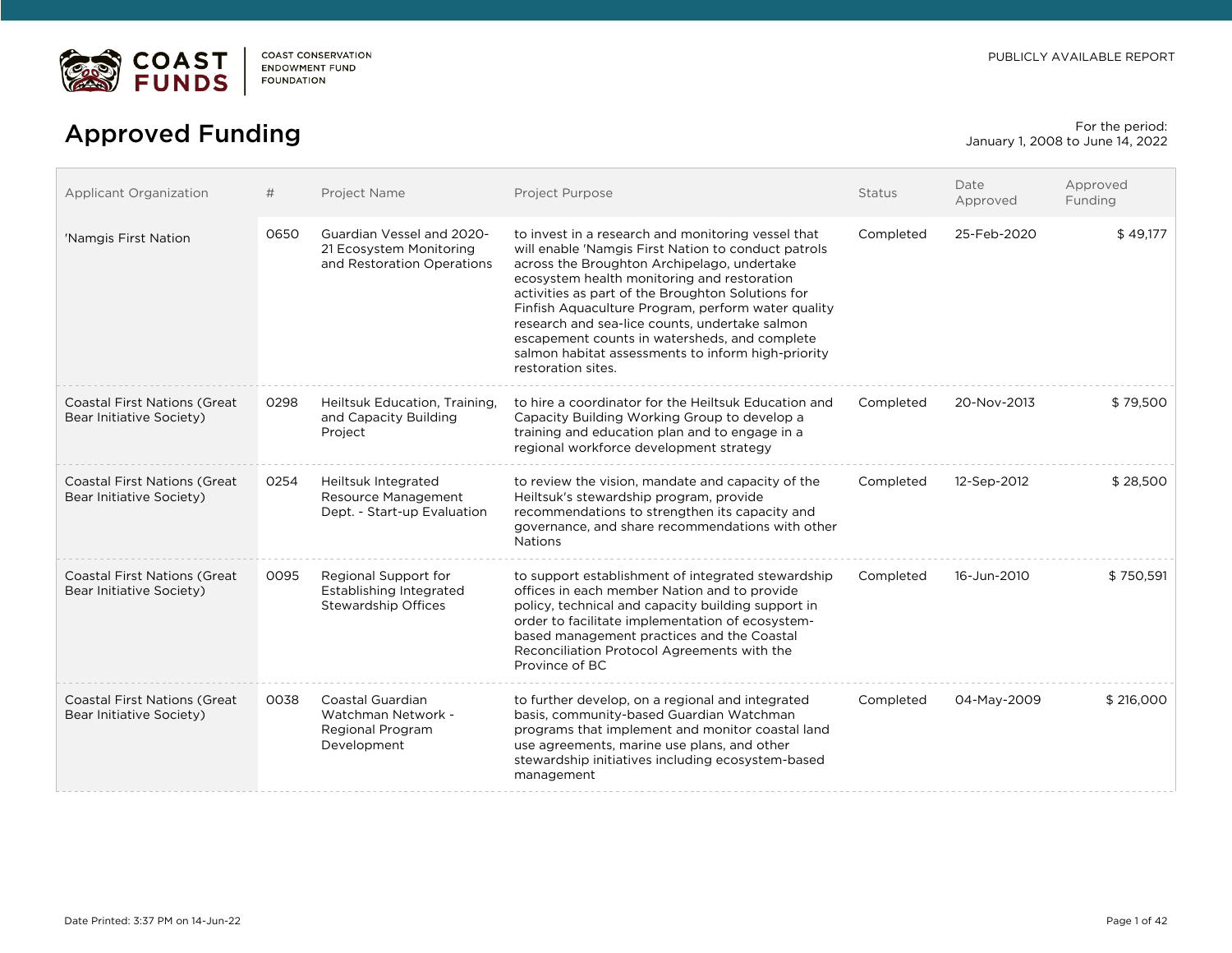COAST FUNDS | COAST CONSERVATION ENDOWMENT FUND FOUNDATION

PUBLICLY AVAILABLE REPORT

# Approved Funding

For the period:
January 1, 2008 to June 14, 2022

| Applicant Organization | # | Project Name | Project Purpose | Status | Date Approved | Approved Funding |
|---|---|---|---|---|---|---|
| 'Namgis First Nation | 0650 | Guardian Vessel and 2020-21 Ecosystem Monitoring and Restoration Operations | to invest in a research and monitoring vessel that will enable 'Namgis First Nation to conduct patrols across the Broughton Archipelago, undertake ecosystem health monitoring and restoration activities as part of the Broughton Solutions for Finfish Aquaculture Program, perform water quality research and sea-lice counts, undertake salmon escapement counts in watersheds, and complete salmon habitat assessments to inform high-priority restoration sites. | Completed | 25-Feb-2020 | $ 49,177 |
| Coastal First Nations (Great Bear Initiative Society) | 0298 | Heiltsuk Education, Training, and Capacity Building Project | to hire a coordinator for the Heiltsuk Education and Capacity Building Working Group to develop a training and education plan and to engage in a regional workforce development strategy | Completed | 20-Nov-2013 | $ 79,500 |
| Coastal First Nations (Great Bear Initiative Society) | 0254 | Heiltsuk Integrated Resource Management Dept. - Start-up Evaluation | to review the vision, mandate and capacity of the Heiltsuk's stewardship program, provide recommendations to strengthen its capacity and governance, and share recommendations with other Nations | Completed | 12-Sep-2012 | $ 28,500 |
| Coastal First Nations (Great Bear Initiative Society) | 0095 | Regional Support for Establishing Integrated Stewardship Offices | to support establishment of integrated stewardship offices in each member Nation and to provide policy, technical and capacity building support in order to facilitate implementation of ecosystem-based management practices and the Coastal Reconciliation Protocol Agreements with the Province of BC | Completed | 16-Jun-2010 | $ 750,591 |
| Coastal First Nations (Great Bear Initiative Society) | 0038 | Coastal Guardian Watchman Network - Regional Program Development | to further develop, on a regional and integrated basis, community-based Guardian Watchman programs that implement and monitor coastal land use agreements, marine use plans, and other stewardship initiatives including ecosystem-based management | Completed | 04-May-2009 | $ 216,000 |

Date Printed: 3:37 PM on 14-Jun-22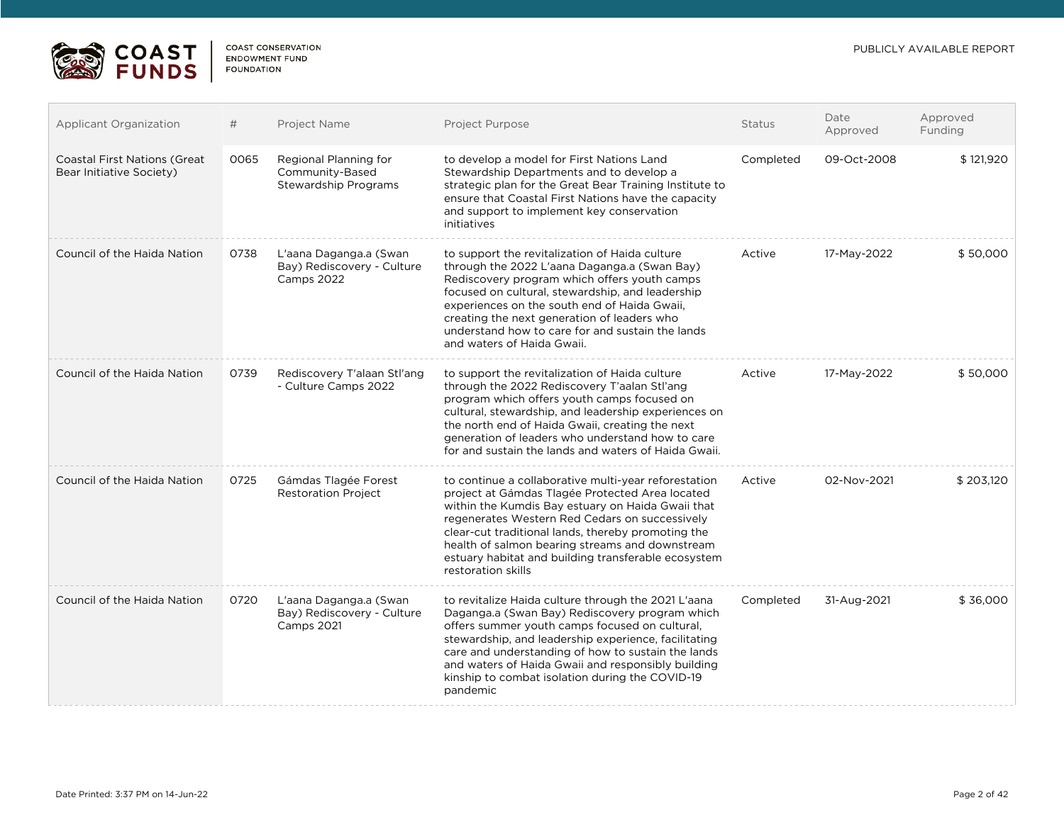| Applicant Organization | # | Project Name | Project Purpose | Status | Date Approved | Approved Funding |
| --- | --- | --- | --- | --- | --- | --- |
| Coastal First Nations (Great Bear Initiative Society) | 0065 | Regional Planning for Community-Based Stewardship Programs | to develop a model for First Nations Land Stewardship Departments and to develop a strategic plan for the Great Bear Training Institute to ensure that Coastal First Nations have the capacity and support to implement key conservation initiatives | Completed | 09-Oct-2008 | $ 121,920 |
| Council of the Haida Nation | 0738 | L'aana Daganga.a (Swan Bay) Rediscovery - Culture Camps 2022 | to support the revitalization of Haida culture through the 2022 L'aana Daganga.a (Swan Bay) Rediscovery program which offers youth camps focused on cultural, stewardship, and leadership experiences on the south end of Haida Gwaii, creating the next generation of leaders who understand how to care for and sustain the lands and waters of Haida Gwaii. | Active | 17-May-2022 | $ 50,000 |
| Council of the Haida Nation | 0739 | Rediscovery T'alaan Stl'ang - Culture Camps 2022 | to support the revitalization of Haida culture through the 2022 Rediscovery T'aalan Stl'ang program which offers youth camps focused on cultural, stewardship, and leadership experiences on the north end of Haida Gwaii, creating the next generation of leaders who understand how to care for and sustain the lands and waters of Haida Gwaii. | Active | 17-May-2022 | $ 50,000 |
| Council of the Haida Nation | 0725 | Gámdas Tlagée Forest Restoration Project | to continue a collaborative multi-year reforestation project at Gámdas Tlagée Protected Area located within the Kumdis Bay estuary on Haida Gwaii that regenerates Western Red Cedars on successively clear-cut traditional lands, thereby promoting the health of salmon bearing streams and downstream estuary habitat and building transferable ecosystem restoration skills | Active | 02-Nov-2021 | $ 203,120 |
| Council of the Haida Nation | 0720 | L'aana Daganga.a (Swan Bay) Rediscovery - Culture Camps 2021 | to revitalize Haida culture through the 2021 L'aana Daganga.a (Swan Bay) Rediscovery program which offers summer youth camps focused on cultural, stewardship, and leadership experience, facilitating care and understanding of how to sustain the lands and waters of Haida Gwaii and responsibly building kinship to combat isolation during the COVID-19 pandemic | Completed | 31-Aug-2021 | $ 36,000 |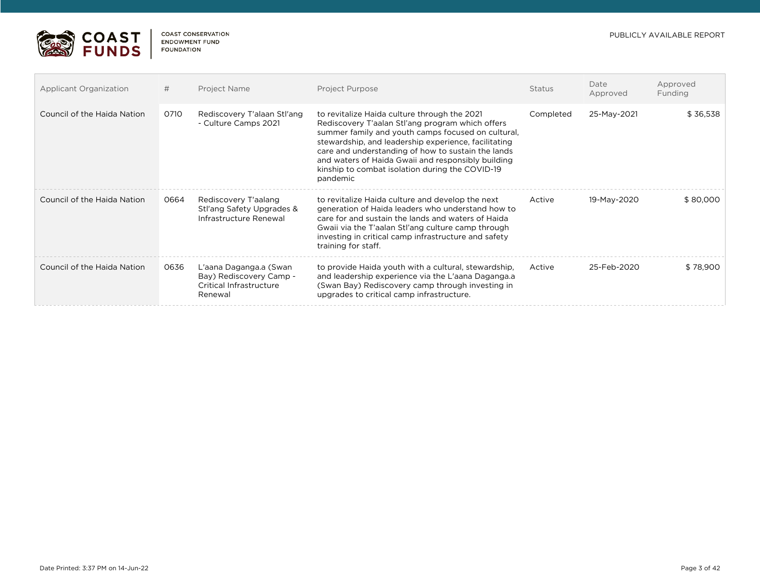| Applicant Organization | # | Project Name | Project Purpose | Status | Date Approved | Approved Funding |
|---|---|---|---|---|---|---|
| Council of the Haida Nation | 0710 | Rediscovery T'alaan Stl'ang - Culture Camps 2021 | to revitalize Haida culture through the 2021 Rediscovery T'aalan Stl'ang program which offers summer family and youth camps focused on cultural, stewardship, and leadership experience, facilitating care and understanding of how to sustain the lands and waters of Haida Gwaii and responsibly building kinship to combat isolation during the COVID-19 pandemic | Completed | 25-May-2021 | $ 36,538 |
| Council of the Haida Nation | 0664 | Rediscovery T'aalang Stl'ang Safety Upgrades & Infrastructure Renewal | to revitalize Haida culture and develop the next generation of Haida leaders who understand how to care for and sustain the lands and waters of Haida Gwaii via the T'aalan Stl'ang culture camp through investing in critical camp infrastructure and safety training for staff. | Active | 19-May-2020 | $ 80,000 |
| Council of the Haida Nation | 0636 | L'aana Daganga.a (Swan Bay) Rediscovery Camp - Critical Infrastructure Renewal | to provide Haida youth with a cultural, stewardship, and leadership experience via the L'aana Daganga.a (Swan Bay) Rediscovery camp through investing in upgrades to critical camp infrastructure. | Active | 25-Feb-2020 | $ 78,900 |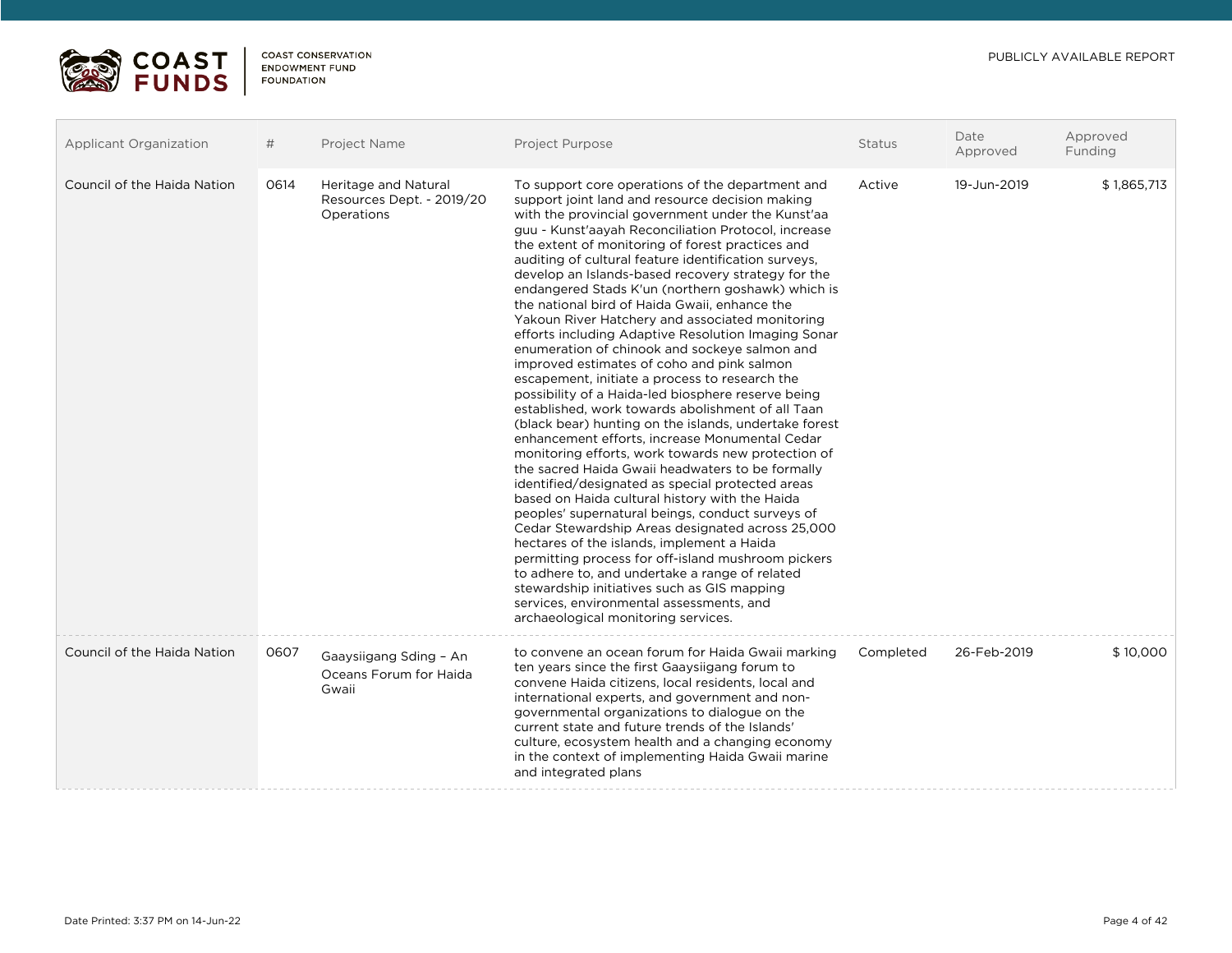| Applicant Organization | # | Project Name | Project Purpose | Status | Date Approved | Approved Funding |
|---|---|---|---|---|---|---|
| Council of the Haida Nation | 0614 | Heritage and Natural Resources Dept. - 2019/20 Operations | To support core operations of the department and support joint land and resource decision making with the provincial government under the Kunst'aa guu - Kunst'aayah Reconciliation Protocol, increase the extent of monitoring of forest practices and auditing of cultural feature identification surveys, develop an Islands-based recovery strategy for the endangered Stads K'un (northern goshawk) which is the national bird of Haida Gwaii, enhance the Yakoun River Hatchery and associated monitoring efforts including Adaptive Resolution Imaging Sonar enumeration of chinook and sockeye salmon and improved estimates of coho and pink salmon escapement, initiate a process to research the possibility of a Haida-led biosphere reserve being established, work towards abolishment of all Taan (black bear) hunting on the islands, undertake forest enhancement efforts, increase Monumental Cedar monitoring efforts, work towards new protection of the sacred Haida Gwaii headwaters to be formally identified/designated as special protected areas based on Haida cultural history with the Haida peoples' supernatural beings, conduct surveys of Cedar Stewardship Areas designated across 25,000 hectares of the islands, implement a Haida permitting process for off-island mushroom pickers to adhere to, and undertake a range of related stewardship initiatives such as GIS mapping services, environmental assessments, and archaeological monitoring services. | Active | 19-Jun-2019 | $ 1,865,713 |
| Council of the Haida Nation | 0607 | Gaaysiigang Sding – An Oceans Forum for Haida Gwaii | to convene an ocean forum for Haida Gwaii marking ten years since the first Gaaysiigang forum to convene Haida citizens, local residents, local and international experts, and government and non-governmental organizations to dialogue on the current state and future trends of the Islands' culture, ecosystem health and a changing economy in the context of implementing Haida Gwaii marine and integrated plans | Completed | 26-Feb-2019 | $ 10,000 |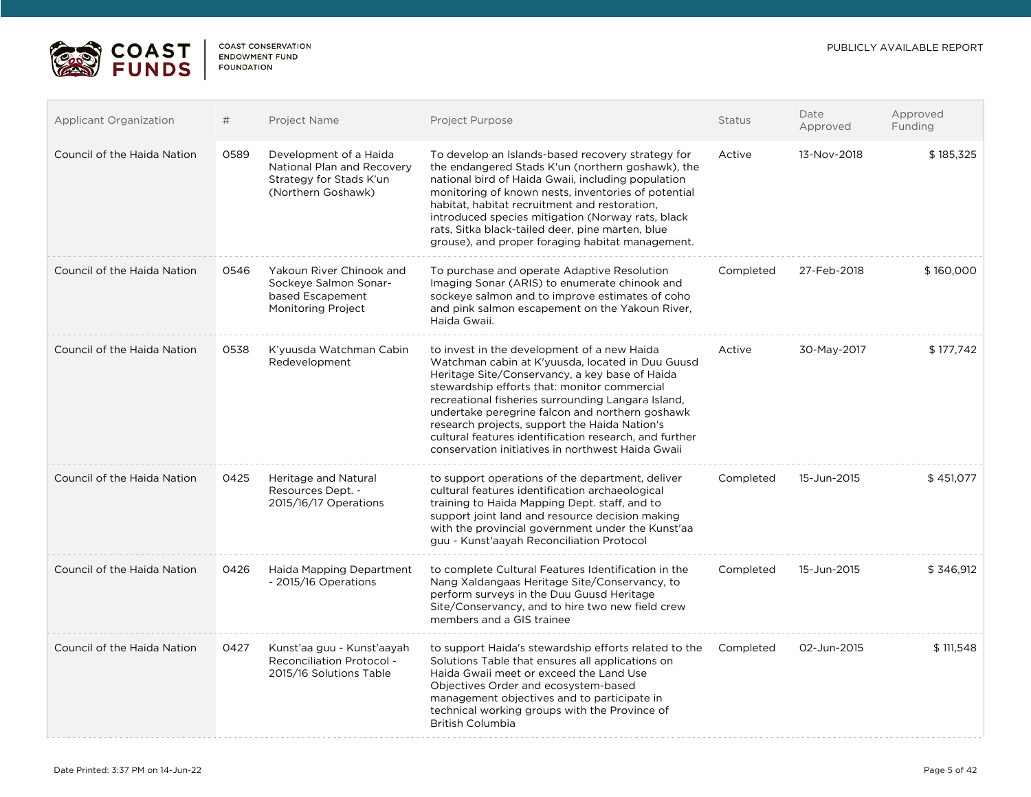| Applicant Organization | # | Project Name | Project Purpose | Status | Date Approved | Approved Funding |
|---|---|---|---|---|---|---|
| Council of the Haida Nation | 0589 | Development of a Haida National Plan and Recovery Strategy for Stads K'un (Northern Goshawk) | To develop an Islands-based recovery strategy for the endangered Stads K'un (northern goshawk), the national bird of Haida Gwaii, including population monitoring of known nests, inventories of potential habitat, habitat recruitment and restoration, introduced species mitigation (Norway rats, black rats, Sitka black-tailed deer, pine marten, blue grouse), and proper foraging habitat management. | Active | 13-Nov-2018 | $ 185,325 |
| Council of the Haida Nation | 0546 | Yakoun River Chinook and Sockeye Salmon Sonar-based Escapement Monitoring Project | To purchase and operate Adaptive Resolution Imaging Sonar (ARIS) to enumerate chinook and sockeye salmon and to improve estimates of coho and pink salmon escapement on the Yakoun River, Haida Gwaii. | Completed | 27-Feb-2018 | $ 160,000 |
| Council of the Haida Nation | 0538 | K'yuusda Watchman Cabin Redevelopment | to invest in the development of a new Haida Watchman cabin at K'yuusda, located in Duu Guusd Heritage Site/Conservancy, a key base of Haida stewardship efforts that: monitor commercial recreational fisheries surrounding Langara Island, undertake peregrine falcon and northern goshawk research projects, support the Haida Nation's cultural features identification research, and further conservation initiatives in northwest Haida Gwaii | Active | 30-May-2017 | $ 177,742 |
| Council of the Haida Nation | 0425 | Heritage and Natural Resources Dept. - 2015/16/17 Operations | to support operations of the department, deliver cultural features identification archaeological training to Haida Mapping Dept. staff, and to support joint land and resource decision making with the provincial government under the Kunst'aa guu - Kunst'aayah Reconciliation Protocol | Completed | 15-Jun-2015 | $ 451,077 |
| Council of the Haida Nation | 0426 | Haida Mapping Department - 2015/16 Operations | to complete Cultural Features Identification in the Nang Xaldangaas Heritage Site/Conservancy, to perform surveys in the Duu Guusd Heritage Site/Conservancy, and to hire two new field crew members and a GIS trainee | Completed | 15-Jun-2015 | $ 346,912 |
| Council of the Haida Nation | 0427 | Kunst'aa guu - Kunst'aayah Reconciliation Protocol - 2015/16 Solutions Table | to support Haida's stewardship efforts related to the Solutions Table that ensures all applications on Haida Gwaii meet or exceed the Land Use Objectives Order and ecosystem-based management objectives and to participate in technical working groups with the Province of British Columbia | Completed | 02-Jun-2015 | $ 111,548 |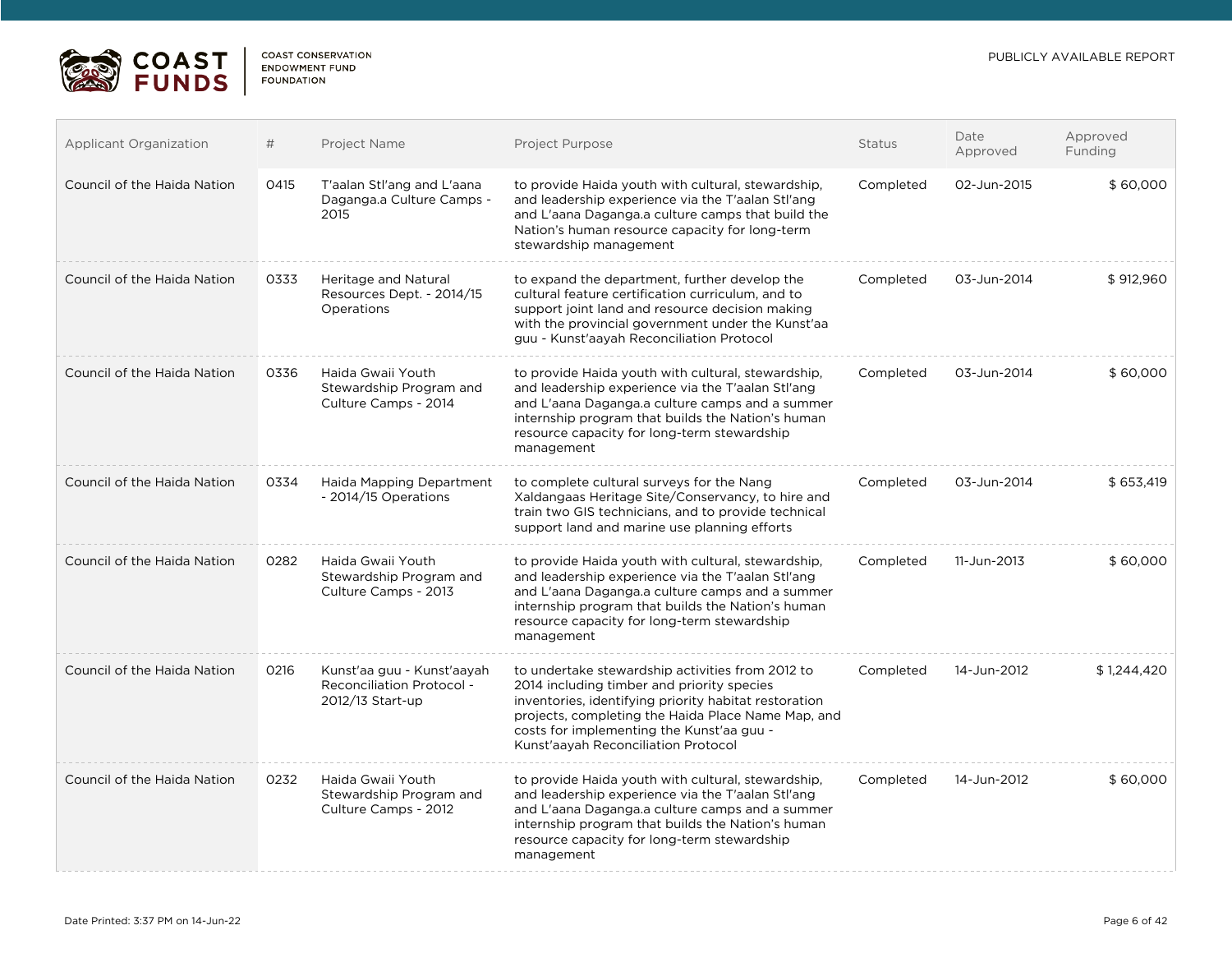| Applicant Organization | # | Project Name | Project Purpose | Status | Date Approved | Approved Funding |
|---|---|---|---|---|---|---|
| Council of the Haida Nation | 0415 | T'aalan Stl'ang and L'aana Daganga.a Culture Camps - 2015 | to provide Haida youth with cultural, stewardship, and leadership experience via the T'aalan Stl'ang and L'aana Daganga.a culture camps that build the Nation's human resource capacity for long-term stewardship management | Completed | 02-Jun-2015 | $ 60,000 |
| Council of the Haida Nation | 0333 | Heritage and Natural Resources Dept. - 2014/15 Operations | to expand the department, further develop the cultural feature certification curriculum, and to support joint land and resource decision making with the provincial government under the Kunst'aa guu - Kunst'aayah Reconciliation Protocol | Completed | 03-Jun-2014 | $ 912,960 |
| Council of the Haida Nation | 0336 | Haida Gwaii Youth Stewardship Program and Culture Camps - 2014 | to provide Haida youth with cultural, stewardship, and leadership experience via the T'aalan Stl'ang and L'aana Daganga.a culture camps and a summer internship program that builds the Nation's human resource capacity for long-term stewardship management | Completed | 03-Jun-2014 | $ 60,000 |
| Council of the Haida Nation | 0334 | Haida Mapping Department - 2014/15 Operations | to complete cultural surveys for the Nang Xaldangaas Heritage Site/Conservancy, to hire and train two GIS technicians, and to provide technical support land and marine use planning efforts | Completed | 03-Jun-2014 | $ 653,419 |
| Council of the Haida Nation | 0282 | Haida Gwaii Youth Stewardship Program and Culture Camps - 2013 | to provide Haida youth with cultural, stewardship, and leadership experience via the T'aalan Stl'ang and L'aana Daganga.a culture camps and a summer internship program that builds the Nation's human resource capacity for long-term stewardship management | Completed | 11-Jun-2013 | $ 60,000 |
| Council of the Haida Nation | 0216 | Kunst'aa guu - Kunst'aayah Reconciliation Protocol - 2012/13 Start-up | to undertake stewardship activities from 2012 to 2014 including timber and priority species inventories, identifying priority habitat restoration projects, completing the Haida Place Name Map, and costs for implementing the Kunst'aa guu - Kunst'aayah Reconciliation Protocol | Completed | 14-Jun-2012 | $ 1,244,420 |
| Council of the Haida Nation | 0232 | Haida Gwaii Youth Stewardship Program and Culture Camps - 2012 | to provide Haida youth with cultural, stewardship, and leadership experience via the T'aalan Stl'ang and L'aana Daganga.a culture camps and a summer internship program that builds the Nation's human resource capacity for long-term stewardship management | Completed | 14-Jun-2012 | $ 60,000 |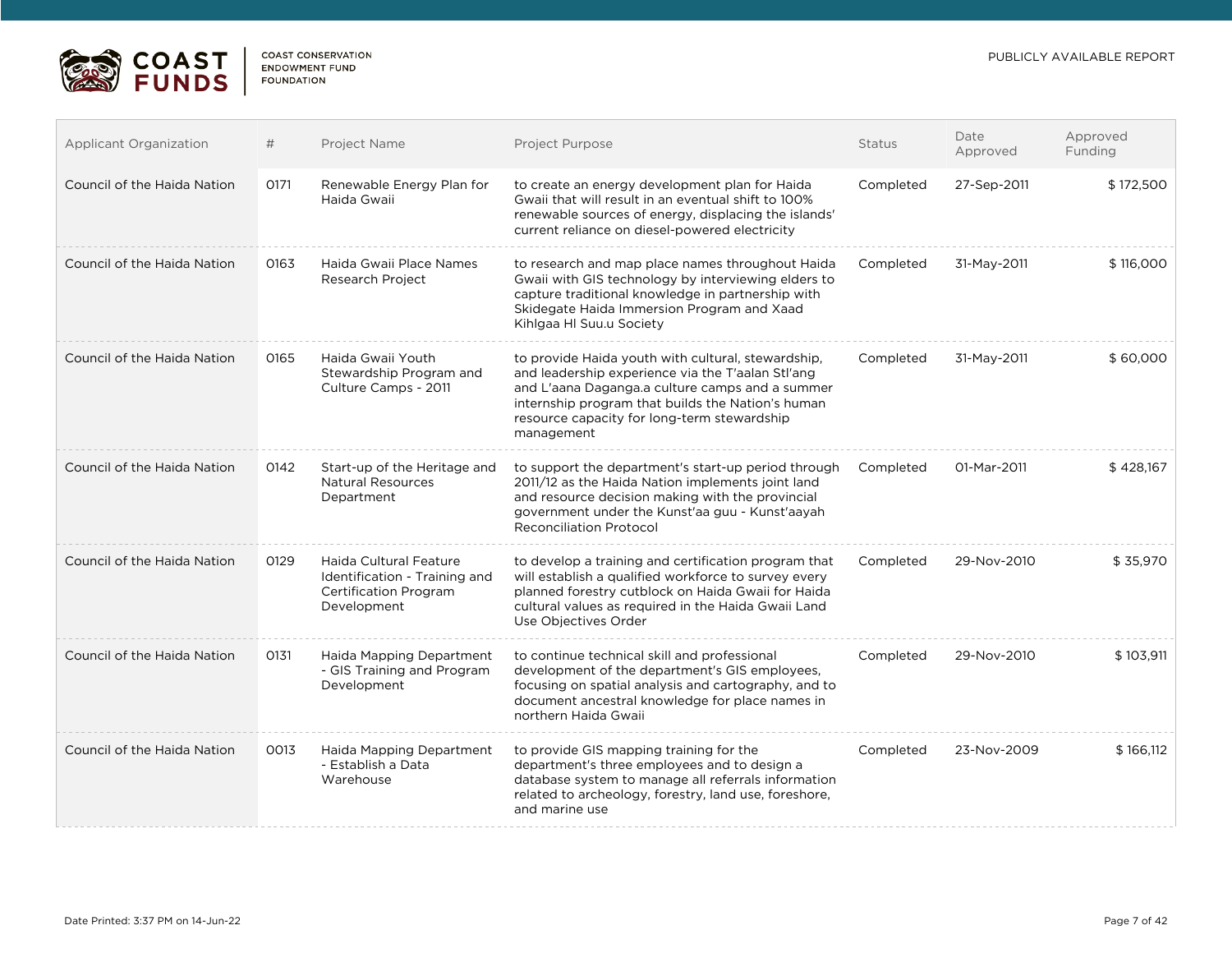| Applicant Organization | # | Project Name | Project Purpose | Status | Date Approved | Approved Funding |
|---|---|---|---|---|---|---|
| Council of the Haida Nation | 0171 | Renewable Energy Plan for Haida Gwaii | to create an energy development plan for Haida Gwaii that will result in an eventual shift to 100% renewable sources of energy, displacing the islands' current reliance on diesel-powered electricity | Completed | 27-Sep-2011 | $ 172,500 |
| Council of the Haida Nation | 0163 | Haida Gwaii Place Names Research Project | to research and map place names throughout Haida Gwaii with GIS technology by interviewing elders to capture traditional knowledge in partnership with Skidegate Haida Immersion Program and Xaad Kihlgaa Hl Suu.u Society | Completed | 31-May-2011 | $ 116,000 |
| Council of the Haida Nation | 0165 | Haida Gwaii Youth Stewardship Program and Culture Camps - 2011 | to provide Haida youth with cultural, stewardship, and leadership experience via the T'aalan Stl'ang and L'aana Daganga.a culture camps and a summer internship program that builds the Nation's human resource capacity for long-term stewardship management | Completed | 31-May-2011 | $ 60,000 |
| Council of the Haida Nation | 0142 | Start-up of the Heritage and Natural Resources Department | to support the department's start-up period through 2011/12 as the Haida Nation implements joint land and resource decision making with the provincial government under the Kunst'aa guu - Kunst'aayah Reconciliation Protocol | Completed | 01-Mar-2011 | $ 428,167 |
| Council of the Haida Nation | 0129 | Haida Cultural Feature Identification - Training and Certification Program Development | to develop a training and certification program that will establish a qualified workforce to survey every planned forestry cutblock on Haida Gwaii for Haida cultural values as required in the Haida Gwaii Land Use Objectives Order | Completed | 29-Nov-2010 | $ 35,970 |
| Council of the Haida Nation | 0131 | Haida Mapping Department - GIS Training and Program Development | to continue technical skill and professional development of the department's GIS employees, focusing on spatial analysis and cartography, and to document ancestral knowledge for place names in northern Haida Gwaii | Completed | 29-Nov-2010 | $ 103,911 |
| Council of the Haida Nation | 0013 | Haida Mapping Department - Establish a Data Warehouse | to provide GIS mapping training for the department's three employees and to design a database system to manage all referrals information related to archeology, forestry, land use, foreshore, and marine use | Completed | 23-Nov-2009 | $ 166,112 |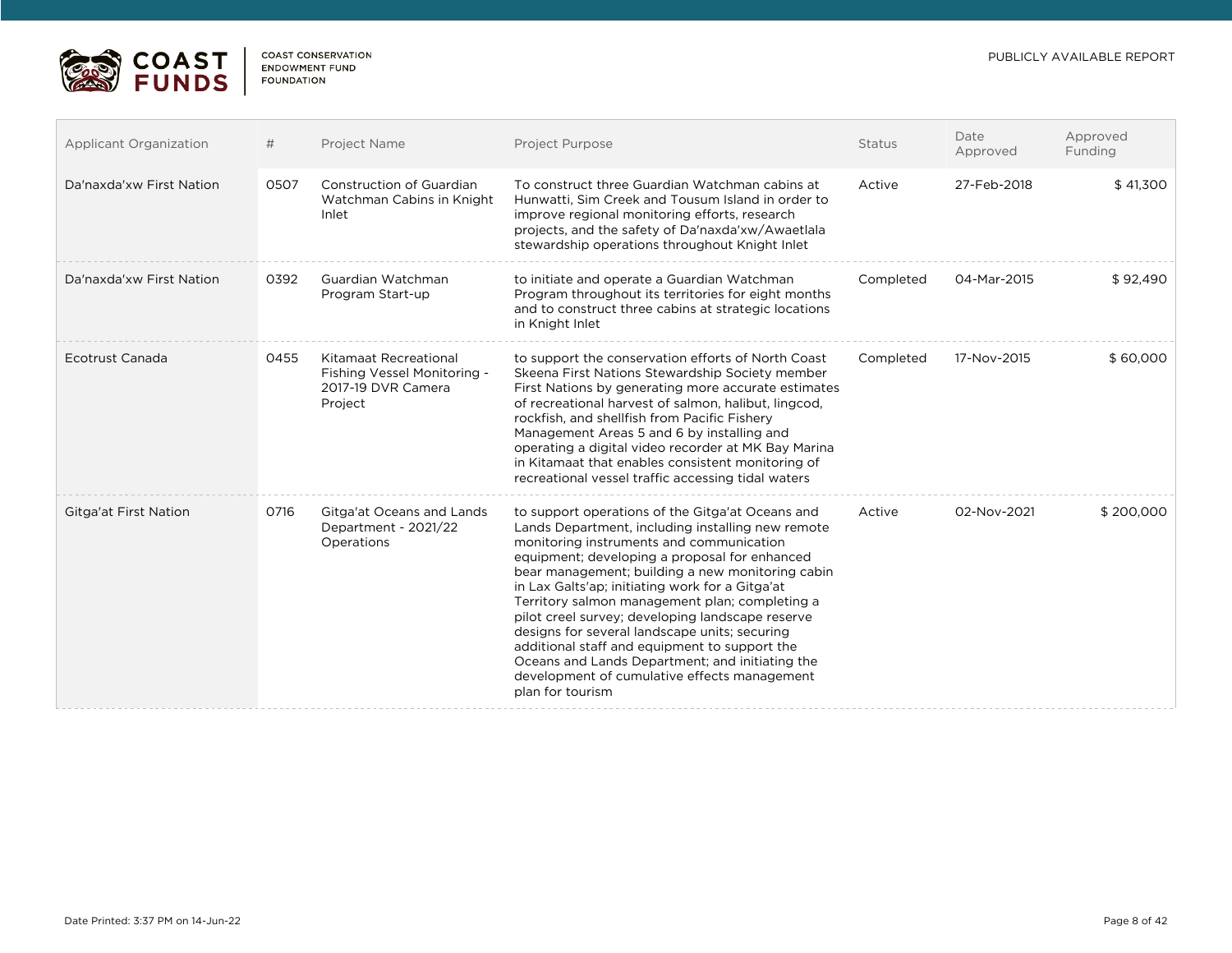| Applicant Organization | # | Project Name | Project Purpose | Status | Date Approved | Approved Funding |
|---|---|---|---|---|---|---|
| Da'naxda'xw First Nation | 0507 | Construction of Guardian Watchman Cabins in Knight Inlet | To construct three Guardian Watchman cabins at Hunwatti, Sim Creek and Tousum Island in order to improve regional monitoring efforts, research projects, and the safety of Da'naxda'xw/Awaetlala stewardship operations throughout Knight Inlet | Active | 27-Feb-2018 | $ 41,300 |
| Da'naxda'xw First Nation | 0392 | Guardian Watchman Program Start-up | to initiate and operate a Guardian Watchman Program throughout its territories for eight months and to construct three cabins at strategic locations in Knight Inlet | Completed | 04-Mar-2015 | $ 92,490 |
| Ecotrust Canada | 0455 | Kitamaat Recreational Fishing Vessel Monitoring - 2017-19 DVR Camera Project | to support the conservation efforts of North Coast Skeena First Nations Stewardship Society member First Nations by generating more accurate estimates of recreational harvest of salmon, halibut, lingcod, rockfish, and shellfish from Pacific Fishery Management Areas 5 and 6 by installing and operating a digital video recorder at MK Bay Marina in Kitamaat that enables consistent monitoring of recreational vessel traffic accessing tidal waters | Completed | 17-Nov-2015 | $ 60,000 |
| Gitga'at First Nation | 0716 | Gitga'at Oceans and Lands Department - 2021/22 Operations | to support operations of the Gitga'at Oceans and Lands Department, including installing new remote monitoring instruments and communication equipment; developing a proposal for enhanced bear management; building a new monitoring cabin in Lax Galts'ap; initiating work for a Gitga'at Territory salmon management plan; completing a pilot creel survey; developing landscape reserve designs for several landscape units; securing additional staff and equipment to support the Oceans and Lands Department; and initiating the development of cumulative effects management plan for tourism | Active | 02-Nov-2021 | $ 200,000 |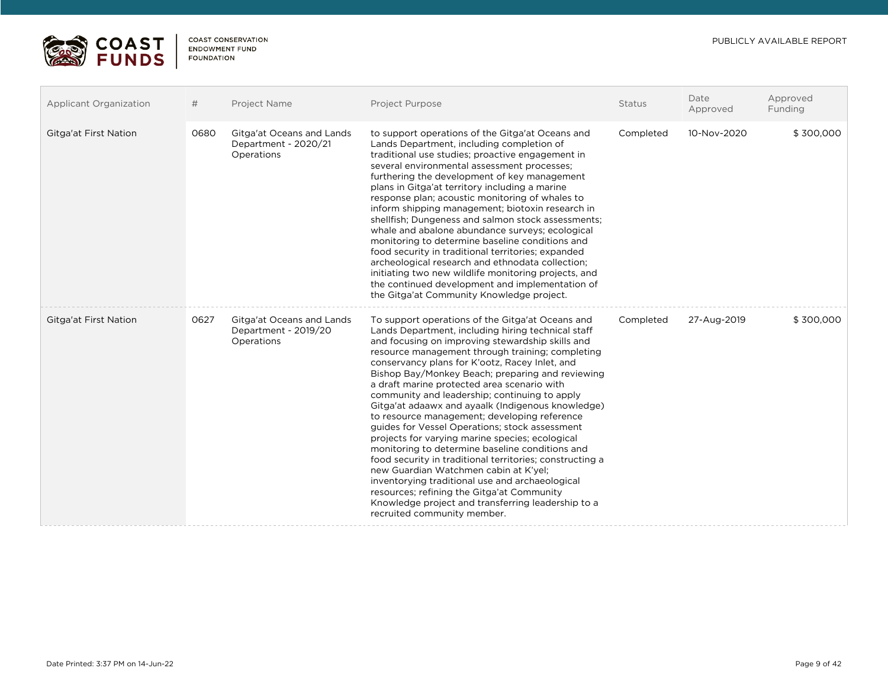| Applicant Organization | # | Project Name | Project Purpose | Status | Date Approved | Approved Funding |
|---|---|---|---|---|---|---|
| Gitga'at First Nation | 0680 | Gitga'at Oceans and Lands Department - 2020/21 Operations | to support operations of the Gitga'at Oceans and Lands Department, including completion of traditional use studies; proactive engagement in several environmental assessment processes; furthering the development of key management plans in Gitga'at territory including a marine response plan; acoustic monitoring of whales to inform shipping management; biotoxin research in shellfish; Dungeness and salmon stock assessments; whale and abalone abundance surveys; ecological monitoring to determine baseline conditions and food security in traditional territories; expanded archeological research and ethnodata collection; initiating two new wildlife monitoring projects, and the continued development and implementation of the Gitga'at Community Knowledge project. | Completed | 10-Nov-2020 | $ 300,000 |
| Gitga'at First Nation | 0627 | Gitga'at Oceans and Lands Department - 2019/20 Operations | To support operations of the Gitga'at Oceans and Lands Department, including hiring technical staff and focusing on improving stewardship skills and resource management through training; completing conservancy plans for K'ootz, Racey Inlet, and Bishop Bay/Monkey Beach; preparing and reviewing a draft marine protected area scenario with community and leadership; continuing to apply Gitga'at adaawx and ayaalk (Indigenous knowledge) to resource management; developing reference guides for Vessel Operations; stock assessment projects for varying marine species; ecological monitoring to determine baseline conditions and food security in traditional territories; constructing a new Guardian Watchmen cabin at K'yel; inventorying traditional use and archaeological resources; refining the Gitga'at Community Knowledge project and transferring leadership to a recruited community member. | Completed | 27-Aug-2019 | $ 300,000 |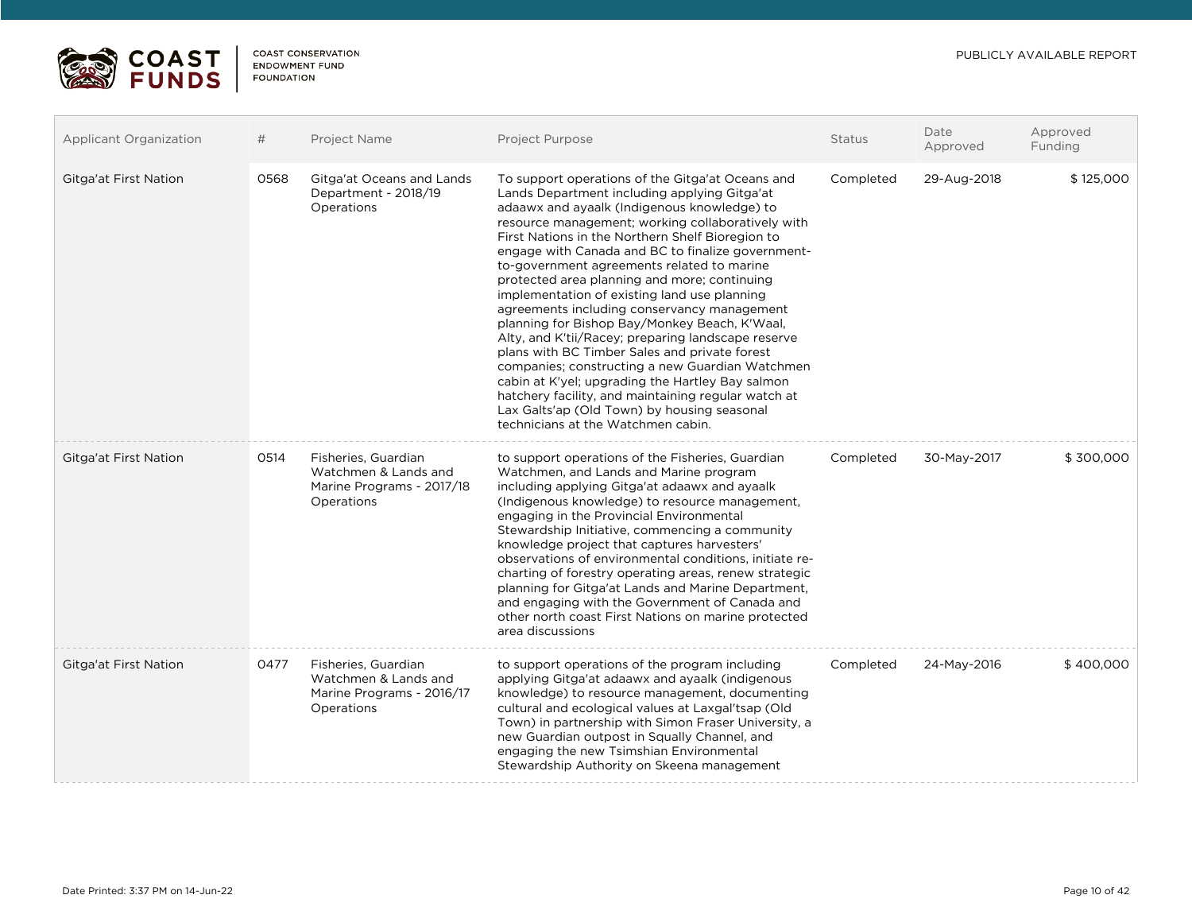| Applicant Organization | # | Project Name | Project Purpose | Status | Date Approved | Approved Funding |
|---|---|---|---|---|---|---|
| Gitga'at First Nation | 0568 | Gitga'at Oceans and Lands Department - 2018/19 Operations | To support operations of the Gitga'at Oceans and Lands Department including applying Gitga'at adaawx and ayaalk (Indigenous knowledge) to resource management; working collaboratively with First Nations in the Northern Shelf Bioregion to engage with Canada and BC to finalize government-to-government agreements related to marine protected area planning and more; continuing implementation of existing land use planning agreements including conservancy management planning for Bishop Bay/Monkey Beach, K'Waal, Alty, and K'tii/Racey; preparing landscape reserve plans with BC Timber Sales and private forest companies; constructing a new Guardian Watchmen cabin at K'yel; upgrading the Hartley Bay salmon hatchery facility, and maintaining regular watch at Lax Galts'ap (Old Town) by housing seasonal technicians at the Watchmen cabin. | Completed | 29-Aug-2018 | $ 125,000 |
| Gitga'at First Nation | 0514 | Fisheries, Guardian Watchmen & Lands and Marine Programs - 2017/18 Operations | to support operations of the Fisheries, Guardian Watchmen, and Lands and Marine program including applying Gitga'at adaawx and ayaalk (Indigenous knowledge) to resource management, engaging in the Provincial Environmental Stewardship Initiative, commencing a community knowledge project that captures harvesters' observations of environmental conditions, initiate re-charting of forestry operating areas, renew strategic planning for Gitga'at Lands and Marine Department, and engaging with the Government of Canada and other north coast First Nations on marine protected area discussions | Completed | 30-May-2017 | $ 300,000 |
| Gitga'at First Nation | 0477 | Fisheries, Guardian Watchmen & Lands and Marine Programs - 2016/17 Operations | to support operations of the program including applying Gitga'at adaawx and ayaalk (indigenous knowledge) to resource management, documenting cultural and ecological values at Laxgal'tsap (Old Town) in partnership with Simon Fraser University, a new Guardian outpost in Squally Channel, and engaging the new Tsimshian Environmental Stewardship Authority on Skeena management | Completed | 24-May-2016 | $ 400,000 |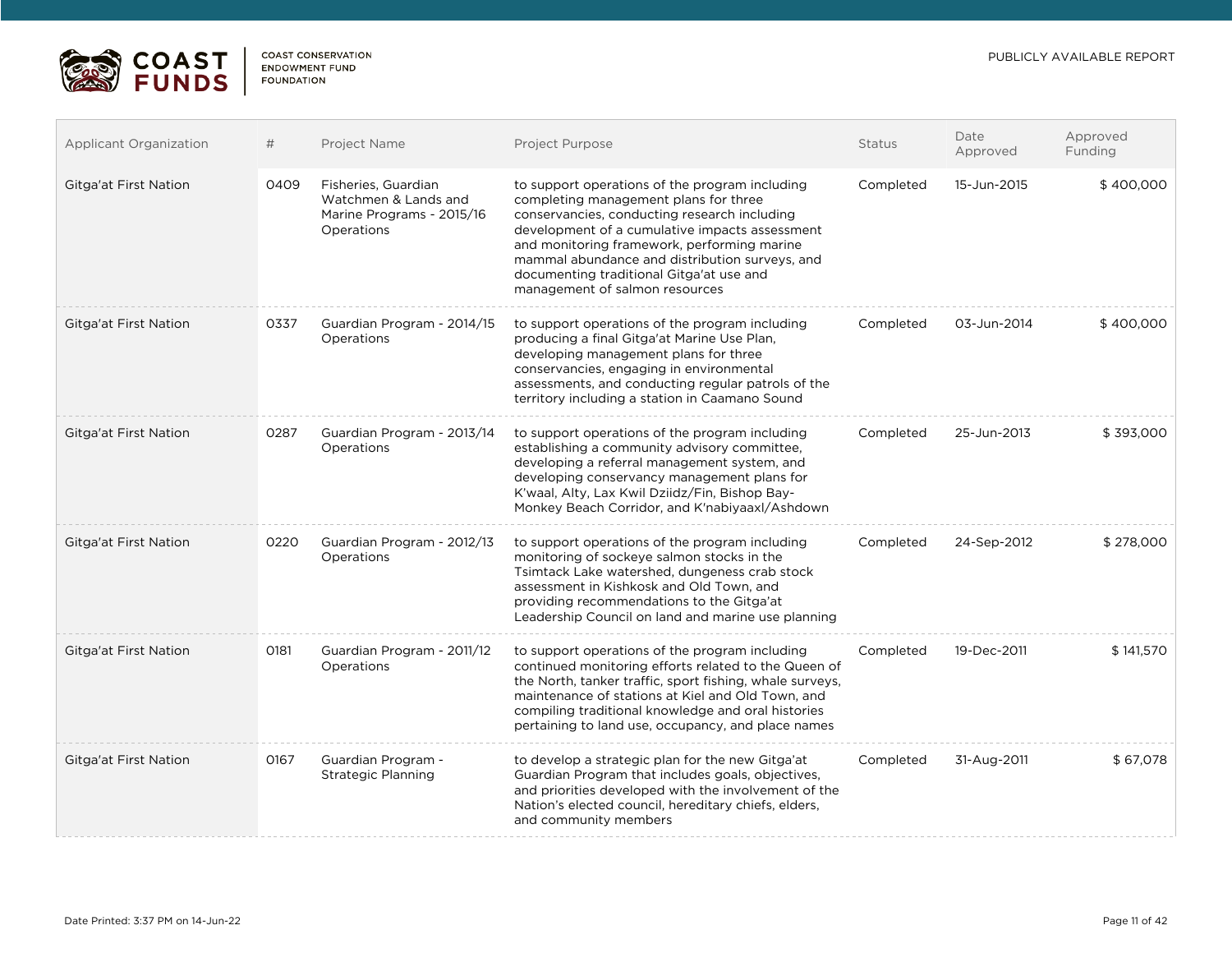| Applicant Organization | # | Project Name | Project Purpose | Status | Date Approved | Approved Funding |
|---|---|---|---|---|---|---|
| Gitga'at First Nation | 0409 | Fisheries, Guardian Watchmen & Lands and Marine Programs - 2015/16 Operations | to support operations of the program including completing management plans for three conservancies, conducting research including development of a cumulative impacts assessment and monitoring framework, performing marine mammal abundance and distribution surveys, and documenting traditional Gitga'at use and management of salmon resources | Completed | 15-Jun-2015 | $ 400,000 |
| Gitga'at First Nation | 0337 | Guardian Program - 2014/15 Operations | to support operations of the program including producing a final Gitga'at Marine Use Plan, developing management plans for three conservancies, engaging in environmental assessments, and conducting regular patrols of the territory including a station in Caamano Sound | Completed | 03-Jun-2014 | $ 400,000 |
| Gitga'at First Nation | 0287 | Guardian Program - 2013/14 Operations | to support operations of the program including establishing a community advisory committee, developing a referral management system, and developing conservancy management plans for K'waal, Alty, Lax Kwil Dziidz/Fin, Bishop Bay-Monkey Beach Corridor, and K'nabiyaaxl/Ashdown | Completed | 25-Jun-2013 | $ 393,000 |
| Gitga'at First Nation | 0220 | Guardian Program - 2012/13 Operations | to support operations of the program including monitoring of sockeye salmon stocks in the Tsimtack Lake watershed, dungeness crab stock assessment in Kishkosk and Old Town, and providing recommendations to the Gitga'at Leadership Council on land and marine use planning | Completed | 24-Sep-2012 | $ 278,000 |
| Gitga'at First Nation | 0181 | Guardian Program - 2011/12 Operations | to support operations of the program including continued monitoring efforts related to the Queen of the North, tanker traffic, sport fishing, whale surveys, maintenance of stations at Kiel and Old Town, and compiling traditional knowledge and oral histories pertaining to land use, occupancy, and place names | Completed | 19-Dec-2011 | $ 141,570 |
| Gitga'at First Nation | 0167 | Guardian Program - Strategic Planning | to develop a strategic plan for the new Gitga'at Guardian Program that includes goals, objectives, and priorities developed with the involvement of the Nation's elected council, hereditary chiefs, elders, and community members | Completed | 31-Aug-2011 | $ 67,078 |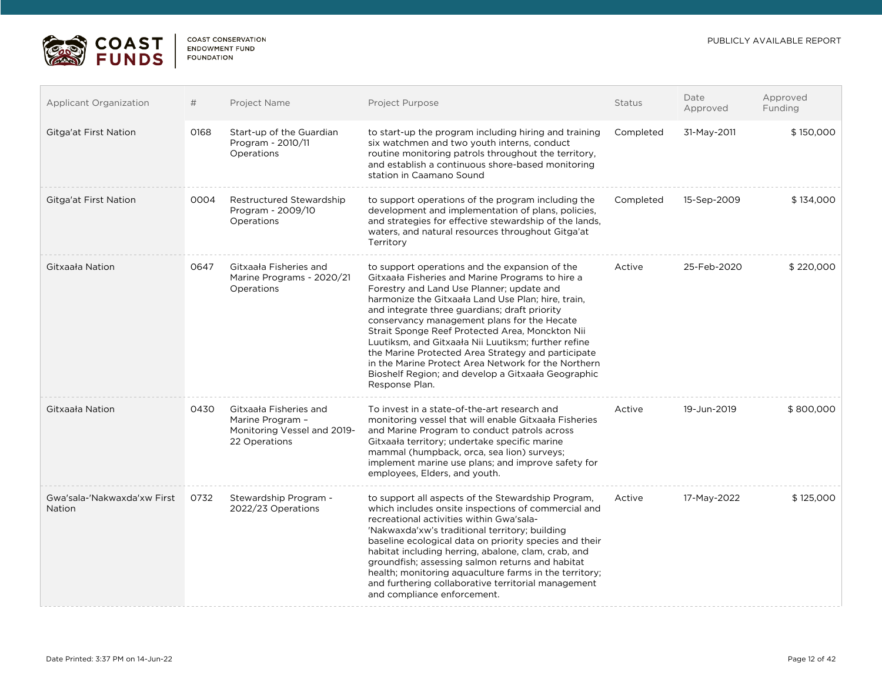| Applicant Organization | # | Project Name | Project Purpose | Status | Date Approved | Approved Funding |
|---|---|---|---|---|---|---|
| Gitga'at First Nation | 0168 | Start-up of the Guardian Program - 2010/11 Operations | to start-up the program including hiring and training six watchmen and two youth interns, conduct routine monitoring patrols throughout the territory, and establish a continuous shore-based monitoring station in Caamano Sound | Completed | 31-May-2011 | $ 150,000 |
| Gitga'at First Nation | 0004 | Restructured Stewardship Program - 2009/10 Operations | to support operations of the program including the development and implementation of plans, policies, and strategies for effective stewardship of the lands, waters, and natural resources throughout Gitga'at Territory | Completed | 15-Sep-2009 | $ 134,000 |
| Gitxaała Nation | 0647 | Gitxaała Fisheries and Marine Programs - 2020/21 Operations | to support operations and the expansion of the Gitxaała Fisheries and Marine Programs to hire a Forestry and Land Use Planner; update and harmonize the Gitxaała Land Use Plan; hire, train, and integrate three guardians; draft priority conservancy management plans for the Hecate Strait Sponge Reef Protected Area, Monckton Nii Luutiksm, and Gitxaała Nii Luutiksm; further refine the Marine Protected Area Strategy and participate in the Marine Protect Area Network for the Northern Bioshelf Region; and develop a Gitxaała Geographic Response Plan. | Active | 25-Feb-2020 | $ 220,000 |
| Gitxaała Nation | 0430 | Gitxaała Fisheries and Marine Program – Monitoring Vessel and 2019-22 Operations | To invest in a state-of-the-art research and monitoring vessel that will enable Gitxaała Fisheries and Marine Program to conduct patrols across Gitxaała territory; undertake specific marine mammal (humpback, orca, sea lion) surveys; implement marine use plans; and improve safety for employees, Elders, and youth. | Active | 19-Jun-2019 | $ 800,000 |
| Gwa'sala-'Nakwaxda'xw First Nation | 0732 | Stewardship Program - 2022/23 Operations | to support all aspects of the Stewardship Program, which includes onsite inspections of commercial and recreational activities within Gwa'sala-'Nakwaxda'xw's traditional territory; building baseline ecological data on priority species and their habitat including herring, abalone, clam, crab, and groundfish; assessing salmon returns and habitat health; monitoring aquaculture farms in the territory; and furthering collaborative territorial management and compliance enforcement. | Active | 17-May-2022 | $ 125,000 |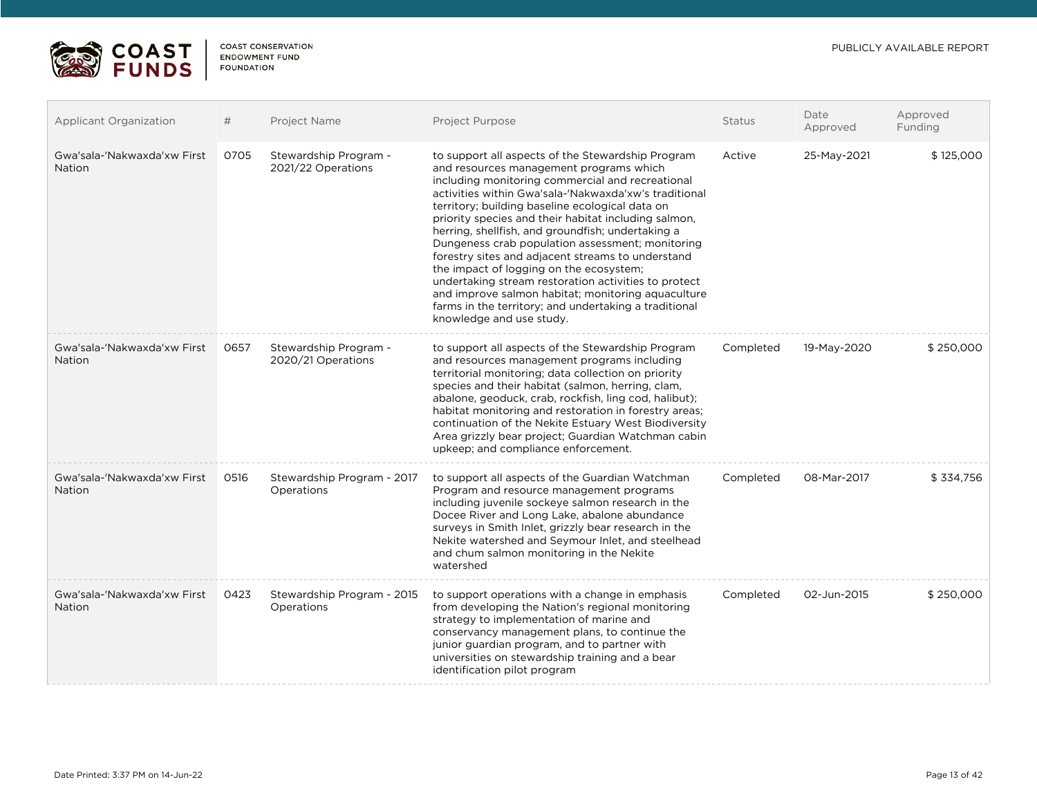| Applicant Organization | # | Project Name | Project Purpose | Status | Date Approved | Approved Funding |
|---|---|---|---|---|---|---|
| Gwa'sala-'Nakwaxda'xw First Nation | 0705 | Stewardship Program - 2021/22 Operations | to support all aspects of the Stewardship Program and resources management programs which including monitoring commercial and recreational activities within Gwa'sala-'Nakwaxda'xw's traditional territory; building baseline ecological data on priority species and their habitat including salmon, herring, shellfish, and groundfish; undertaking a Dungeness crab population assessment; monitoring forestry sites and adjacent streams to understand the impact of logging on the ecosystem; undertaking stream restoration activities to protect and improve salmon habitat; monitoring aquaculture farms in the territory; and undertaking a traditional knowledge and use study. | Active | 25-May-2021 | $ 125,000 |
| Gwa'sala-'Nakwaxda'xw First Nation | 0657 | Stewardship Program - 2020/21 Operations | to support all aspects of the Stewardship Program and resources management programs including territorial monitoring; data collection on priority species and their habitat (salmon, herring, clam, abalone, geoduck, crab, rockfish, ling cod, halibut); habitat monitoring and restoration in forestry areas; continuation of the Nekite Estuary West Biodiversity Area grizzly bear project; Guardian Watchman cabin upkeep; and compliance enforcement. | Completed | 19-May-2020 | $ 250,000 |
| Gwa'sala-'Nakwaxda'xw First Nation | 0516 | Stewardship Program - 2017 Operations | to support all aspects of the Guardian Watchman Program and resource management programs including juvenile sockeye salmon research in the Docee River and Long Lake, abalone abundance surveys in Smith Inlet, grizzly bear research in the Nekite watershed and Seymour Inlet, and steelhead and chum salmon monitoring in the Nekite watershed | Completed | 08-Mar-2017 | $ 334,756 |
| Gwa'sala-'Nakwaxda'xw First Nation | 0423 | Stewardship Program - 2015 Operations | to support operations with a change in emphasis from developing the Nation's regional monitoring strategy to implementation of marine and conservancy management plans, to continue the junior guardian program, and to partner with universities on stewardship training and a bear identification pilot program | Completed | 02-Jun-2015 | $ 250,000 |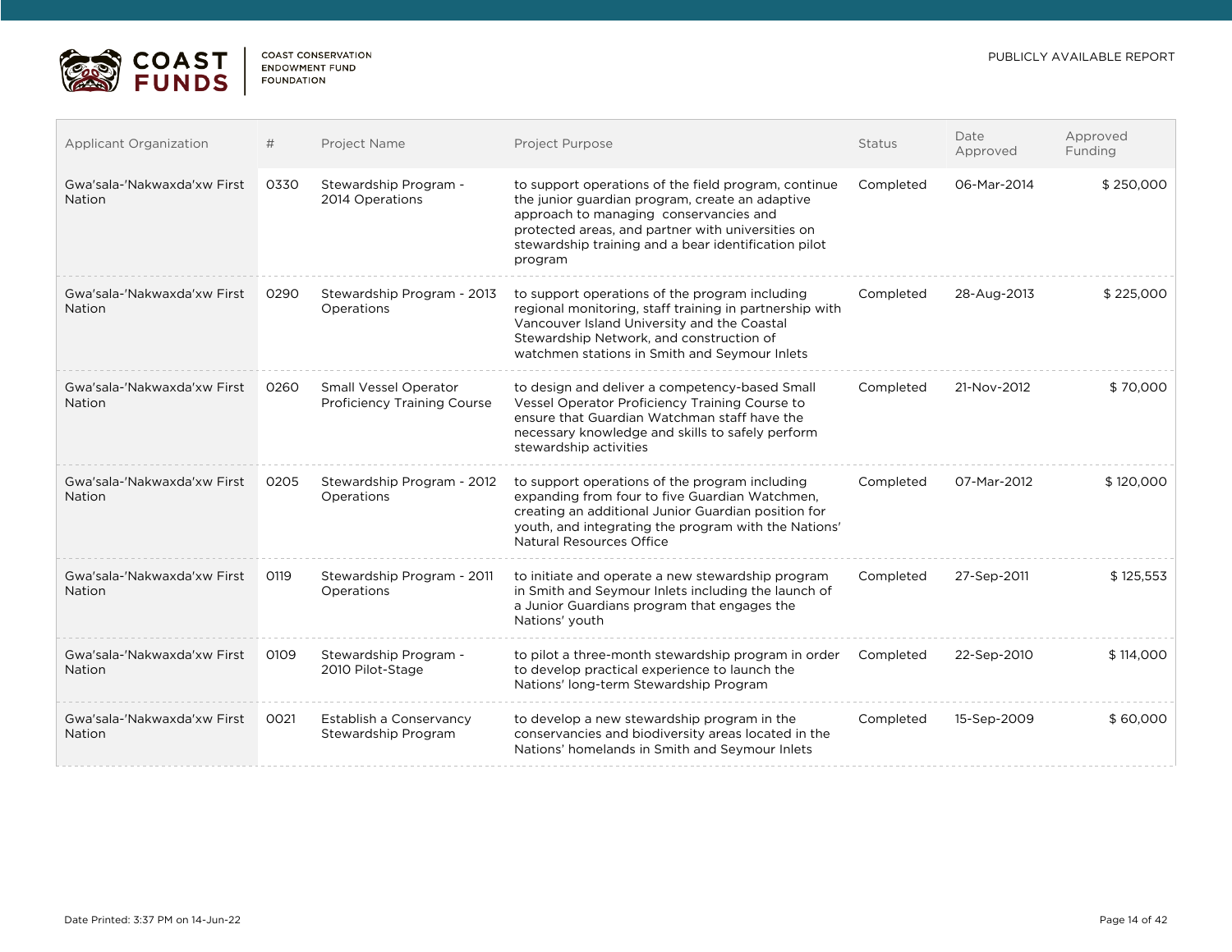| Applicant Organization | # | Project Name | Project Purpose | Status | Date Approved | Approved Funding |
|---|---|---|---|---|---|---|
| Gwa'sala-'Nakwaxda'xw First Nation | 0330 | Stewardship Program - 2014 Operations | to support operations of the field program, continue the junior guardian program, create an adaptive approach to managing conservancies and protected areas, and partner with universities on stewardship training and a bear identification pilot program | Completed | 06-Mar-2014 | $ 250,000 |
| Gwa'sala-'Nakwaxda'xw First Nation | 0290 | Stewardship Program - 2013 Operations | to support operations of the program including regional monitoring, staff training in partnership with Vancouver Island University and the Coastal Stewardship Network, and construction of watchmen stations in Smith and Seymour Inlets | Completed | 28-Aug-2013 | $ 225,000 |
| Gwa'sala-'Nakwaxda'xw First Nation | 0260 | Small Vessel Operator Proficiency Training Course | to design and deliver a competency-based Small Vessel Operator Proficiency Training Course to ensure that Guardian Watchman staff have the necessary knowledge and skills to safely perform stewardship activities | Completed | 21-Nov-2012 | $ 70,000 |
| Gwa'sala-'Nakwaxda'xw First Nation | 0205 | Stewardship Program - 2012 Operations | to support operations of the program including expanding from four to five Guardian Watchmen, creating an additional Junior Guardian position for youth, and integrating the program with the Nations' Natural Resources Office | Completed | 07-Mar-2012 | $ 120,000 |
| Gwa'sala-'Nakwaxda'xw First Nation | 0119 | Stewardship Program - 2011 Operations | to initiate and operate a new stewardship program in Smith and Seymour Inlets including the launch of a Junior Guardians program that engages the Nations' youth | Completed | 27-Sep-2011 | $ 125,553 |
| Gwa'sala-'Nakwaxda'xw First Nation | 0109 | Stewardship Program - 2010 Pilot-Stage | to pilot a three-month stewardship program in order to develop practical experience to launch the Nations' long-term Stewardship Program | Completed | 22-Sep-2010 | $ 114,000 |
| Gwa'sala-'Nakwaxda'xw First Nation | 0021 | Establish a Conservancy Stewardship Program | to develop a new stewardship program in the conservancies and biodiversity areas located in the Nations' homelands in Smith and Seymour Inlets | Completed | 15-Sep-2009 | $ 60,000 |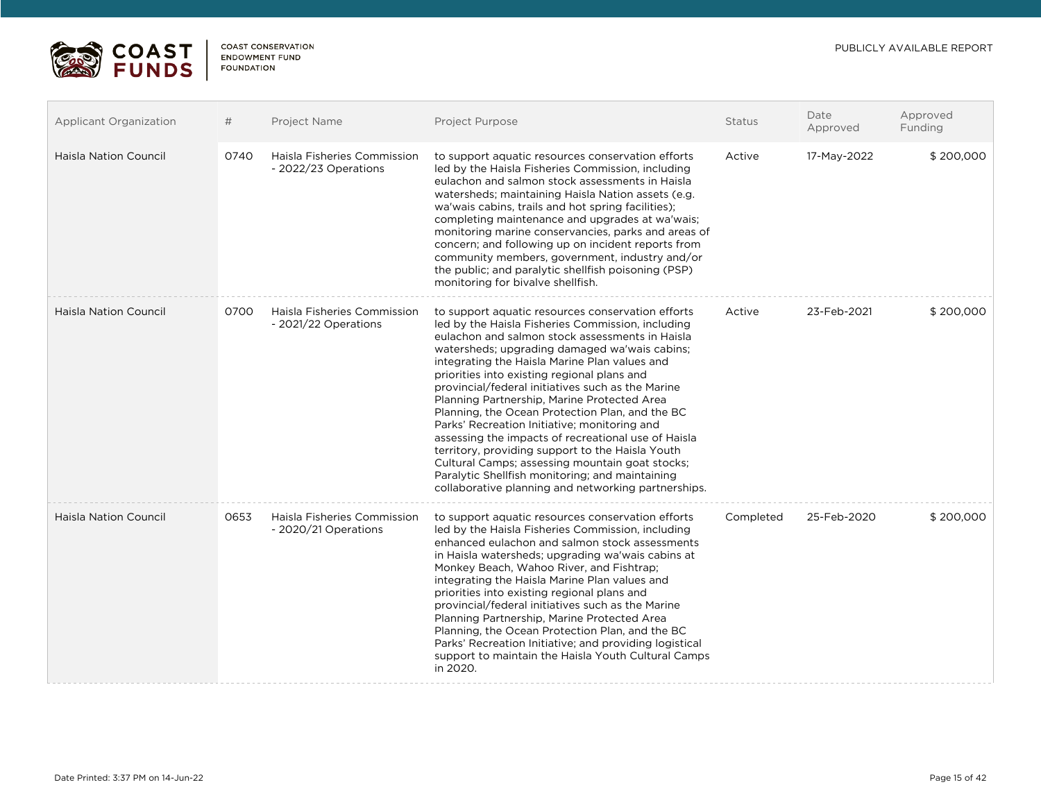| Applicant Organization | # | Project Name | Project Purpose | Status | Date Approved | Approved Funding |
|---|---|---|---|---|---|---|
| Haisla Nation Council | 0740 | Haisla Fisheries Commission - 2022/23 Operations | to support aquatic resources conservation efforts led by the Haisla Fisheries Commission, including eulachon and salmon stock assessments in Haisla watersheds; maintaining Haisla Nation assets (e.g. wa'wais cabins, trails and hot spring facilities); completing maintenance and upgrades at wa'wais; monitoring marine conservancies, parks and areas of concern; and following up on incident reports from community members, government, industry and/or the public; and paralytic shellfish poisoning (PSP) monitoring for bivalve shellfish. | Active | 17-May-2022 | $ 200,000 |
| Haisla Nation Council | 0700 | Haisla Fisheries Commission - 2021/22 Operations | to support aquatic resources conservation efforts led by the Haisla Fisheries Commission, including eulachon and salmon stock assessments in Haisla watersheds; upgrading damaged wa'wais cabins; integrating the Haisla Marine Plan values and priorities into existing regional plans and provincial/federal initiatives such as the Marine Planning Partnership, Marine Protected Area Planning, the Ocean Protection Plan, and the BC Parks' Recreation Initiative; monitoring and assessing the impacts of recreational use of Haisla territory, providing support to the Haisla Youth Cultural Camps; assessing mountain goat stocks; Paralytic Shellfish monitoring; and maintaining collaborative planning and networking partnerships. | Active | 23-Feb-2021 | $ 200,000 |
| Haisla Nation Council | 0653 | Haisla Fisheries Commission - 2020/21 Operations | to support aquatic resources conservation efforts led by the Haisla Fisheries Commission, including enhanced eulachon and salmon stock assessments in Haisla watersheds; upgrading wa'wais cabins at Monkey Beach, Wahoo River, and Fishtrap; integrating the Haisla Marine Plan values and priorities into existing regional plans and provincial/federal initiatives such as the Marine Planning Partnership, Marine Protected Area Planning, the Ocean Protection Plan, and the BC Parks' Recreation Initiative; and providing logistical support to maintain the Haisla Youth Cultural Camps in 2020. | Completed | 25-Feb-2020 | $ 200,000 |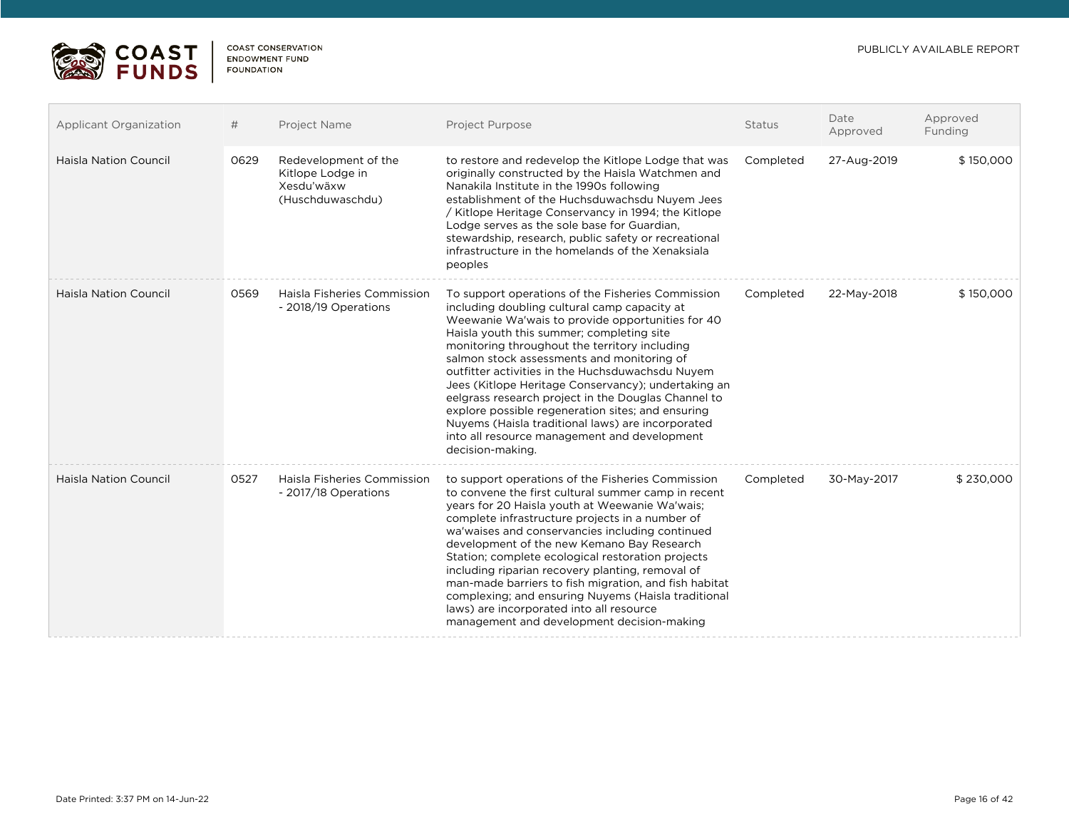| Applicant Organization | # | Project Name | Project Purpose | Status | Date Approved | Approved Funding |
|---|---|---|---|---|---|---|
| Haisla Nation Council | 0629 | Redevelopment of the Kitlope Lodge in Xesdu'wäxw (Huschduwaschdu) | to restore and redevelop the Kitlope Lodge that was originally constructed by the Haisla Watchmen and Nanakila Institute in the 1990s following establishment of the Huchsduwachsdu Nuyem Jees / Kitlope Heritage Conservancy in 1994; the Kitlope Lodge serves as the sole base for Guardian, stewardship, research, public safety or recreational infrastructure in the homelands of the Xenaksiala peoples | Completed | 27-Aug-2019 | $ 150,000 |
| Haisla Nation Council | 0569 | Haisla Fisheries Commission - 2018/19 Operations | To support operations of the Fisheries Commission including doubling cultural camp capacity at Weewanie Wa'wais to provide opportunities for 40 Haisla youth this summer; completing site monitoring throughout the territory including salmon stock assessments and monitoring of outfitter activities in the Huchsduwachsdu Nuyem Jees (Kitlope Heritage Conservancy); undertaking an eelgrass research project in the Douglas Channel to explore possible regeneration sites; and ensuring Nuyems (Haisla traditional laws) are incorporated into all resource management and development decision-making. | Completed | 22-May-2018 | $ 150,000 |
| Haisla Nation Council | 0527 | Haisla Fisheries Commission - 2017/18 Operations | to support operations of the Fisheries Commission to convene the first cultural summer camp in recent years for 20 Haisla youth at Weewanie Wa'wais; complete infrastructure projects in a number of wa'waises and conservancies including continued development of the new Kemano Bay Research Station; complete ecological restoration projects including riparian recovery planting, removal of man-made barriers to fish migration, and fish habitat complexing; and ensuring Nuyems (Haisla traditional laws) are incorporated into all resource management and development decision-making | Completed | 30-May-2017 | $ 230,000 |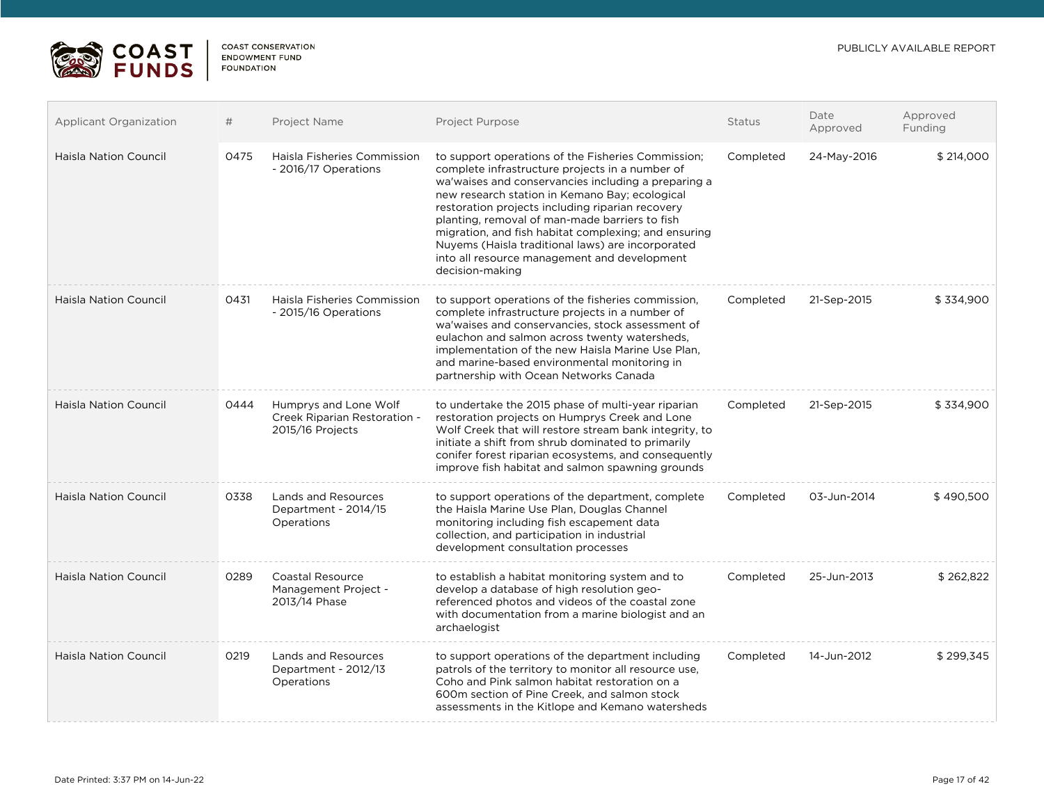| Applicant Organization | # | Project Name | Project Purpose | Status | Date Approved | Approved Funding |
|---|---|---|---|---|---|---|
| Haisla Nation Council | 0475 | Haisla Fisheries Commission - 2016/17 Operations | to support operations of the Fisheries Commission; complete infrastructure projects in a number of wa'waises and conservancies including a preparing a new research station in Kemano Bay; ecological restoration projects including riparian recovery planting, removal of man-made barriers to fish migration, and fish habitat complexing; and ensuring Nuyems (Haisla traditional laws) are incorporated into all resource management and development decision-making | Completed | 24-May-2016 | $ 214,000 |
| Haisla Nation Council | 0431 | Haisla Fisheries Commission - 2015/16 Operations | to support operations of the fisheries commission, complete infrastructure projects in a number of wa'waises and conservancies, stock assessment of eulachon and salmon across twenty watersheds, implementation of the new Haisla Marine Use Plan, and marine-based environmental monitoring in partnership with Ocean Networks Canada | Completed | 21-Sep-2015 | $ 334,900 |
| Haisla Nation Council | 0444 | Humprys and Lone Wolf Creek Riparian Restoration - 2015/16 Projects | to undertake the 2015 phase of multi-year riparian restoration projects on Humprys Creek and Lone Wolf Creek that will restore stream bank integrity, to initiate a shift from shrub dominated to primarily conifer forest riparian ecosystems, and consequently improve fish habitat and salmon spawning grounds | Completed | 21-Sep-2015 | $ 334,900 |
| Haisla Nation Council | 0338 | Lands and Resources Department - 2014/15 Operations | to support operations of the department, complete the Haisla Marine Use Plan, Douglas Channel monitoring including fish escapement data collection, and participation in industrial development consultation processes | Completed | 03-Jun-2014 | $ 490,500 |
| Haisla Nation Council | 0289 | Coastal Resource Management Project - 2013/14 Phase | to establish a habitat monitoring system and to develop a database of high resolution geo-referenced photos and videos of the coastal zone with documentation from a marine biologist and an archaelogist | Completed | 25-Jun-2013 | $ 262,822 |
| Haisla Nation Council | 0219 | Lands and Resources Department - 2012/13 Operations | to support operations of the department including patrols of the territory to monitor all resource use, Coho and Pink salmon habitat restoration on a 600m section of Pine Creek, and salmon stock assessments in the Kitlope and Kemano watersheds | Completed | 14-Jun-2012 | $ 299,345 |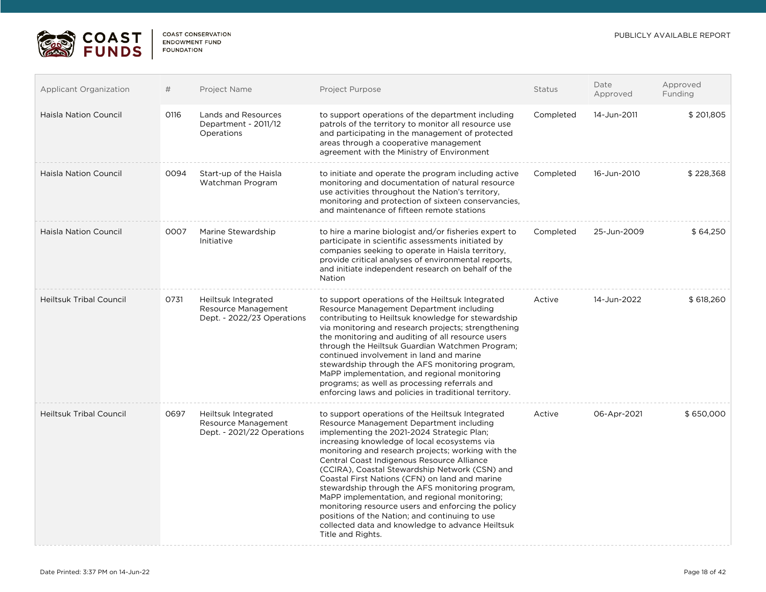| Applicant Organization | # | Project Name | Project Purpose | Status | Date Approved | Approved Funding |
|---|---|---|---|---|---|---|
| Haisla Nation Council | 0116 | Lands and Resources Department - 2011/12 Operations | to support operations of the department including patrols of the territory to monitor all resource use and participating in the management of protected areas through a cooperative management agreement with the Ministry of Environment | Completed | 14-Jun-2011 | $ 201,805 |
| Haisla Nation Council | 0094 | Start-up of the Haisla Watchman Program | to initiate and operate the program including active monitoring and documentation of natural resource use activities throughout the Nation's territory, monitoring and protection of sixteen conservancies, and maintenance of fifteen remote stations | Completed | 16-Jun-2010 | $ 228,368 |
| Haisla Nation Council | 0007 | Marine Stewardship Initiative | to hire a marine biologist and/or fisheries expert to participate in scientific assessments initiated by companies seeking to operate in Haisla territory, provide critical analyses of environmental reports, and initiate independent research on behalf of the Nation | Completed | 25-Jun-2009 | $ 64,250 |
| Heiltsuk Tribal Council | 0731 | Heiltsuk Integrated Resource Management Dept. - 2022/23 Operations | to support operations of the Heiltsuk Integrated Resource Management Department including contributing to Heiltsuk knowledge for stewardship via monitoring and research projects; strengthening the monitoring and auditing of all resource users through the Heiltsuk Guardian Watchmen Program; continued involvement in land and marine stewardship through the AFS monitoring program, MaPP implementation, and regional monitoring programs; as well as processing referrals and enforcing laws and policies in traditional territory. | Active | 14-Jun-2022 | $ 618,260 |
| Heiltsuk Tribal Council | 0697 | Heiltsuk Integrated Resource Management Dept. - 2021/22 Operations | to support operations of the Heiltsuk Integrated Resource Management Department including implementing the 2021-2024 Strategic Plan; increasing knowledge of local ecosystems via monitoring and research projects; working with the Central Coast Indigenous Resource Alliance (CCIRA), Coastal Stewardship Network (CSN) and Coastal First Nations (CFN) on land and marine stewardship through the AFS monitoring program, MaPP implementation, and regional monitoring; monitoring resource users and enforcing the policy positions of the Nation; and continuing to use collected data and knowledge to advance Heiltsuk Title and Rights. | Active | 06-Apr-2021 | $ 650,000 |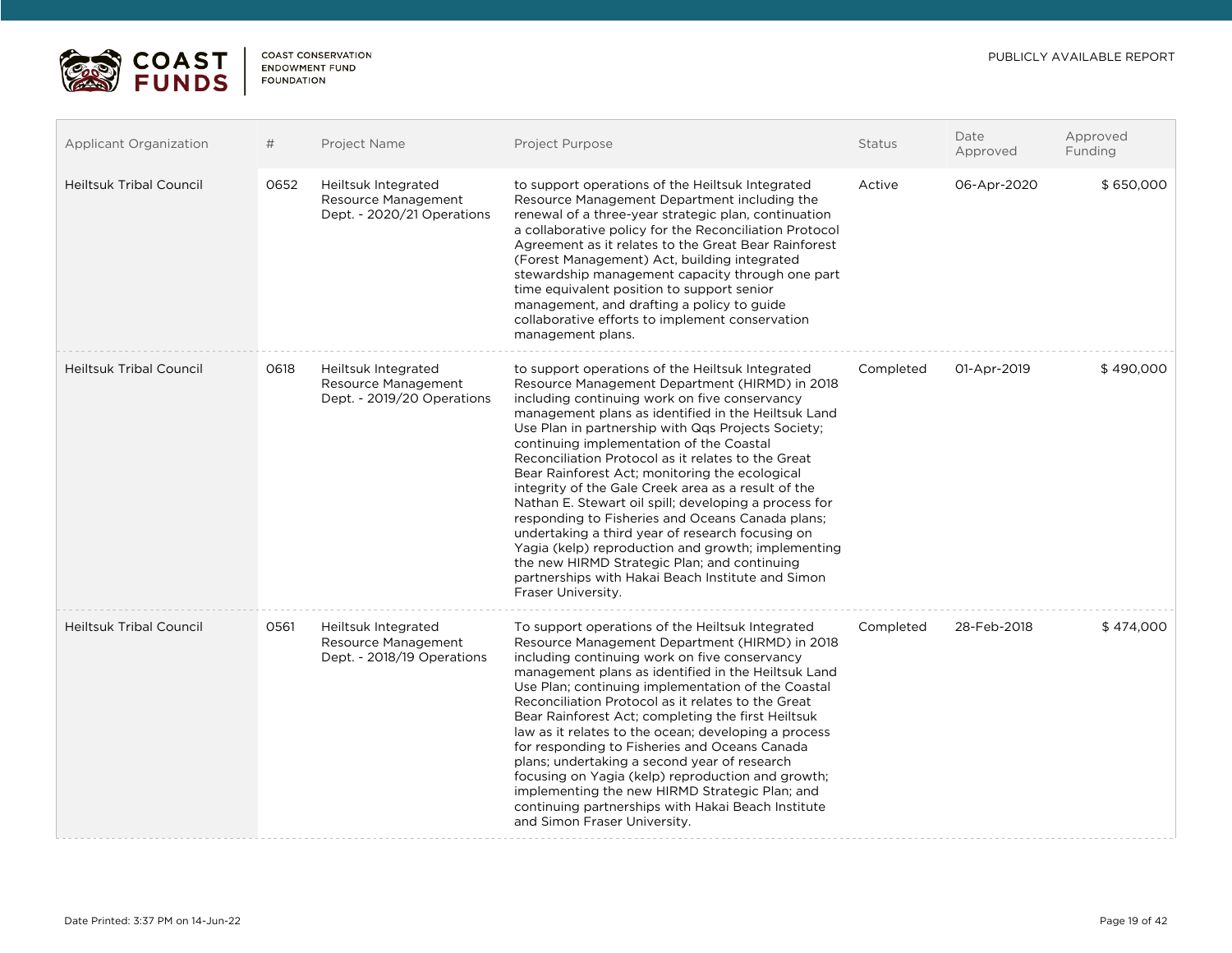| Applicant Organization | # | Project Name | Project Purpose | Status | Date Approved | Approved Funding |
|---|---|---|---|---|---|---|
| Heiltsuk Tribal Council | 0652 | Heiltsuk Integrated Resource Management Dept. - 2020/21 Operations | to support operations of the Heiltsuk Integrated Resource Management Department including the renewal of a three-year strategic plan, continuation a collaborative policy for the Reconciliation Protocol Agreement as it relates to the Great Bear Rainforest (Forest Management) Act, building integrated stewardship management capacity through one part time equivalent position to support senior management, and drafting a policy to guide collaborative efforts to implement conservation management plans. | Active | 06-Apr-2020 | $ 650,000 |
| Heiltsuk Tribal Council | 0618 | Heiltsuk Integrated Resource Management Dept. - 2019/20 Operations | to support operations of the Heiltsuk Integrated Resource Management Department (HIRMD) in 2018 including continuing work on five conservancy management plans as identified in the Heiltsuk Land Use Plan in partnership with Qqs Projects Society; continuing implementation of the Coastal Reconciliation Protocol as it relates to the Great Bear Rainforest Act; monitoring the ecological integrity of the Gale Creek area as a result of the Nathan E. Stewart oil spill; developing a process for responding to Fisheries and Oceans Canada plans; undertaking a third year of research focusing on Yagia (kelp) reproduction and growth; implementing the new HIRMD Strategic Plan; and continuing partnerships with Hakai Beach Institute and Simon Fraser University. | Completed | 01-Apr-2019 | $ 490,000 |
| Heiltsuk Tribal Council | 0561 | Heiltsuk Integrated Resource Management Dept. - 2018/19 Operations | To support operations of the Heiltsuk Integrated Resource Management Department (HIRMD) in 2018 including continuing work on five conservancy management plans as identified in the Heiltsuk Land Use Plan; continuing implementation of the Coastal Reconciliation Protocol as it relates to the Great Bear Rainforest Act; completing the first Heiltsuk law as it relates to the ocean; developing a process for responding to Fisheries and Oceans Canada plans; undertaking a second year of research focusing on Yagia (kelp) reproduction and growth; implementing the new HIRMD Strategic Plan; and continuing partnerships with Hakai Beach Institute and Simon Fraser University. | Completed | 28-Feb-2018 | $ 474,000 |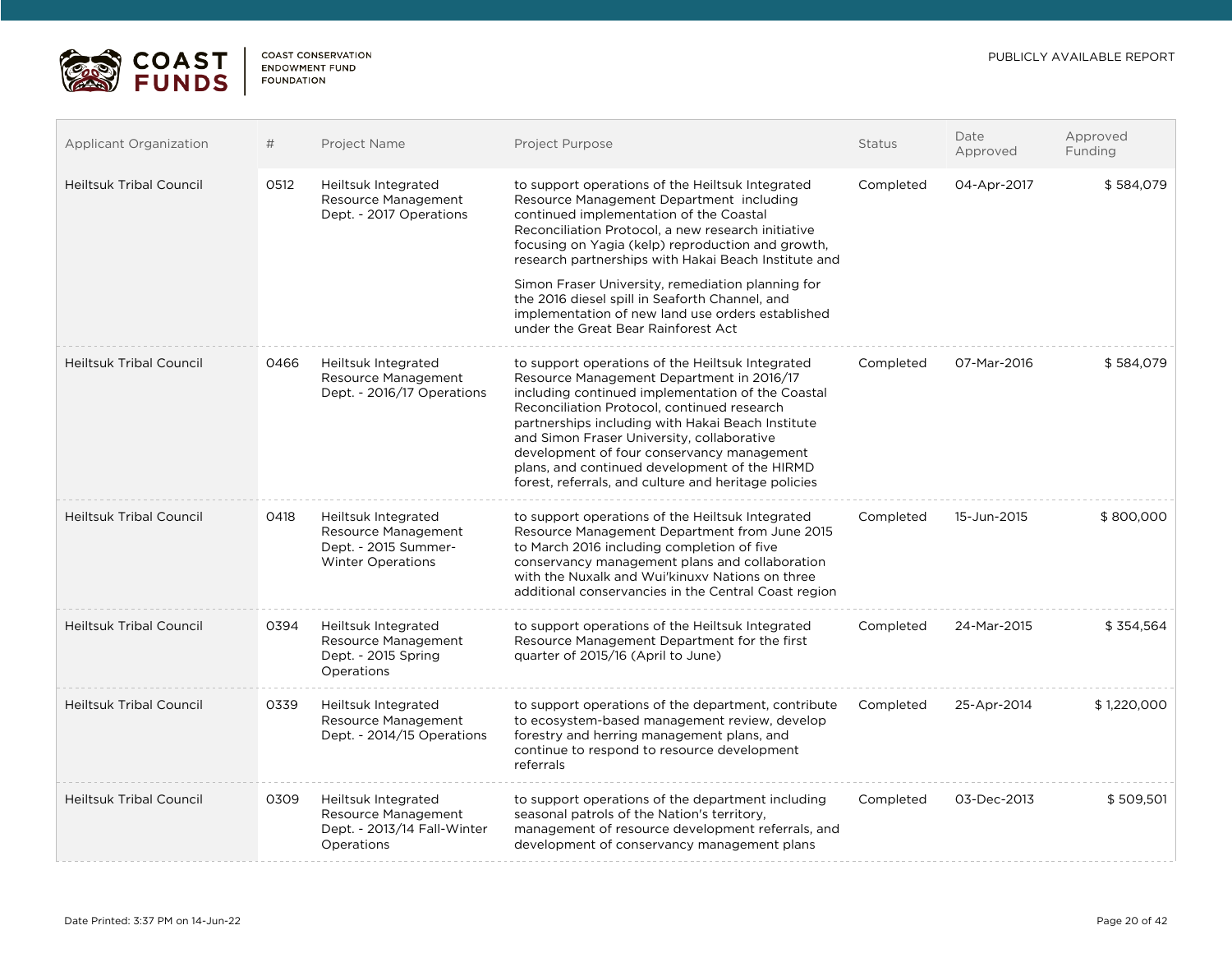| Applicant Organization | # | Project Name | Project Purpose | Status | Date Approved | Approved Funding |
|---|---|---|---|---|---|---|
| Heiltsuk Tribal Council | 0512 | Heiltsuk Integrated Resource Management Dept. - 2017 Operations | to support operations of the Heiltsuk Integrated Resource Management Department including continued implementation of the Coastal Reconciliation Protocol, a new research initiative focusing on Yagia (kelp) reproduction and growth, research partnerships with Hakai Beach Institute and Simon Fraser University, remediation planning for the 2016 diesel spill in Seaforth Channel, and implementation of new land use orders established under the Great Bear Rainforest Act | Completed | 04-Apr-2017 | $ 584,079 |
| Heiltsuk Tribal Council | 0466 | Heiltsuk Integrated Resource Management Dept. - 2016/17 Operations | to support operations of the Heiltsuk Integrated Resource Management Department in 2016/17 including continued implementation of the Coastal Reconciliation Protocol, continued research partnerships including with Hakai Beach Institute and Simon Fraser University, collaborative development of four conservancy management plans, and continued development of the HIRMD forest, referrals, and culture and heritage policies | Completed | 07-Mar-2016 | $ 584,079 |
| Heiltsuk Tribal Council | 0418 | Heiltsuk Integrated Resource Management Dept. - 2015 Summer-Winter Operations | to support operations of the Heiltsuk Integrated Resource Management Department from June 2015 to March 2016 including completion of five conservancy management plans and collaboration with the Nuxalk and Wui'kinuxv Nations on three additional conservancies in the Central Coast region | Completed | 15-Jun-2015 | $ 800,000 |
| Heiltsuk Tribal Council | 0394 | Heiltsuk Integrated Resource Management Dept. - 2015 Spring Operations | to support operations of the Heiltsuk Integrated Resource Management Department for the first quarter of 2015/16 (April to June) | Completed | 24-Mar-2015 | $ 354,564 |
| Heiltsuk Tribal Council | 0339 | Heiltsuk Integrated Resource Management Dept. - 2014/15 Operations | to support operations of the department, contribute to ecosystem-based management review, develop forestry and herring management plans, and continue to respond to resource development referrals | Completed | 25-Apr-2014 | $ 1,220,000 |
| Heiltsuk Tribal Council | 0309 | Heiltsuk Integrated Resource Management Dept. - 2013/14 Fall-Winter Operations | to support operations of the department including seasonal patrols of the Nation's territory, management of resource development referrals, and development of conservancy management plans | Completed | 03-Dec-2013 | $ 509,501 |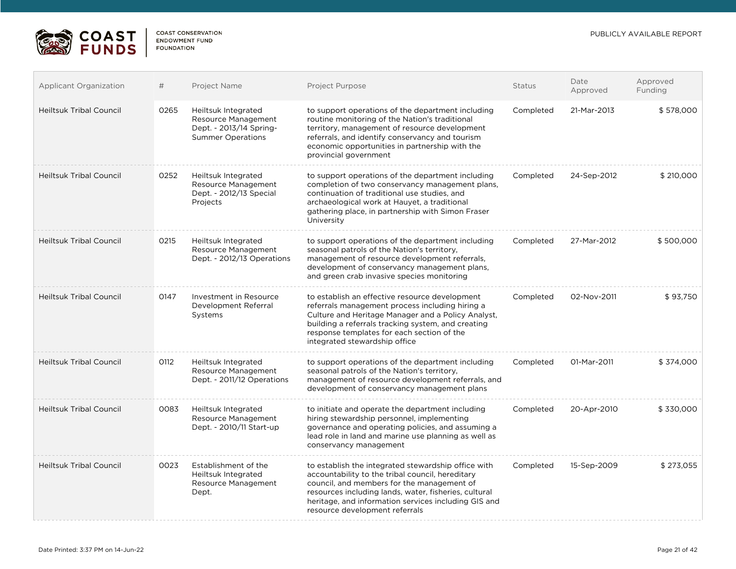COAST FUNDS

COAST CONSERVATION ENDOWMENT FUND FOUNDATION

PUBLICLY AVAILABLE REPORT

| Applicant Organization | # | Project Name | Project Purpose | Status | Date Approved | Approved Funding |
|---|---|---|---|---|---|---|
| Heiltsuk Tribal Council | 0265 | Heiltsuk Integrated Resource Management Dept. - 2013/14 Spring-Summer Operations | to support operations of the department including routine monitoring of the Nation's traditional territory, management of resource development referrals, and identify conservancy and tourism economic opportunities in partnership with the provincial government | Completed | 21-Mar-2013 | $ 578,000 |
| Heiltsuk Tribal Council | 0252 | Heiltsuk Integrated Resource Management Dept. - 2012/13 Special Projects | to support operations of the department including completion of two conservancy management plans, continuation of traditional use studies, and archaeological work at Hauyet, a traditional gathering place, in partnership with Simon Fraser University | Completed | 24-Sep-2012 | $ 210,000 |
| Heiltsuk Tribal Council | 0215 | Heiltsuk Integrated Resource Management Dept. - 2012/13 Operations | to support operations of the department including seasonal patrols of the Nation's territory, management of resource development referrals, development of conservancy management plans, and green crab invasive species monitoring | Completed | 27-Mar-2012 | $ 500,000 |
| Heiltsuk Tribal Council | 0147 | Investment in Resource Development Referral Systems | to establish an effective resource development referrals management process including hiring a Culture and Heritage Manager and a Policy Analyst, building a referrals tracking system, and creating response templates for each section of the integrated stewardship office | Completed | 02-Nov-2011 | $ 93,750 |
| Heiltsuk Tribal Council | 0112 | Heiltsuk Integrated Resource Management Dept. - 2011/12 Operations | to support operations of the department including seasonal patrols of the Nation's territory, management of resource development referrals, and development of conservancy management plans | Completed | 01-Mar-2011 | $ 374,000 |
| Heiltsuk Tribal Council | 0083 | Heiltsuk Integrated Resource Management Dept. - 2010/11 Start-up | to initiate and operate the department including hiring stewardship personnel, implementing governance and operating policies, and assuming a lead role in land and marine use planning as well as conservancy management | Completed | 20-Apr-2010 | $ 330,000 |
| Heiltsuk Tribal Council | 0023 | Establishment of the Heiltsuk Integrated Resource Management Dept. | to establish the integrated stewardship office with accountability to the tribal council, hereditary council, and members for the management of resources including lands, water, fisheries, cultural heritage, and information services including GIS and resource development referrals | Completed | 15-Sep-2009 | $ 273,055 |

Date Printed: 3:37 PM on 14-Jun-22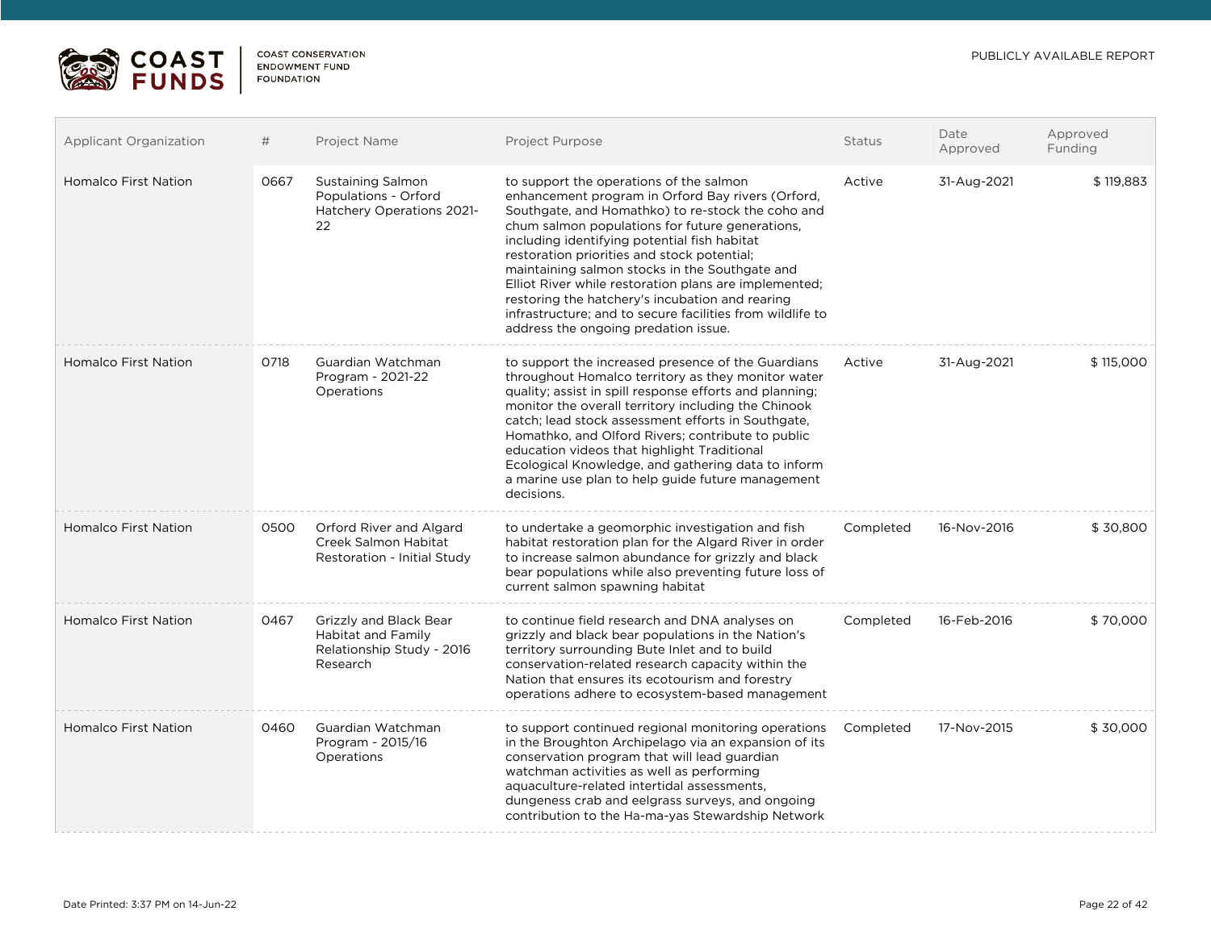| Applicant Organization | # | Project Name | Project Purpose | Status | Date Approved | Approved Funding |
|---|---|---|---|---|---|---|
| Homalco First Nation | 0667 | Sustaining Salmon Populations - Orford Hatchery Operations 2021-22 | to support the operations of the salmon enhancement program in Orford Bay rivers (Orford, Southgate, and Homathko) to re-stock the coho and chum salmon populations for future generations, including identifying potential fish habitat restoration priorities and stock potential; maintaining salmon stocks in the Southgate and Elliot River while restoration plans are implemented; restoring the hatchery's incubation and rearing infrastructure; and to secure facilities from wildlife to address the ongoing predation issue. | Active | 31-Aug-2021 | $ 119,883 |
| Homalco First Nation | 0718 | Guardian Watchman Program - 2021-22 Operations | to support the increased presence of the Guardians throughout Homalco territory as they monitor water quality; assist in spill response efforts and planning; monitor the overall territory including the Chinook catch; lead stock assessment efforts in Southgate, Homathko, and Olford Rivers; contribute to public education videos that highlight Traditional Ecological Knowledge, and gathering data to inform a marine use plan to help guide future management decisions. | Active | 31-Aug-2021 | $ 115,000 |
| Homalco First Nation | 0500 | Orford River and Algard Creek Salmon Habitat Restoration - Initial Study | to undertake a geomorphic investigation and fish habitat restoration plan for the Algard River in order to increase salmon abundance for grizzly and black bear populations while also preventing future loss of current salmon spawning habitat | Completed | 16-Nov-2016 | $ 30,800 |
| Homalco First Nation | 0467 | Grizzly and Black Bear Habitat and Family Relationship Study - 2016 Research | to continue field research and DNA analyses on grizzly and black bear populations in the Nation's territory surrounding Bute Inlet and to build conservation-related research capacity within the Nation that ensures its ecotourism and forestry operations adhere to ecosystem-based management | Completed | 16-Feb-2016 | $ 70,000 |
| Homalco First Nation | 0460 | Guardian Watchman Program - 2015/16 Operations | to support continued regional monitoring operations in the Broughton Archipelago via an expansion of its conservation program that will lead guardian watchman activities as well as performing aquaculture-related intertidal assessments, dungeness crab and eelgrass surveys, and ongoing contribution to the Ha-ma-yas Stewardship Network | Completed | 17-Nov-2015 | $ 30,000 |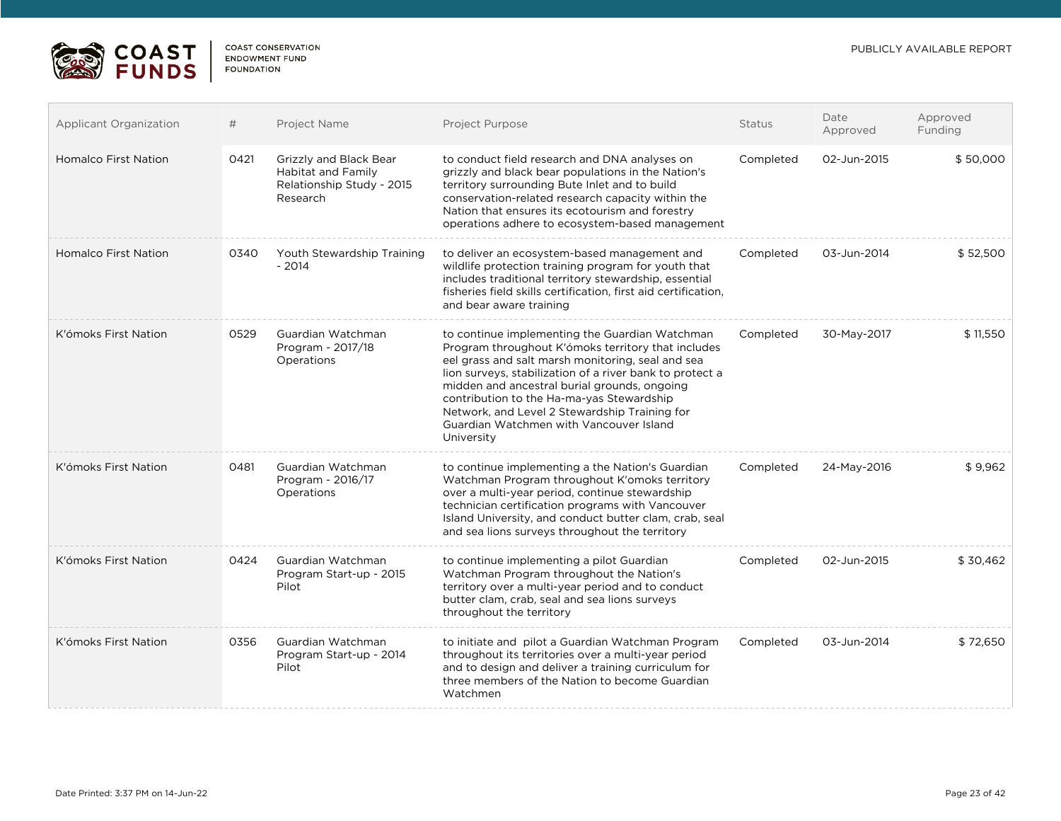| Applicant Organization | # | Project Name | Project Purpose | Status | Date Approved | Approved Funding |
|---|---|---|---|---|---|---|
| Homalco First Nation | 0421 | Grizzly and Black Bear Habitat and Family Relationship Study - 2015 Research | to conduct field research and DNA analyses on grizzly and black bear populations in the Nation's territory surrounding Bute Inlet and to build conservation-related research capacity within the Nation that ensures its ecotourism and forestry operations adhere to ecosystem-based management | Completed | 02-Jun-2015 | $ 50,000 |
| Homalco First Nation | 0340 | Youth Stewardship Training - 2014 | to deliver an ecosystem-based management and wildlife protection training program for youth that includes traditional territory stewardship, essential fisheries field skills certification, first aid certification, and bear aware training | Completed | 03-Jun-2014 | $ 52,500 |
| K'ómoks First Nation | 0529 | Guardian Watchman Program - 2017/18 Operations | to continue implementing the Guardian Watchman Program throughout K'ómoks territory that includes eel grass and salt marsh monitoring, seal and sea lion surveys, stabilization of a river bank to protect a midden and ancestral burial grounds, ongoing contribution to the Ha-ma-yas Stewardship Network, and Level 2 Stewardship Training for Guardian Watchmen with Vancouver Island University | Completed | 30-May-2017 | $ 11,550 |
| K'ómoks First Nation | 0481 | Guardian Watchman Program - 2016/17 Operations | to continue implementing a the Nation's Guardian Watchman Program throughout K'omoks territory over a multi-year period, continue stewardship technician certification programs with Vancouver Island University, and conduct butter clam, crab, seal and sea lions surveys throughout the territory | Completed | 24-May-2016 | $ 9,962 |
| K'ómoks First Nation | 0424 | Guardian Watchman Program Start-up - 2015 Pilot | to continue implementing a pilot Guardian Watchman Program throughout the Nation's territory over a multi-year period and to conduct butter clam, crab, seal and sea lions surveys throughout the territory | Completed | 02-Jun-2015 | $ 30,462 |
| K'ómoks First Nation | 0356 | Guardian Watchman Program Start-up - 2014 Pilot | to initiate and pilot a Guardian Watchman Program throughout its territories over a multi-year period and to design and deliver a training curriculum for three members of the Nation to become Guardian Watchmen | Completed | 03-Jun-2014 | $ 72,650 |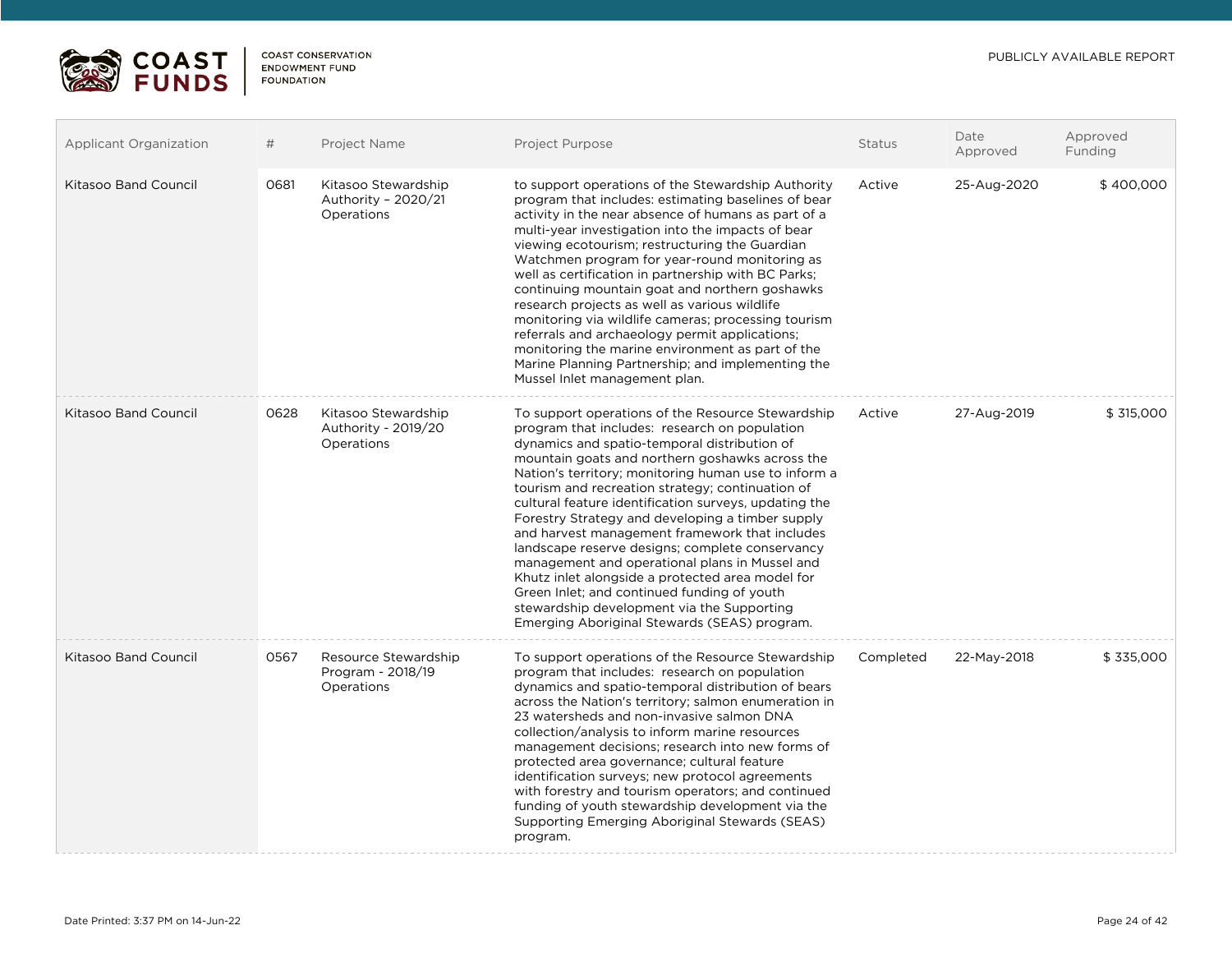| Applicant Organization | # | Project Name | Project Purpose | Status | Date Approved | Approved Funding |
|---|---|---|---|---|---|---|
| Kitasoo Band Council | 0681 | Kitasoo Stewardship Authority – 2020/21 Operations | to support operations of the Stewardship Authority program that includes: estimating baselines of bear activity in the near absence of humans as part of a multi-year investigation into the impacts of bear viewing ecotourism; restructuring the Guardian Watchmen program for year-round monitoring as well as certification in partnership with BC Parks; continuing mountain goat and northern goshawks research projects as well as various wildlife monitoring via wildlife cameras; processing tourism referrals and archaeology permit applications; monitoring the marine environment as part of the Marine Planning Partnership; and implementing the Mussel Inlet management plan. | Active | 25-Aug-2020 | $ 400,000 |
| Kitasoo Band Council | 0628 | Kitasoo Stewardship Authority - 2019/20 Operations | To support operations of the Resource Stewardship program that includes: research on population dynamics and spatio-temporal distribution of mountain goats and northern goshawks across the Nation's territory; monitoring human use to inform a tourism and recreation strategy; continuation of cultural feature identification surveys, updating the Forestry Strategy and developing a timber supply and harvest management framework that includes landscape reserve designs; complete conservancy management and operational plans in Mussel and Khutz inlet alongside a protected area model for Green Inlet; and continued funding of youth stewardship development via the Supporting Emerging Aboriginal Stewards (SEAS) program. | Active | 27-Aug-2019 | $ 315,000 |
| Kitasoo Band Council | 0567 | Resource Stewardship Program - 2018/19 Operations | To support operations of the Resource Stewardship program that includes: research on population dynamics and spatio-temporal distribution of bears across the Nation's territory; salmon enumeration in 23 watersheds and non-invasive salmon DNA collection/analysis to inform marine resources management decisions; research into new forms of protected area governance; cultural feature identification surveys; new protocol agreements with forestry and tourism operators; and continued funding of youth stewardship development via the Supporting Emerging Aboriginal Stewards (SEAS) program. | Completed | 22-May-2018 | $ 335,000 |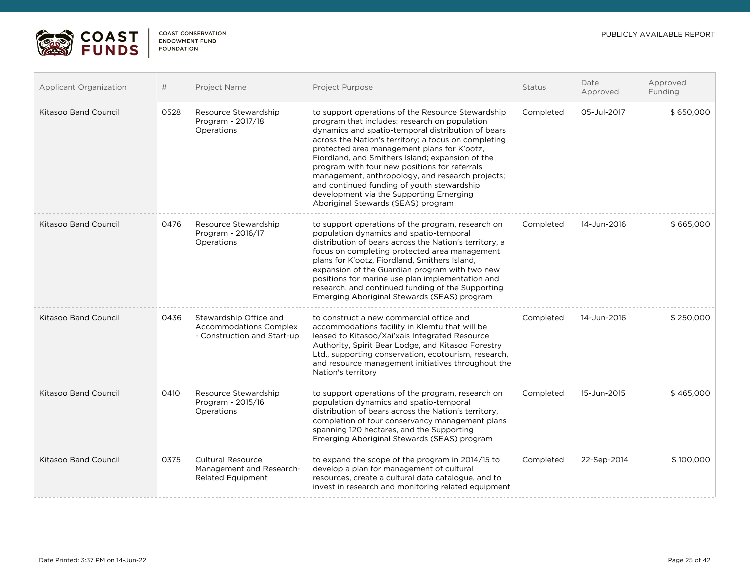| Applicant Organization | # | Project Name | Project Purpose | Status | Date Approved | Approved Funding |
|---|---|---|---|---|---|---|
| Kitasoo Band Council | 0528 | Resource Stewardship Program - 2017/18 Operations | to support operations of the Resource Stewardship program that includes: research on population dynamics and spatio-temporal distribution of bears across the Nation's territory; a focus on completing protected area management plans for K'ootz, Fiordland, and Smithers Island; expansion of the program with four new positions for referrals management, anthropology, and research projects; and continued funding of youth stewardship development via the Supporting Emerging Aboriginal Stewards (SEAS) program | Completed | 05-Jul-2017 | $ 650,000 |
| Kitasoo Band Council | 0476 | Resource Stewardship Program - 2016/17 Operations | to support operations of the program, research on population dynamics and spatio-temporal distribution of bears across the Nation's territory, a focus on completing protected area management plans for K'ootz, Fiordland, Smithers Island, expansion of the Guardian program with two new positions for marine use plan implementation and research, and continued funding of the Supporting Emerging Aboriginal Stewards (SEAS) program | Completed | 14-Jun-2016 | $ 665,000 |
| Kitasoo Band Council | 0436 | Stewardship Office and Accommodations Complex - Construction and Start-up | to construct a new commercial office and accommodations facility in Klemtu that will be leased to Kitasoo/Xai'xais Integrated Resource Authority, Spirit Bear Lodge, and Kitasoo Forestry Ltd., supporting conservation, ecotourism, research, and resource management initiatives throughout the Nation's territory | Completed | 14-Jun-2016 | $ 250,000 |
| Kitasoo Band Council | 0410 | Resource Stewardship Program - 2015/16 Operations | to support operations of the program, research on population dynamics and spatio-temporal distribution of bears across the Nation's territory, completion of four conservancy management plans spanning 120 hectares, and the Supporting Emerging Aboriginal Stewards (SEAS) program | Completed | 15-Jun-2015 | $ 465,000 |
| Kitasoo Band Council | 0375 | Cultural Resource Management and Research-Related Equipment | to expand the scope of the program in 2014/15 to develop a plan for management of cultural resources, create a cultural data catalogue, and to invest in research and monitoring related equipment | Completed | 22-Sep-2014 | $ 100,000 |

Date Printed: 3:37 PM on 14-Jun-22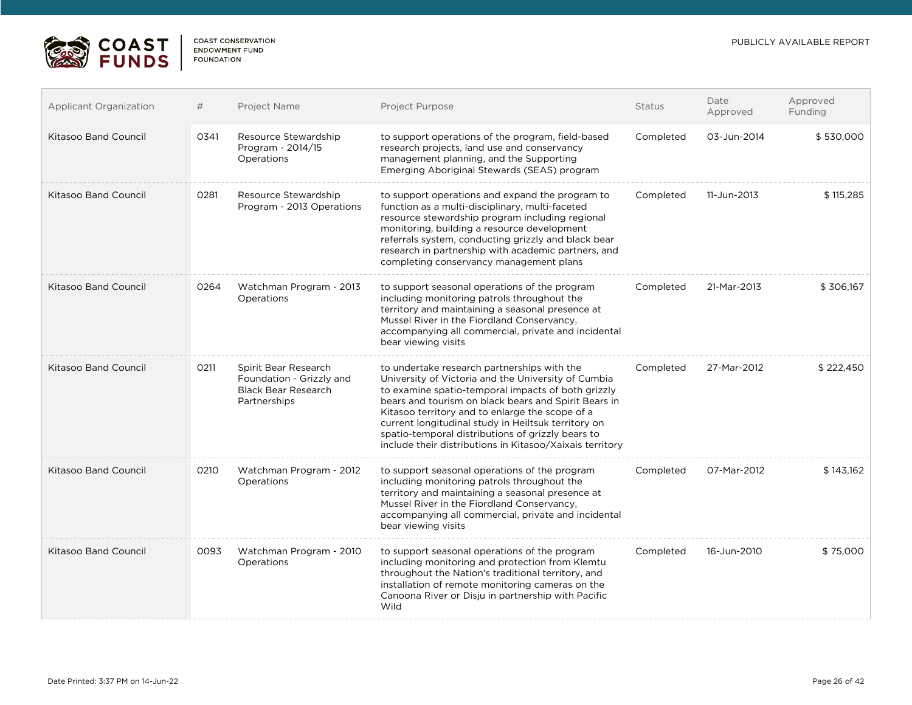| Applicant Organization | # | Project Name | Project Purpose | Status | Date Approved | Approved Funding |
|---|---|---|---|---|---|---|
| Kitasoo Band Council | 0341 | Resource Stewardship Program - 2014/15 Operations | to support operations of the program, field-based research projects, land use and conservancy management planning, and the Supporting Emerging Aboriginal Stewards (SEAS) program | Completed | 03-Jun-2014 | $ 530,000 |
| Kitasoo Band Council | 0281 | Resource Stewardship Program - 2013 Operations | to support operations and expand the program to function as a multi-disciplinary, multi-faceted resource stewardship program including regional monitoring, building a resource development referrals system, conducting grizzly and black bear research in partnership with academic partners, and completing conservancy management plans | Completed | 11-Jun-2013 | $ 115,285 |
| Kitasoo Band Council | 0264 | Watchman Program - 2013 Operations | to support seasonal operations of the program including monitoring patrols throughout the territory and maintaining a seasonal presence at Mussel River in the Fiordland Conservancy, accompanying all commercial, private and incidental bear viewing visits | Completed | 21-Mar-2013 | $ 306,167 |
| Kitasoo Band Council | 0211 | Spirit Bear Research Foundation - Grizzly and Black Bear Research Partnerships | to undertake research partnerships with the University of Victoria and the University of Cumbia to examine spatio-temporal impacts of both grizzly bears and tourism on black bears and Spirit Bears in Kitasoo territory and to enlarge the scope of a current longitudinal study in Heiltsuk territory on spatio-temporal distributions of grizzly bears to include their distributions in Kitasoo/Xaixais territory | Completed | 27-Mar-2012 | $ 222,450 |
| Kitasoo Band Council | 0210 | Watchman Program - 2012 Operations | to support seasonal operations of the program including monitoring patrols throughout the territory and maintaining a seasonal presence at Mussel River in the Fiordland Conservancy, accompanying all commercial, private and incidental bear viewing visits | Completed | 07-Mar-2012 | $ 143,162 |
| Kitasoo Band Council | 0093 | Watchman Program - 2010 Operations | to support seasonal operations of the program including monitoring and protection from Klemtu throughout the Nation's traditional territory, and installation of remote monitoring cameras on the Canoona River or Disju in partnership with Pacific Wild | Completed | 16-Jun-2010 | $ 75,000 |

Date Printed: 3:37 PM on 14-Jun-22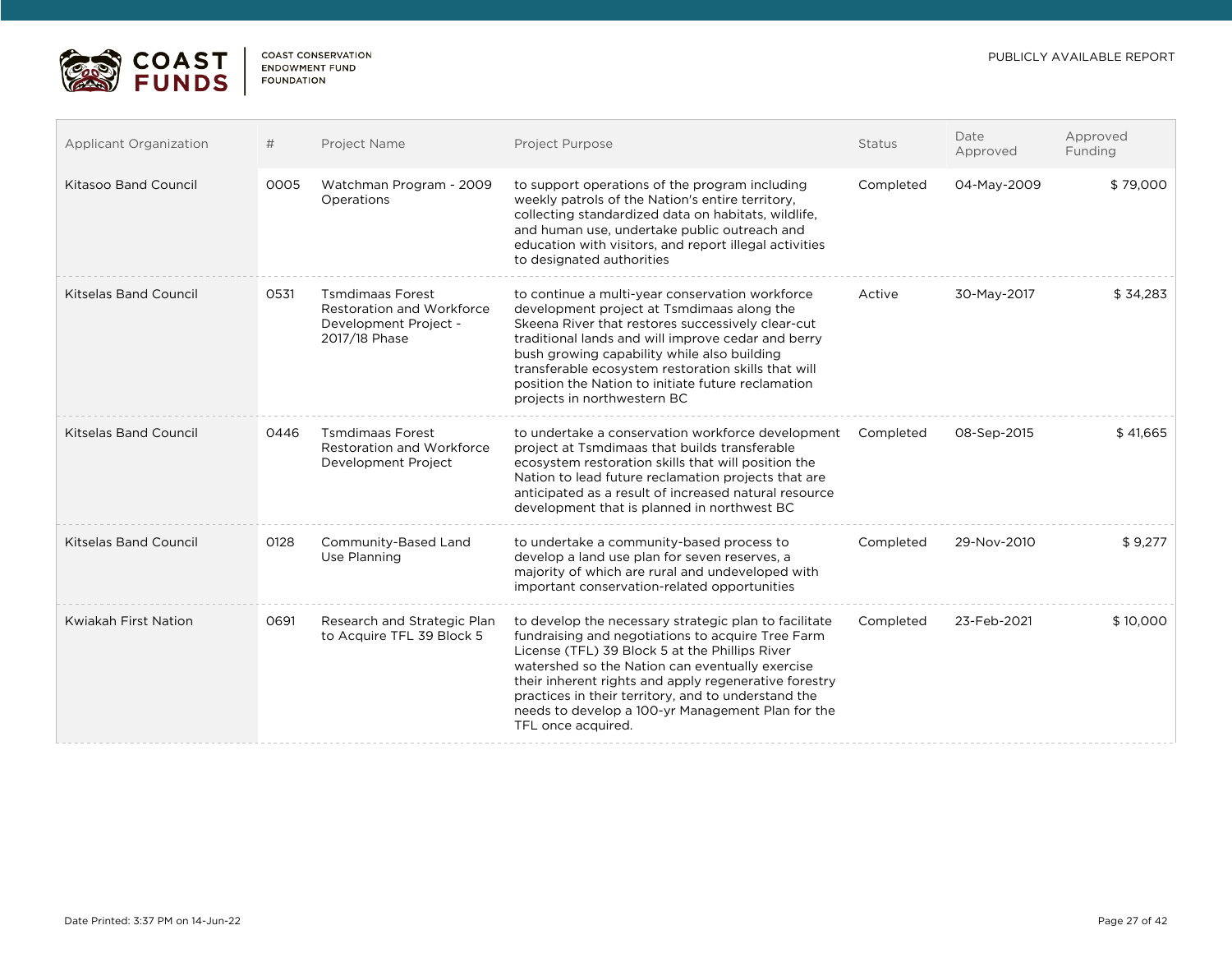| Applicant Organization | # | Project Name | Project Purpose | Status | Date Approved | Approved Funding |
|---|---|---|---|---|---|---|
| Kitasoo Band Council | 0005 | Watchman Program - 2009 Operations | to support operations of the program including weekly patrols of the Nation's entire territory, collecting standardized data on habitats, wildlife, and human use, undertake public outreach and education with visitors, and report illegal activities to designated authorities | Completed | 04-May-2009 | $ 79,000 |
| Kitselas Band Council | 0531 | Tsmdimaas Forest Restoration and Workforce Development Project - 2017/18 Phase | to continue a multi-year conservation workforce development project at Tsmdimaas along the Skeena River that restores successively clear-cut traditional lands and will improve cedar and berry bush growing capability while also building transferable ecosystem restoration skills that will position the Nation to initiate future reclamation projects in northwestern BC | Active | 30-May-2017 | $ 34,283 |
| Kitselas Band Council | 0446 | Tsmdimaas Forest Restoration and Workforce Development Project | to undertake a conservation workforce development project at Tsmdimaas that builds transferable ecosystem restoration skills that will position the Nation to lead future reclamation projects that are anticipated as a result of increased natural resource development that is planned in northwest BC | Completed | 08-Sep-2015 | $ 41,665 |
| Kitselas Band Council | 0128 | Community-Based Land Use Planning | to undertake a community-based process to develop a land use plan for seven reserves, a majority of which are rural and undeveloped with important conservation-related opportunities | Completed | 29-Nov-2010 | $ 9,277 |
| Kwiakah First Nation | 0691 | Research and Strategic Plan to Acquire TFL 39 Block 5 | to develop the necessary strategic plan to facilitate fundraising and negotiations to acquire Tree Farm License (TFL) 39 Block 5 at the Phillips River watershed so the Nation can eventually exercise their inherent rights and apply regenerative forestry practices in their territory, and to understand the needs to develop a 100-yr Management Plan for the TFL once acquired. | Completed | 23-Feb-2021 | $ 10,000 |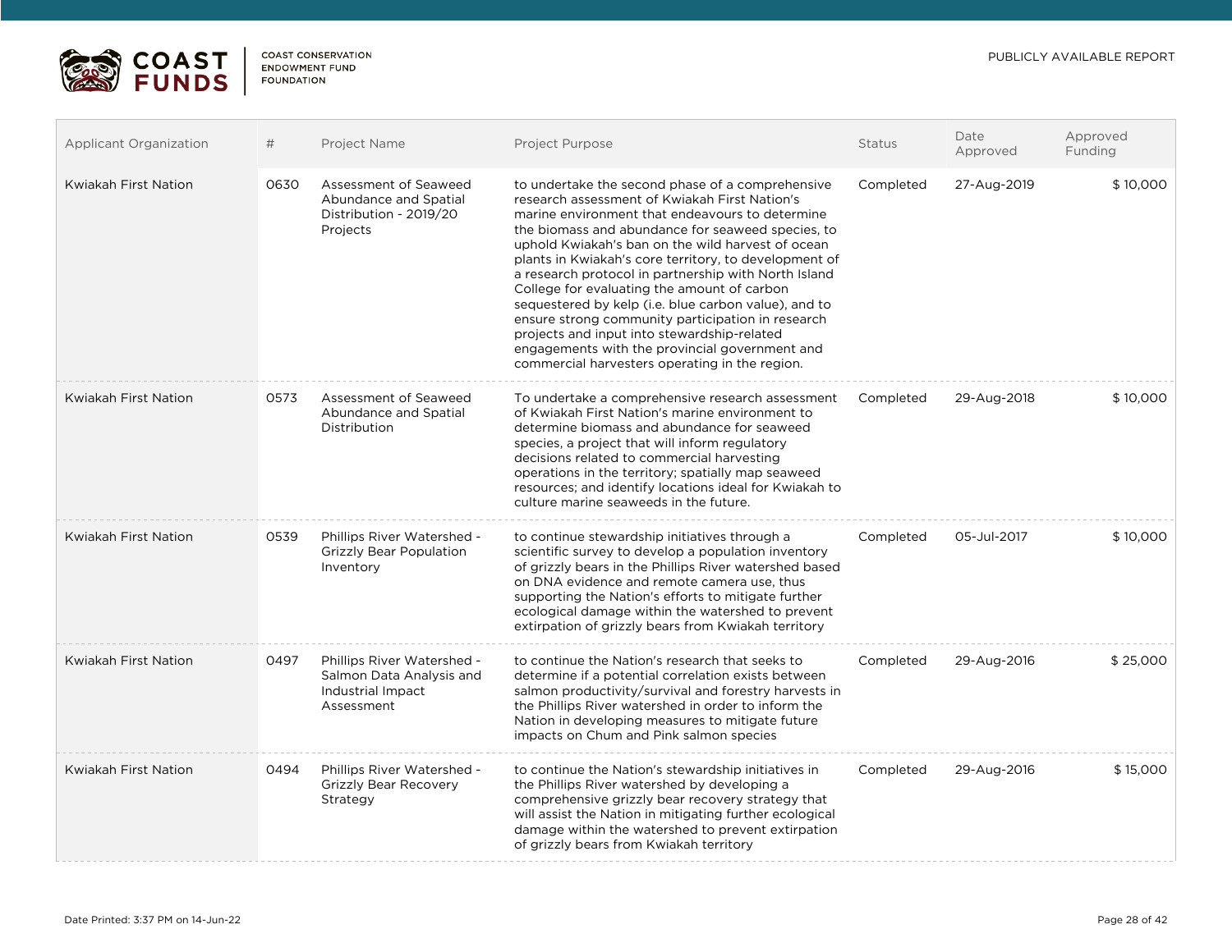| Applicant Organization | # | Project Name | Project Purpose | Status | Date Approved | Approved Funding |
|---|---|---|---|---|---|---|
| Kwiakah First Nation | 0630 | Assessment of Seaweed Abundance and Spatial Distribution - 2019/20 Projects | to undertake the second phase of a comprehensive research assessment of Kwiakah First Nation's marine environment that endeavours to determine the biomass and abundance for seaweed species, to uphold Kwiakah's ban on the wild harvest of ocean plants in Kwiakah's core territory, to development of a research protocol in partnership with North Island College for evaluating the amount of carbon sequestered by kelp (i.e. blue carbon value), and to ensure strong community participation in research projects and input into stewardship-related engagements with the provincial government and commercial harvesters operating in the region. | Completed | 27-Aug-2019 | $ 10,000 |
| Kwiakah First Nation | 0573 | Assessment of Seaweed Abundance and Spatial Distribution | To undertake a comprehensive research assessment of Kwiakah First Nation's marine environment to determine biomass and abundance for seaweed species, a project that will inform regulatory decisions related to commercial harvesting operations in the territory; spatially map seaweed resources; and identify locations ideal for Kwiakah to culture marine seaweeds in the future. | Completed | 29-Aug-2018 | $ 10,000 |
| Kwiakah First Nation | 0539 | Phillips River Watershed - Grizzly Bear Population Inventory | to continue stewardship initiatives through a scientific survey to develop a population inventory of grizzly bears in the Phillips River watershed based on DNA evidence and remote camera use, thus supporting the Nation's efforts to mitigate further ecological damage within the watershed to prevent extirpation of grizzly bears from Kwiakah territory | Completed | 05-Jul-2017 | $ 10,000 |
| Kwiakah First Nation | 0497 | Phillips River Watershed - Salmon Data Analysis and Industrial Impact Assessment | to continue the Nation's research that seeks to determine if a potential correlation exists between salmon productivity/survival and forestry harvests in the Phillips River watershed in order to inform the Nation in developing measures to mitigate future impacts on Chum and Pink salmon species | Completed | 29-Aug-2016 | $ 25,000 |
| Kwiakah First Nation | 0494 | Phillips River Watershed - Grizzly Bear Recovery Strategy | to continue the Nation's stewardship initiatives in the Phillips River watershed by developing a comprehensive grizzly bear recovery strategy that will assist the Nation in mitigating further ecological damage within the watershed to prevent extirpation of grizzly bears from Kwiakah territory | Completed | 29-Aug-2016 | $ 15,000 |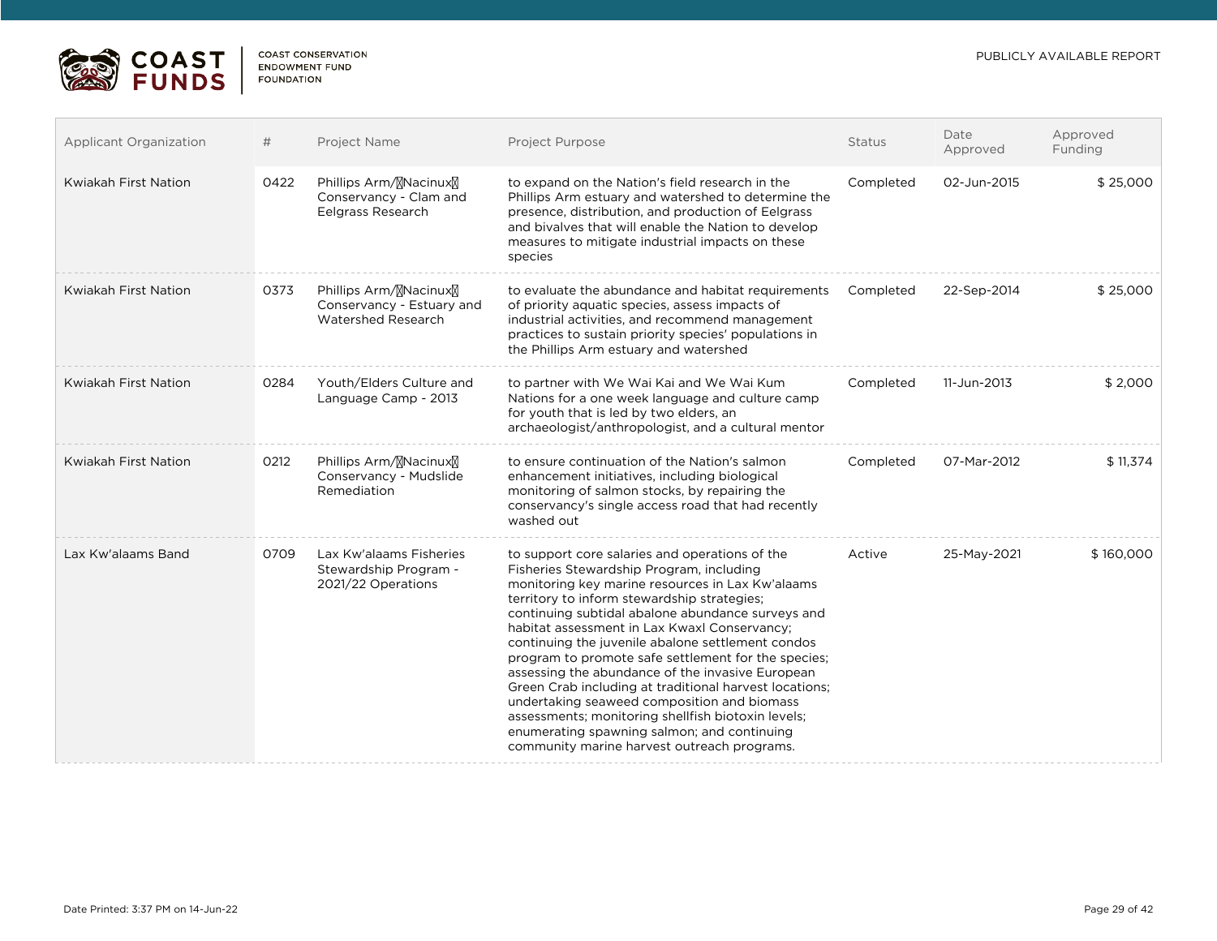| Applicant Organization | # | Project Name | Project Purpose | Status | Date Approved | Approved Funding |
|---|---|---|---|---|---|---|
| Kwiakah First Nation | 0422 | Phillips Arm/Nacinux Conservancy - Clam and Eelgrass Research | to expand on the Nation's field research in the Phillips Arm estuary and watershed to determine the presence, distribution, and production of Eelgrass and bivalves that will enable the Nation to develop measures to mitigate industrial impacts on these species | Completed | 02-Jun-2015 | $ 25,000 |
| Kwiakah First Nation | 0373 | Phillips Arm/Nacinux Conservancy - Estuary and Watershed Research | to evaluate the abundance and habitat requirements of priority aquatic species, assess impacts of industrial activities, and recommend management practices to sustain priority species' populations in the Phillips Arm estuary and watershed | Completed | 22-Sep-2014 | $ 25,000 |
| Kwiakah First Nation | 0284 | Youth/Elders Culture and Language Camp - 2013 | to partner with We Wai Kai and We Wai Kum Nations for a one week language and culture camp for youth that is led by two elders, an archaeologist/anthropologist, and a cultural mentor | Completed | 11-Jun-2013 | $ 2,000 |
| Kwiakah First Nation | 0212 | Phillips Arm/Nacinux Conservancy - Mudslide Remediation | to ensure continuation of the Nation's salmon enhancement initiatives, including biological monitoring of salmon stocks, by repairing the conservancy's single access road that had recently washed out | Completed | 07-Mar-2012 | $ 11,374 |
| Lax Kw'alaams Band | 0709 | Lax Kw'alaams Fisheries Stewardship Program - 2021/22 Operations | to support core salaries and operations of the Fisheries Stewardship Program, including monitoring key marine resources in Lax Kw'alaams territory to inform stewardship strategies; continuing subtidal abalone abundance surveys and habitat assessment in Lax Kwaxl Conservancy; continuing the juvenile abalone settlement condos program to promote safe settlement for the species; assessing the abundance of the invasive European Green Crab including at traditional harvest locations; undertaking seaweed composition and biomass assessments; monitoring shellfish biotoxin levels; enumerating spawning salmon; and continuing community marine harvest outreach programs. | Active | 25-May-2021 | $ 160,000 |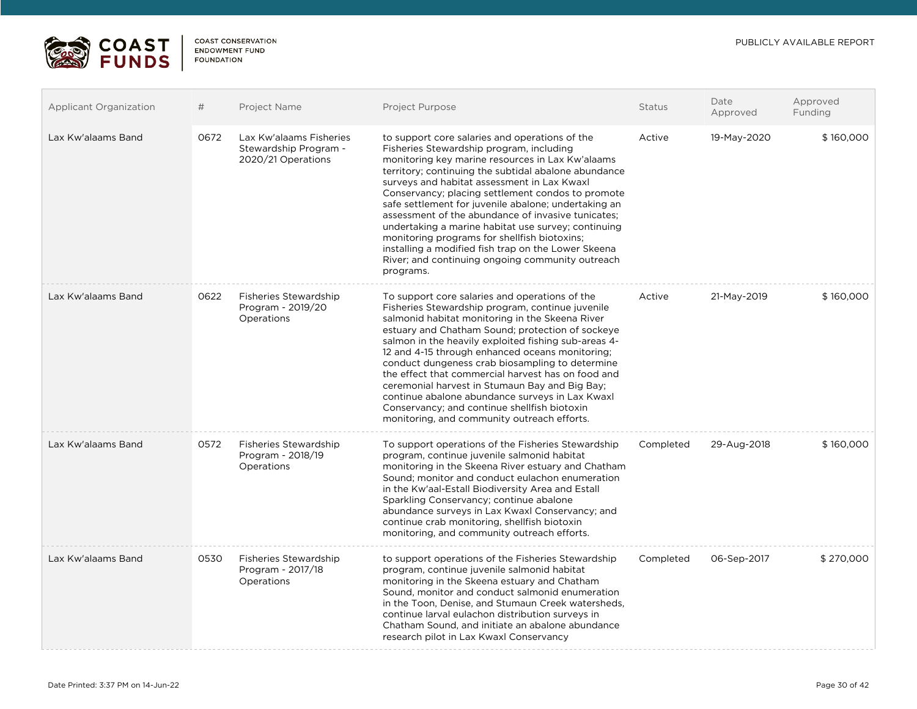| Applicant Organization | # | Project Name | Project Purpose | Status | Date Approved | Approved Funding |
|---|---|---|---|---|---|---|
| Lax Kw'alaams Band | 0672 | Lax Kw'alaams Fisheries Stewardship Program - 2020/21 Operations | to support core salaries and operations of the Fisheries Stewardship program, including monitoring key marine resources in Lax Kw'alaams territory; continuing the subtidal abalone abundance surveys and habitat assessment in Lax Kwaxl Conservancy; placing settlement condos to promote safe settlement for juvenile abalone; undertaking an assessment of the abundance of invasive tunicates; undertaking a marine habitat use survey; continuing monitoring programs for shellfish biotoxins; installing a modified fish trap on the Lower Skeena River; and continuing ongoing community outreach programs. | Active | 19-May-2020 | $ 160,000 |
| Lax Kw'alaams Band | 0622 | Fisheries Stewardship Program - 2019/20 Operations | To support core salaries and operations of the Fisheries Stewardship program, continue juvenile salmonid habitat monitoring in the Skeena River estuary and Chatham Sound; protection of sockeye salmon in the heavily exploited fishing sub-areas 4-12 and 4-15 through enhanced oceans monitoring; conduct dungeness crab biosampling to determine the effect that commercial harvest has on food and ceremonial harvest in Stumaun Bay and Big Bay; continue abalone abundance surveys in Lax Kwaxl Conservancy; and continue shellfish biotoxin monitoring, and community outreach efforts. | Active | 21-May-2019 | $ 160,000 |
| Lax Kw'alaams Band | 0572 | Fisheries Stewardship Program - 2018/19 Operations | To support operations of the Fisheries Stewardship program, continue juvenile salmonid habitat monitoring in the Skeena River estuary and Chatham Sound; monitor and conduct eulachon enumeration in the Kw'aal-Estall Biodiversity Area and Estall Sparkling Conservancy; continue abalone abundance surveys in Lax Kwaxl Conservancy; and continue crab monitoring, shellfish biotoxin monitoring, and community outreach efforts. | Completed | 29-Aug-2018 | $ 160,000 |
| Lax Kw'alaams Band | 0530 | Fisheries Stewardship Program - 2017/18 Operations | to support operations of the Fisheries Stewardship program, continue juvenile salmonid habitat monitoring in the Skeena estuary and Chatham Sound, monitor and conduct salmonid enumeration in the Toon, Denise, and Stumaun Creek watersheds, continue larval eulachon distribution surveys in Chatham Sound, and initiate an abalone abundance research pilot in Lax Kwaxl Conservancy | Completed | 06-Sep-2017 | $ 270,000 |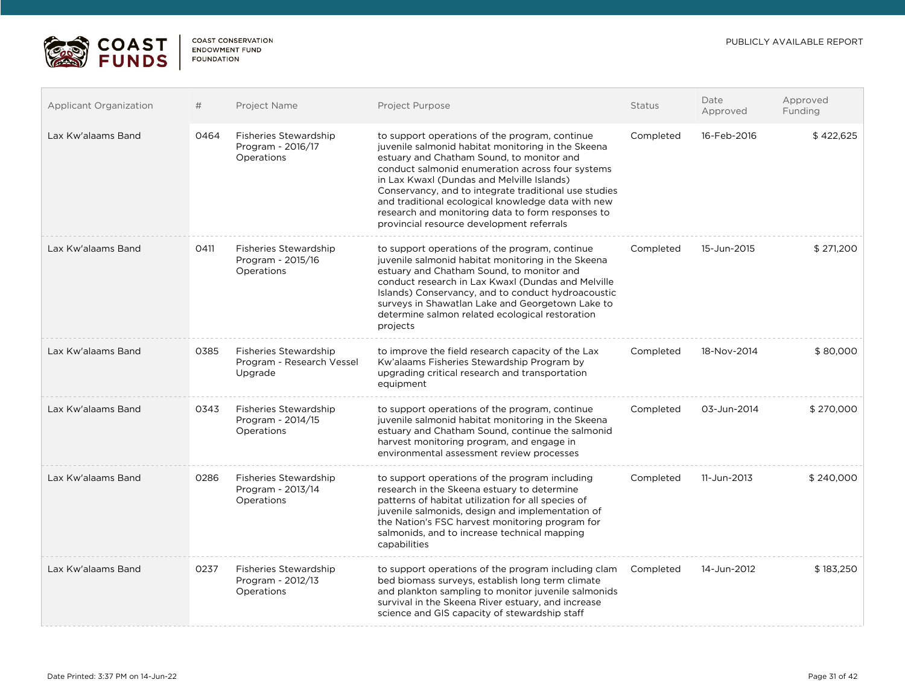| Applicant Organization | # | Project Name | Project Purpose | Status | Date Approved | Approved Funding |
|---|---|---|---|---|---|---|
| Lax Kw'alaams Band | 0464 | Fisheries Stewardship Program - 2016/17 Operations | to support operations of the program, continue juvenile salmonid habitat monitoring in the Skeena estuary and Chatham Sound, to monitor and conduct salmonid enumeration across four systems in Lax Kwaxl (Dundas and Melville Islands) Conservancy, and to integrate traditional use studies and traditional ecological knowledge data with new research and monitoring data to form responses to provincial resource development referrals | Completed | 16-Feb-2016 | $ 422,625 |
| Lax Kw'alaams Band | 0411 | Fisheries Stewardship Program - 2015/16 Operations | to support operations of the program, continue juvenile salmonid habitat monitoring in the Skeena estuary and Chatham Sound, to monitor and conduct research in Lax Kwaxl (Dundas and Melville Islands) Conservancy, and to conduct hydroacoustic surveys in Shawatlan Lake and Georgetown Lake to determine salmon related ecological restoration projects | Completed | 15-Jun-2015 | $ 271,200 |
| Lax Kw'alaams Band | 0385 | Fisheries Stewardship Program - Research Vessel Upgrade | to improve the field research capacity of the Lax Kw'alaams Fisheries Stewardship Program by upgrading critical research and transportation equipment | Completed | 18-Nov-2014 | $ 80,000 |
| Lax Kw'alaams Band | 0343 | Fisheries Stewardship Program - 2014/15 Operations | to support operations of the program, continue juvenile salmonid habitat monitoring in the Skeena estuary and Chatham Sound, continue the salmonid harvest monitoring program, and engage in environmental assessment review processes | Completed | 03-Jun-2014 | $ 270,000 |
| Lax Kw'alaams Band | 0286 | Fisheries Stewardship Program - 2013/14 Operations | to support operations of the program including research in the Skeena estuary to determine patterns of habitat utilization for all species of juvenile salmonids, design and implementation of the Nation's FSC harvest monitoring program for salmonids, and to increase technical mapping capabilities | Completed | 11-Jun-2013 | $ 240,000 |
| Lax Kw'alaams Band | 0237 | Fisheries Stewardship Program - 2012/13 Operations | to support operations of the program including clam bed biomass surveys, establish long term climate and plankton sampling to monitor juvenile salmonids survival in the Skeena River estuary, and increase science and GIS capacity of stewardship staff | Completed | 14-Jun-2012 | $ 183,250 |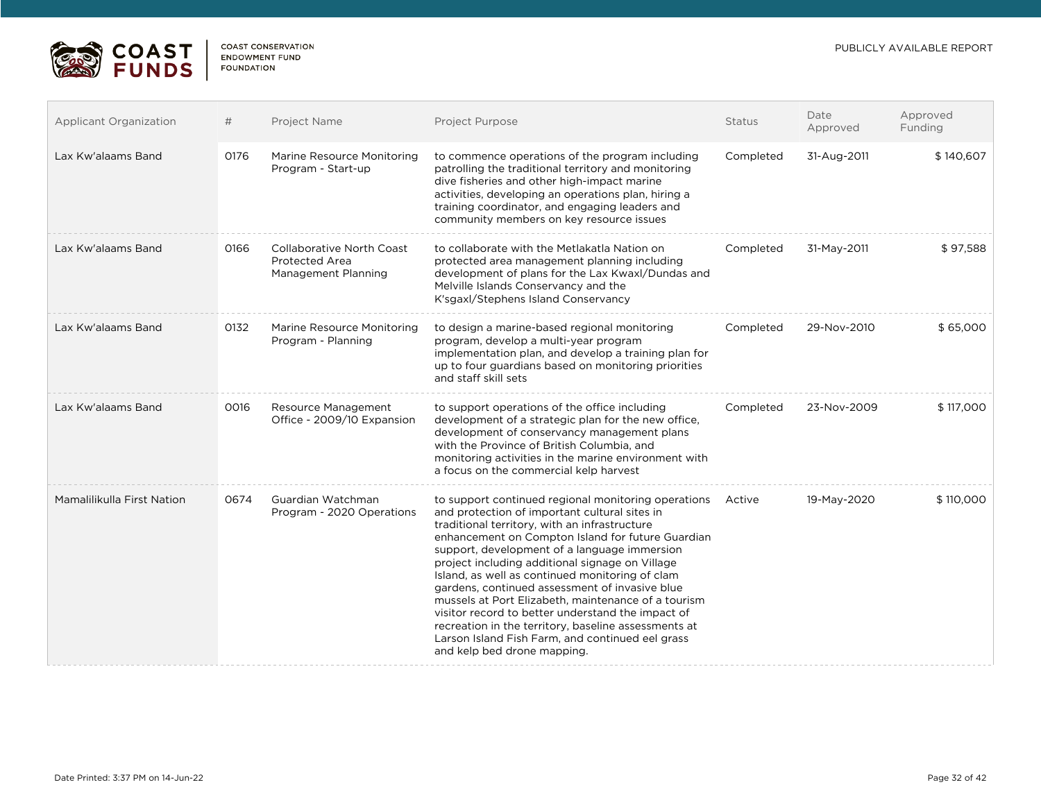COAST FUNDS | COAST CONSERVATION ENDOWMENT FUND FOUNDATION

PUBLICLY AVAILABLE REPORT

| Applicant Organization | # | Project Name | Project Purpose | Status | Date Approved | Approved Funding |
|---|---|---|---|---|---|---|
| Lax Kw'alaams Band | 0176 | Marine Resource Monitoring Program - Start-up | to commence operations of the program including patrolling the traditional territory and monitoring dive fisheries and other high-impact marine activities, developing an operations plan, hiring a training coordinator, and engaging leaders and community members on key resource issues | Completed | 31-Aug-2011 | $ 140,607 |
| Lax Kw'alaams Band | 0166 | Collaborative North Coast Protected Area Management Planning | to collaborate with the Metlakatla Nation on protected area management planning including development of plans for the Lax Kwaxl/Dundas and Melville Islands Conservancy and the K'sgaxl/Stephens Island Conservancy | Completed | 31-May-2011 | $ 97,588 |
| Lax Kw'alaams Band | 0132 | Marine Resource Monitoring Program - Planning | to design a marine-based regional monitoring program, develop a multi-year program implementation plan, and develop a training plan for up to four guardians based on monitoring priorities and staff skill sets | Completed | 29-Nov-2010 | $ 65,000 |
| Lax Kw'alaams Band | 0016 | Resource Management Office - 2009/10 Expansion | to support operations of the office including development of a strategic plan for the new office, development of conservancy management plans with the Province of British Columbia, and monitoring activities in the marine environment with a focus on the commercial kelp harvest | Completed | 23-Nov-2009 | $ 117,000 |
| Mamalilikulla First Nation | 0674 | Guardian Watchman Program - 2020 Operations | to support continued regional monitoring operations and protection of important cultural sites in traditional territory, with an infrastructure enhancement on Compton Island for future Guardian support, development of a language immersion project including additional signage on Village Island, as well as continued monitoring of clam gardens, continued assessment of invasive blue mussels at Port Elizabeth, maintenance of a tourism visitor record to better understand the impact of recreation in the territory, baseline assessments at Larson Island Fish Farm, and continued eel grass and kelp bed drone mapping. | Active | 19-May-2020 | $ 110,000 |

Date Printed: 3:37 PM on 14-Jun-22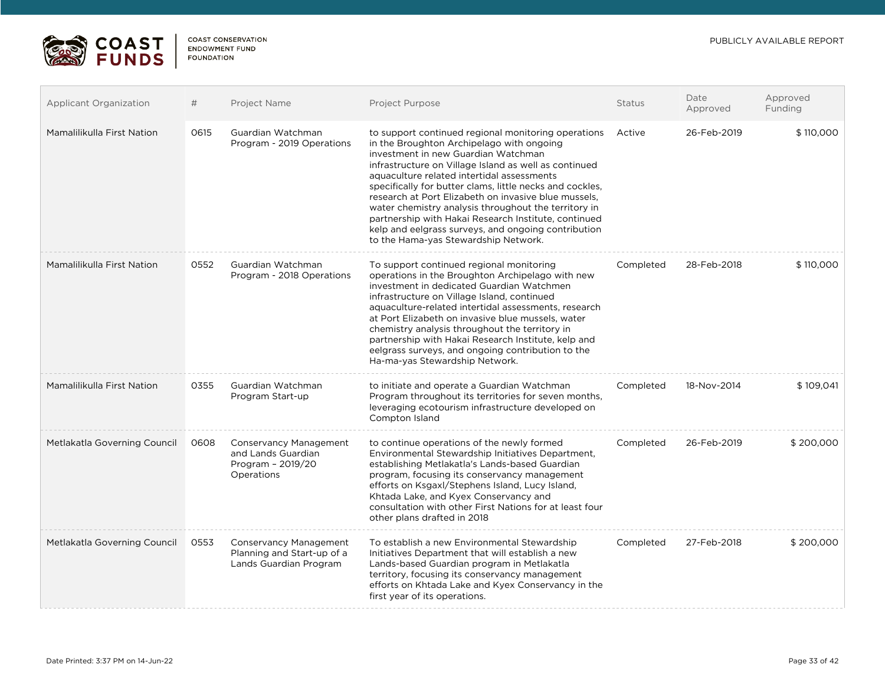| Applicant Organization | # | Project Name | Project Purpose | Status | Date Approved | Approved Funding |
|---|---|---|---|---|---|---|
| Mamalilikulla First Nation | 0615 | Guardian Watchman Program - 2019 Operations | to support continued regional monitoring operations in the Broughton Archipelago with ongoing investment in new Guardian Watchman infrastructure on Village Island as well as continued aquaculture related intertidal assessments specifically for butter clams, little necks and cockles, research at Port Elizabeth on invasive blue mussels, water chemistry analysis throughout the territory in partnership with Hakai Research Institute, continued kelp and eelgrass surveys, and ongoing contribution to the Hama-yas Stewardship Network. | Active | 26-Feb-2019 | $ 110,000 |
| Mamalilikulla First Nation | 0552 | Guardian Watchman Program - 2018 Operations | To support continued regional monitoring operations in the Broughton Archipelago with new investment in dedicated Guardian Watchmen infrastructure on Village Island, continued aquaculture-related intertidal assessments, research at Port Elizabeth on invasive blue mussels, water chemistry analysis throughout the territory in partnership with Hakai Research Institute, kelp and eelgrass surveys, and ongoing contribution to the Ha-ma-yas Stewardship Network. | Completed | 28-Feb-2018 | $ 110,000 |
| Mamalilikulla First Nation | 0355 | Guardian Watchman Program Start-up | to initiate and operate a Guardian Watchman Program throughout its territories for seven months, leveraging ecotourism infrastructure developed on Compton Island | Completed | 18-Nov-2014 | $ 109,041 |
| Metlakatla Governing Council | 0608 | Conservancy Management and Lands Guardian Program – 2019/20 Operations | to continue operations of the newly formed Environmental Stewardship Initiatives Department, establishing Metlakatla's Lands-based Guardian program, focusing its conservancy management efforts on Ksgaxl/Stephens Island, Lucy Island, Khtada Lake, and Kyex Conservancy and consultation with other First Nations for at least four other plans drafted in 2018 | Completed | 26-Feb-2019 | $ 200,000 |
| Metlakatla Governing Council | 0553 | Conservancy Management Planning and Start-up of a Lands Guardian Program | To establish a new Environmental Stewardship Initiatives Department that will establish a new Lands-based Guardian program in Metlakatla territory, focusing its conservancy management efforts on Khtada Lake and Kyex Conservancy in the first year of its operations. | Completed | 27-Feb-2018 | $ 200,000 |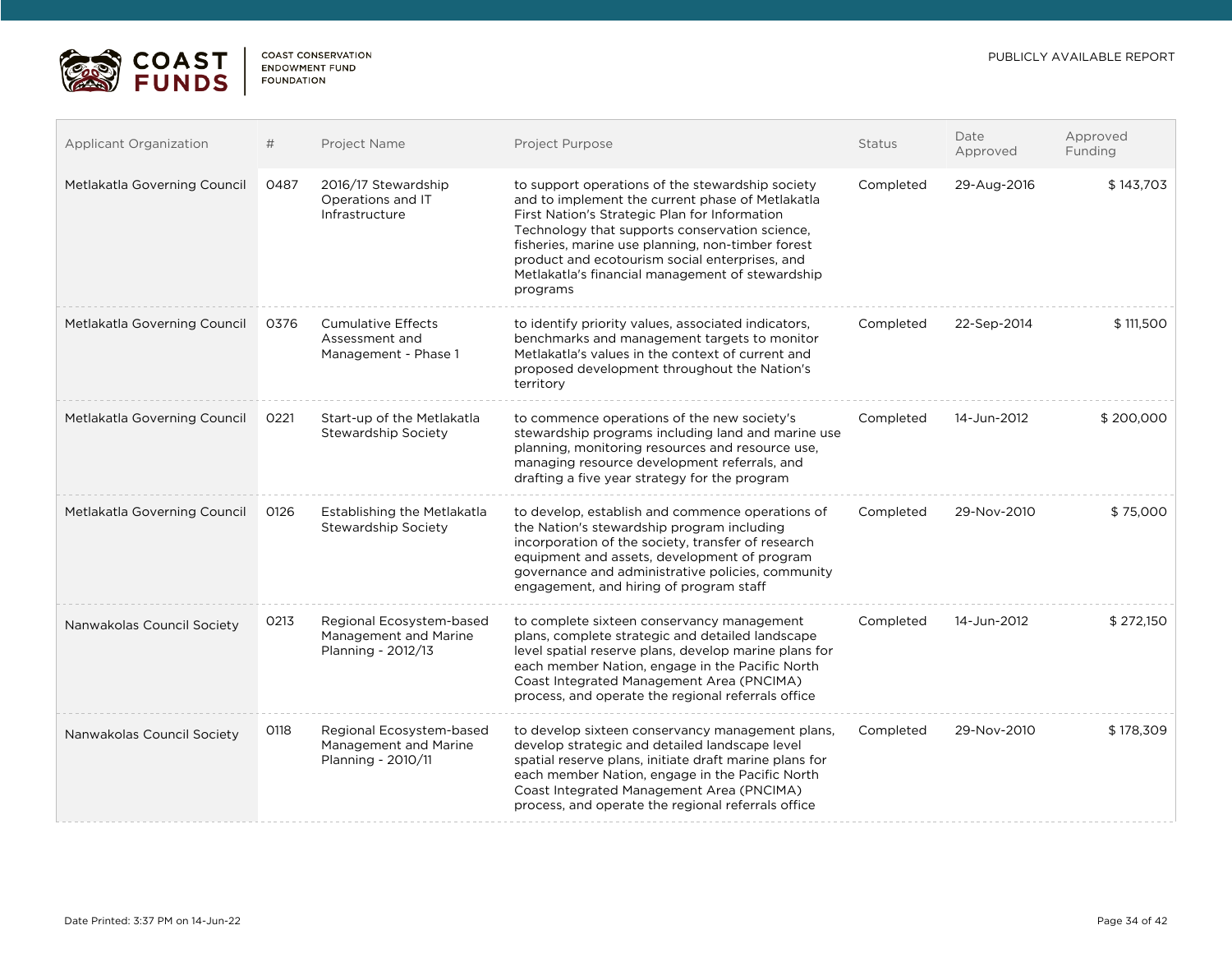| Applicant Organization | # | Project Name | Project Purpose | Status | Date Approved | Approved Funding |
|---|---|---|---|---|---|---|
| Metlakatla Governing Council | 0487 | 2016/17 Stewardship Operations and IT Infrastructure | to support operations of the stewardship society and to implement the current phase of Metlakatla First Nation's Strategic Plan for Information Technology that supports conservation science, fisheries, marine use planning, non-timber forest product and ecotourism social enterprises, and Metlakatla's financial management of stewardship programs | Completed | 29-Aug-2016 | $ 143,703 |
| Metlakatla Governing Council | 0376 | Cumulative Effects Assessment and Management - Phase 1 | to identify priority values, associated indicators, benchmarks and management targets to monitor Metlakatla's values in the context of current and proposed development throughout the Nation's territory | Completed | 22-Sep-2014 | $ 111,500 |
| Metlakatla Governing Council | 0221 | Start-up of the Metlakatla Stewardship Society | to commence operations of the new society's stewardship programs including land and marine use planning, monitoring resources and resource use, managing resource development referrals, and drafting a five year strategy for the program | Completed | 14-Jun-2012 | $ 200,000 |
| Metlakatla Governing Council | 0126 | Establishing the Metlakatla Stewardship Society | to develop, establish and commence operations of the Nation's stewardship program including incorporation of the society, transfer of research equipment and assets, development of program governance and administrative policies, community engagement, and hiring of program staff | Completed | 29-Nov-2010 | $ 75,000 |
| Nanwakolas Council Society | 0213 | Regional Ecosystem-based Management and Marine Planning - 2012/13 | to complete sixteen conservancy management plans, complete strategic and detailed landscape level spatial reserve plans, develop marine plans for each member Nation, engage in the Pacific North Coast Integrated Management Area (PNCIMA) process, and operate the regional referrals office | Completed | 14-Jun-2012 | $ 272,150 |
| Nanwakolas Council Society | 0118 | Regional Ecosystem-based Management and Marine Planning - 2010/11 | to develop sixteen conservancy management plans, develop strategic and detailed landscape level spatial reserve plans, initiate draft marine plans for each member Nation, engage in the Pacific North Coast Integrated Management Area (PNCIMA) process, and operate the regional referrals office | Completed | 29-Nov-2010 | $ 178,309 |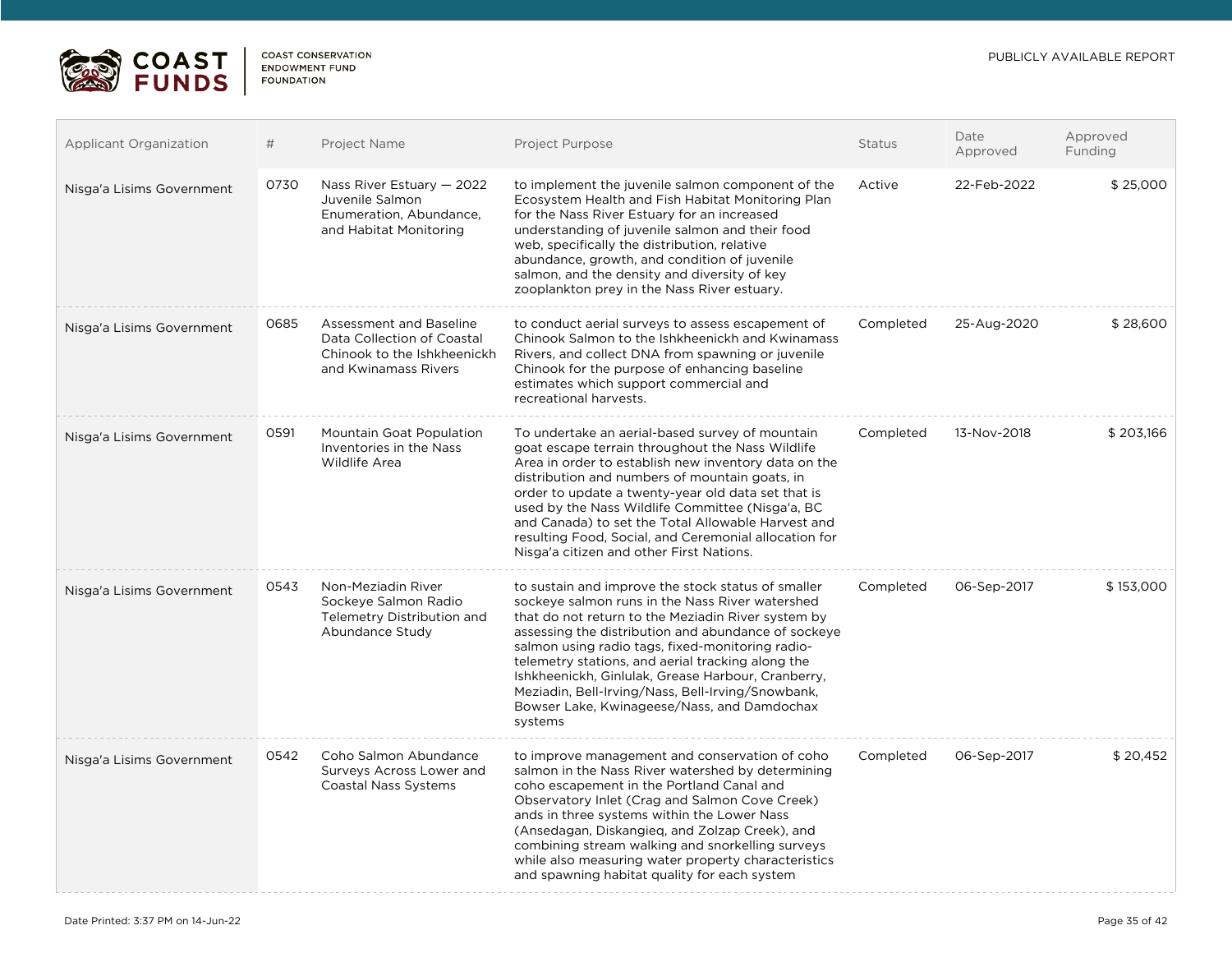| Applicant Organization | # | Project Name | Project Purpose | Status | Date Approved | Approved Funding |
|---|---|---|---|---|---|---|
| Nisga'a Lisims Government | 0730 | Nass River Estuary — 2022 Juvenile Salmon Enumeration, Abundance, and Habitat Monitoring | to implement the juvenile salmon component of the Ecosystem Health and Fish Habitat Monitoring Plan for the Nass River Estuary for an increased understanding of juvenile salmon and their food web, specifically the distribution, relative abundance, growth, and condition of juvenile salmon, and the density and diversity of key zooplankton prey in the Nass River estuary. | Active | 22-Feb-2022 | $ 25,000 |
| Nisga'a Lisims Government | 0685 | Assessment and Baseline Data Collection of Coastal Chinook to the Ishkheenickh and Kwinamass Rivers | to conduct aerial surveys to assess escapement of Chinook Salmon to the Ishkheenickh and Kwinamass Rivers, and collect DNA from spawning or juvenile Chinook for the purpose of enhancing baseline estimates which support commercial and recreational harvests. | Completed | 25-Aug-2020 | $ 28,600 |
| Nisga'a Lisims Government | 0591 | Mountain Goat Population Inventories in the Nass Wildlife Area | To undertake an aerial-based survey of mountain goat escape terrain throughout the Nass Wildlife Area in order to establish new inventory data on the distribution and numbers of mountain goats, in order to update a twenty-year old data set that is used by the Nass Wildlife Committee (Nisga'a, BC and Canada) to set the Total Allowable Harvest and resulting Food, Social, and Ceremonial allocation for Nisga'a citizen and other First Nations. | Completed | 13-Nov-2018 | $ 203,166 |
| Nisga'a Lisims Government | 0543 | Non-Meziadin River Sockeye Salmon Radio Telemetry Distribution and Abundance Study | to sustain and improve the stock status of smaller sockeye salmon runs in the Nass River watershed that do not return to the Meziadin River system by assessing the distribution and abundance of sockeye salmon using radio tags, fixed-monitoring radio-telemetry stations, and aerial tracking along the Ishkheenickh, Ginlulak, Grease Harbour, Cranberry, Meziadin, Bell-Irving/Nass, Bell-Irving/Snowbank, Bowser Lake, Kwinageese/Nass, and Damdochax systems | Completed | 06-Sep-2017 | $ 153,000 |
| Nisga'a Lisims Government | 0542 | Coho Salmon Abundance Surveys Across Lower and Coastal Nass Systems | to improve management and conservation of coho salmon in the Nass River watershed by determining coho escapement in the Portland Canal and Observatory Inlet (Crag and Salmon Cove Creek) ands in three systems within the Lower Nass (Ansedagan, Diskangieq, and Zolzap Creek), and combining stream walking and snorkelling surveys while also measuring water property characteristics and spawning habitat quality for each system | Completed | 06-Sep-2017 | $ 20,452 |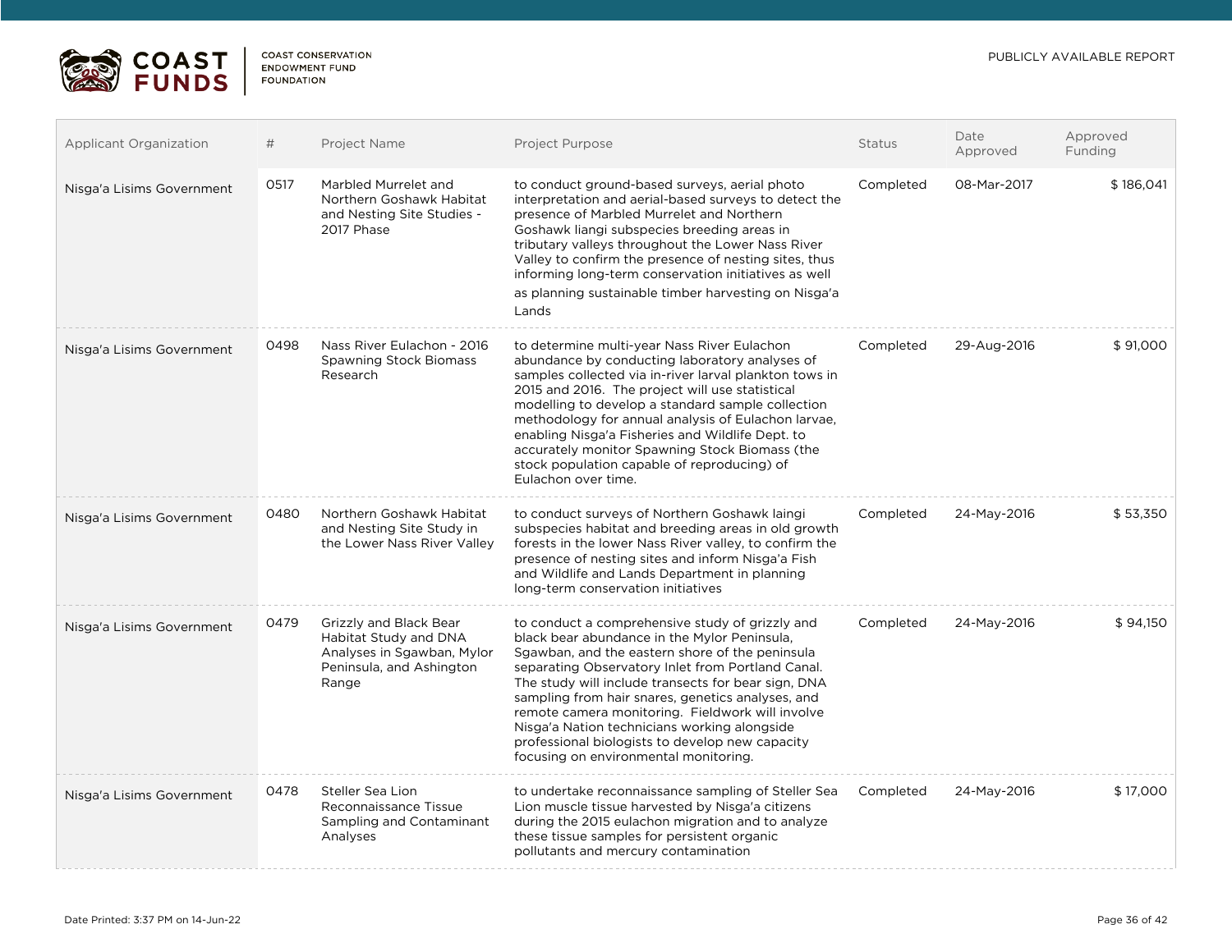| Applicant Organization | # | Project Name | Project Purpose | Status | Date Approved | Approved Funding |
|---|---|---|---|---|---|---|
| Nisga'a Lisims Government | 0517 | Marbled Murrelet and Northern Goshawk Habitat and Nesting Site Studies - 2017 Phase | to conduct ground-based surveys, aerial photo interpretation and aerial-based surveys to detect the presence of Marbled Murrelet and Northern Goshawk liangi subspecies breeding areas in tributary valleys throughout the Lower Nass River Valley to confirm the presence of nesting sites, thus informing long-term conservation initiatives as well as planning sustainable timber harvesting on Nisga'a Lands | Completed | 08-Mar-2017 | $ 186,041 |
| Nisga'a Lisims Government | 0498 | Nass River Eulachon - 2016 Spawning Stock Biomass Research | to determine multi-year Nass River Eulachon abundance by conducting laboratory analyses of samples collected via in-river larval plankton tows in 2015 and 2016. The project will use statistical modelling to develop a standard sample collection methodology for annual analysis of Eulachon larvae, enabling Nisga'a Fisheries and Wildlife Dept. to accurately monitor Spawning Stock Biomass (the stock population capable of reproducing) of Eulachon over time. | Completed | 29-Aug-2016 | $ 91,000 |
| Nisga'a Lisims Government | 0480 | Northern Goshawk Habitat and Nesting Site Study in the Lower Nass River Valley | to conduct surveys of Northern Goshawk laingi subspecies habitat and breeding areas in old growth forests in the lower Nass River valley, to confirm the presence of nesting sites and inform Nisga'a Fish and Wildlife and Lands Department in planning long-term conservation initiatives | Completed | 24-May-2016 | $ 53,350 |
| Nisga'a Lisims Government | 0479 | Grizzly and Black Bear Habitat Study and DNA Analyses in Sgawban, Mylor Peninsula, and Ashington Range | to conduct a comprehensive study of grizzly and black bear abundance in the Mylor Peninsula, Sgawban, and the eastern shore of the peninsula separating Observatory Inlet from Portland Canal. The study will include transects for bear sign, DNA sampling from hair snares, genetics analyses, and remote camera monitoring. Fieldwork will involve Nisga'a Nation technicians working alongside professional biologists to develop new capacity focusing on environmental monitoring. | Completed | 24-May-2016 | $ 94,150 |
| Nisga'a Lisims Government | 0478 | Steller Sea Lion Reconnaissance Tissue Sampling and Contaminant Analyses | to undertake reconnaissance sampling of Steller Sea Lion muscle tissue harvested by Nisga'a citizens during the 2015 eulachon migration and to analyze these tissue samples for persistent organic pollutants and mercury contamination | Completed | 24-May-2016 | $ 17,000 |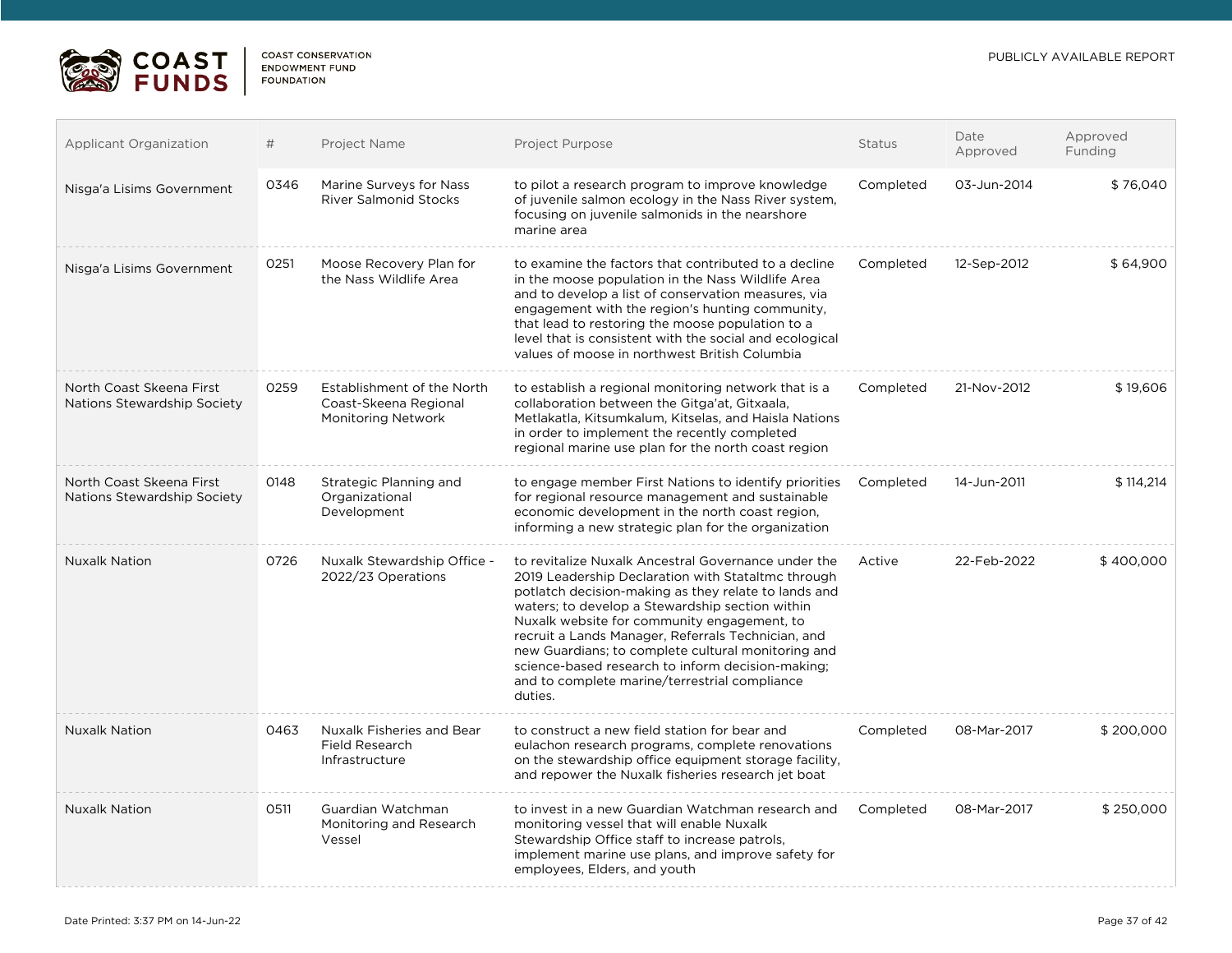| Applicant Organization | # | Project Name | Project Purpose | Status | Date Approved | Approved Funding |
|---|---|---|---|---|---|---|
| Nisga'a Lisims Government | 0346 | Marine Surveys for Nass River Salmonid Stocks | to pilot a research program to improve knowledge of juvenile salmon ecology in the Nass River system, focusing on juvenile salmonids in the nearshore marine area | Completed | 03-Jun-2014 | $ 76,040 |
| Nisga'a Lisims Government | 0251 | Moose Recovery Plan for the Nass Wildlife Area | to examine the factors that contributed to a decline in the moose population in the Nass Wildlife Area and to develop a list of conservation measures, via engagement with the region's hunting community, that lead to restoring the moose population to a level that is consistent with the social and ecological values of moose in northwest British Columbia | Completed | 12-Sep-2012 | $ 64,900 |
| North Coast Skeena First Nations Stewardship Society | 0259 | Establishment of the North Coast-Skeena Regional Monitoring Network | to establish a regional monitoring network that is a collaboration between the Gitga'at, Gitxaala, Metlakatla, Kitsumkalum, Kitselas, and Haisla Nations in order to implement the recently completed regional marine use plan for the north coast region | Completed | 21-Nov-2012 | $ 19,606 |
| North Coast Skeena First Nations Stewardship Society | 0148 | Strategic Planning and Organizational Development | to engage member First Nations to identify priorities for regional resource management and sustainable economic development in the north coast region, informing a new strategic plan for the organization | Completed | 14-Jun-2011 | $ 114,214 |
| Nuxalk Nation | 0726 | Nuxalk Stewardship Office - 2022/23 Operations | to revitalize Nuxalk Ancestral Governance under the 2019 Leadership Declaration with Stataltmc through potlatch decision-making as they relate to lands and waters; to develop a Stewardship section within Nuxalk website for community engagement, to recruit a Lands Manager, Referrals Technician, and new Guardians; to complete cultural monitoring and science-based research to inform decision-making; and to complete marine/terrestrial compliance duties. | Active | 22-Feb-2022 | $ 400,000 |
| Nuxalk Nation | 0463 | Nuxalk Fisheries and Bear Field Research Infrastructure | to construct a new field station for bear and eulachon research programs, complete renovations on the stewardship office equipment storage facility, and repower the Nuxalk fisheries research jet boat | Completed | 08-Mar-2017 | $ 200,000 |
| Nuxalk Nation | 0511 | Guardian Watchman Monitoring and Research Vessel | to invest in a new Guardian Watchman research and monitoring vessel that will enable Nuxalk Stewardship Office staff to increase patrols, implement marine use plans, and improve safety for employees, Elders, and youth | Completed | 08-Mar-2017 | $ 250,000 |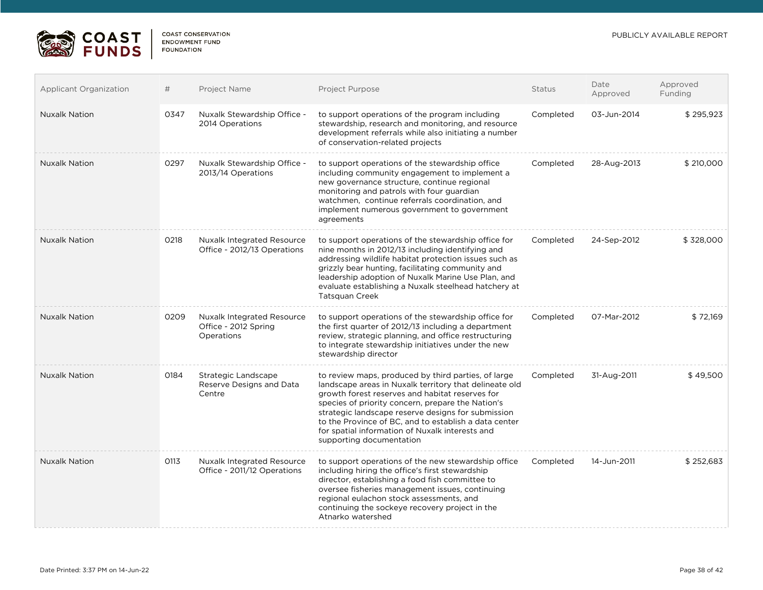| Applicant Organization | # | Project Name | Project Purpose | Status | Date Approved | Approved Funding |
|---|---|---|---|---|---|---|
| Nuxalk Nation | 0347 | Nuxalk Stewardship Office - 2014 Operations | to support operations of the program including stewardship, research and monitoring, and resource development referrals while also initiating a number of conservation-related projects | Completed | 03-Jun-2014 | $ 295,923 |
| Nuxalk Nation | 0297 | Nuxalk Stewardship Office - 2013/14 Operations | to support operations of the stewardship office including community engagement to implement a new governance structure, continue regional monitoring and patrols with four guardian watchmen, continue referrals coordination, and implement numerous government to government agreements | Completed | 28-Aug-2013 | $ 210,000 |
| Nuxalk Nation | 0218 | Nuxalk Integrated Resource Office - 2012/13 Operations | to support operations of the stewardship office for nine months in 2012/13 including identifying and addressing wildlife habitat protection issues such as grizzly bear hunting, facilitating community and leadership adoption of Nuxalk Marine Use Plan, and evaluate establishing a Nuxalk steelhead hatchery at Tatsquan Creek | Completed | 24-Sep-2012 | $ 328,000 |
| Nuxalk Nation | 0209 | Nuxalk Integrated Resource Office - 2012 Spring Operations | to support operations of the stewardship office for the first quarter of 2012/13 including a department review, strategic planning, and office restructuring to integrate stewardship initiatives under the new stewardship director | Completed | 07-Mar-2012 | $ 72,169 |
| Nuxalk Nation | 0184 | Strategic Landscape Reserve Designs and Data Centre | to review maps, produced by third parties, of large landscape areas in Nuxalk territory that delineate old growth forest reserves and habitat reserves for species of priority concern, prepare the Nation's strategic landscape reserve designs for submission to the Province of BC, and to establish a data center for spatial information of Nuxalk interests and supporting documentation | Completed | 31-Aug-2011 | $ 49,500 |
| Nuxalk Nation | 0113 | Nuxalk Integrated Resource Office - 2011/12 Operations | to support operations of the new stewardship office including hiring the office's first stewardship director, establishing a food fish committee to oversee fisheries management issues, continuing regional eulachon stock assessments, and continuing the sockeye recovery project in the Atnarko watershed | Completed | 14-Jun-2011 | $ 252,683 |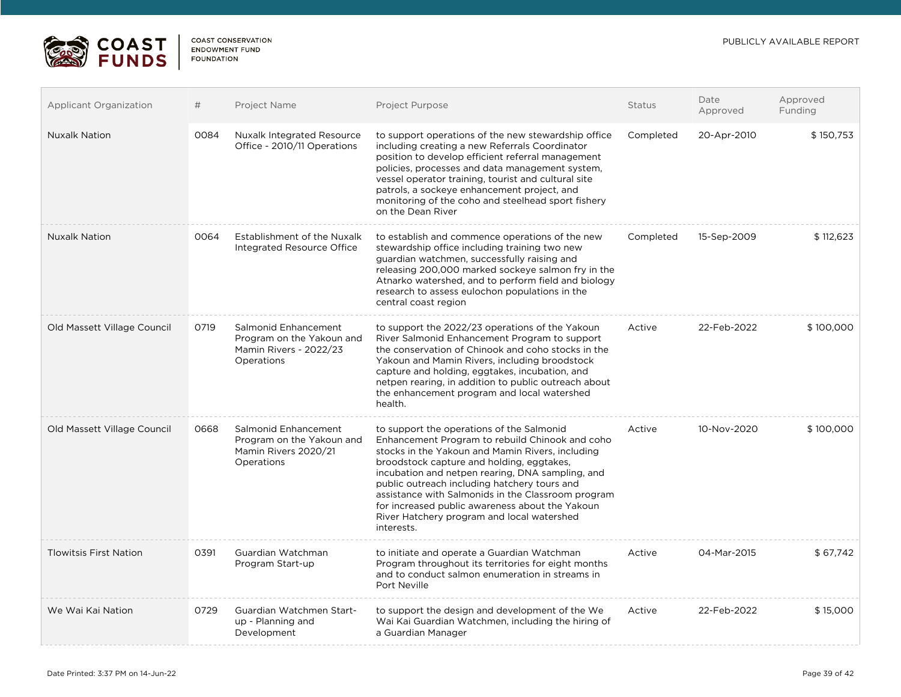| Applicant Organization | # | Project Name | Project Purpose | Status | Date Approved | Approved Funding |
|---|---|---|---|---|---|---|
| Nuxalk Nation | 0084 | Nuxalk Integrated Resource Office - 2010/11 Operations | to support operations of the new stewardship office including creating a new Referrals Coordinator position to develop efficient referral management policies, processes and data management system, vessel operator training, tourist and cultural site patrols, a sockeye enhancement project, and monitoring of the coho and steelhead sport fishery on the Dean River | Completed | 20-Apr-2010 | $ 150,753 |
| Nuxalk Nation | 0064 | Establishment of the Nuxalk Integrated Resource Office | to establish and commence operations of the new stewardship office including training two new guardian watchmen, successfully raising and releasing 200,000 marked sockeye salmon fry in the Atnarko watershed, and to perform field and biology research to assess eulochon populations in the central coast region | Completed | 15-Sep-2009 | $ 112,623 |
| Old Massett Village Council | 0719 | Salmonid Enhancement Program on the Yakoun and Mamin Rivers - 2022/23 Operations | to support the 2022/23 operations of the Yakoun River Salmonid Enhancement Program to support the conservation of Chinook and coho stocks in the Yakoun and Mamin Rivers, including broodstock capture and holding, eggtakes, incubation, and netpen rearing, in addition to public outreach about the enhancement program and local watershed health. | Active | 22-Feb-2022 | $ 100,000 |
| Old Massett Village Council | 0668 | Salmonid Enhancement Program on the Yakoun and Mamin Rivers 2020/21 Operations | to support the operations of the Salmonid Enhancement Program to rebuild Chinook and coho stocks in the Yakoun and Mamin Rivers, including broodstock capture and holding, eggtakes, incubation and netpen rearing, DNA sampling, and public outreach including hatchery tours and assistance with Salmonids in the Classroom program for increased public awareness about the Yakoun River Hatchery program and local watershed interests. | Active | 10-Nov-2020 | $ 100,000 |
| Tlowitsis First Nation | 0391 | Guardian Watchman Program Start-up | to initiate and operate a Guardian Watchman Program throughout its territories for eight months and to conduct salmon enumeration in streams in Port Neville | Active | 04-Mar-2015 | $ 67,742 |
| We Wai Kai Nation | 0729 | Guardian Watchmen Start-up - Planning and Development | to support the design and development of the We Wai Kai Guardian Watchmen, including the hiring of a Guardian Manager | Active | 22-Feb-2022 | $ 15,000 |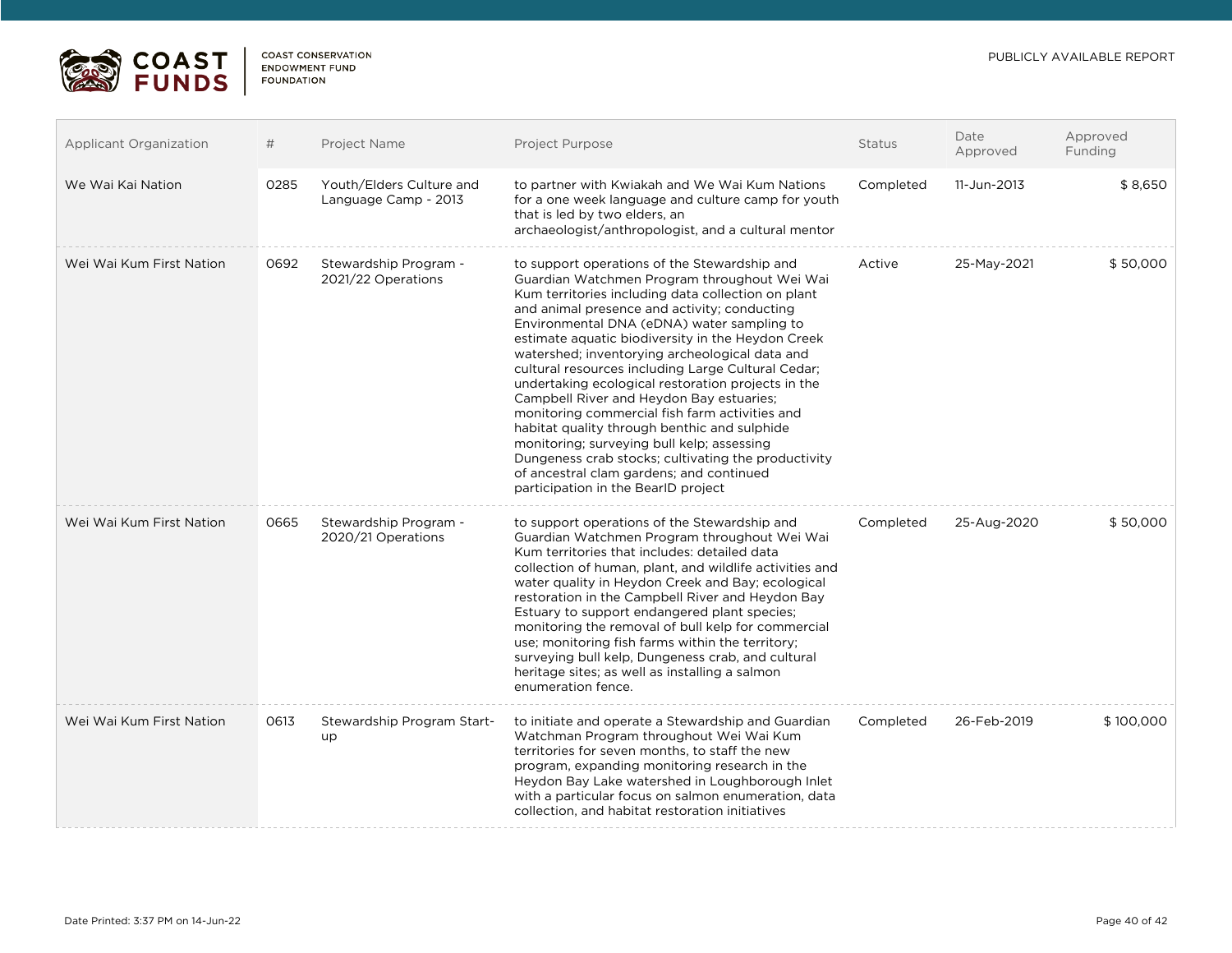| Applicant Organization | # | Project Name | Project Purpose | Status | Date Approved | Approved Funding |
|---|---|---|---|---|---|---|
| We Wai Kai Nation | 0285 | Youth/Elders Culture and Language Camp - 2013 | to partner with Kwiakah and We Wai Kum Nations for a one week language and culture camp for youth that is led by two elders, an archaeologist/anthropologist, and a cultural mentor | Completed | 11-Jun-2013 | $ 8,650 |
| Wei Wai Kum First Nation | 0692 | Stewardship Program - 2021/22 Operations | to support operations of the Stewardship and Guardian Watchmen Program throughout Wei Wai Kum territories including data collection on plant and animal presence and activity; conducting Environmental DNA (eDNA) water sampling to estimate aquatic biodiversity in the Heydon Creek watershed; inventorying archeological data and cultural resources including Large Cultural Cedar; undertaking ecological restoration projects in the Campbell River and Heydon Bay estuaries; monitoring commercial fish farm activities and habitat quality through benthic and sulphide monitoring; surveying bull kelp; assessing Dungeness crab stocks; cultivating the productivity of ancestral clam gardens; and continued participation in the BearID project | Active | 25-May-2021 | $ 50,000 |
| Wei Wai Kum First Nation | 0665 | Stewardship Program - 2020/21 Operations | to support operations of the Stewardship and Guardian Watchmen Program throughout Wei Wai Kum territories that includes: detailed data collection of human, plant, and wildlife activities and water quality in Heydon Creek and Bay; ecological restoration in the Campbell River and Heydon Bay Estuary to support endangered plant species; monitoring the removal of bull kelp for commercial use; monitoring fish farms within the territory; surveying bull kelp, Dungeness crab, and cultural heritage sites; as well as installing a salmon enumeration fence. | Completed | 25-Aug-2020 | $ 50,000 |
| Wei Wai Kum First Nation | 0613 | Stewardship Program Start-up | to initiate and operate a Stewardship and Guardian Watchman Program throughout Wei Wai Kum territories for seven months, to staff the new program, expanding monitoring research in the Heydon Bay Lake watershed in Loughborough Inlet with a particular focus on salmon enumeration, data collection, and habitat restoration initiatives | Completed | 26-Feb-2019 | $ 100,000 |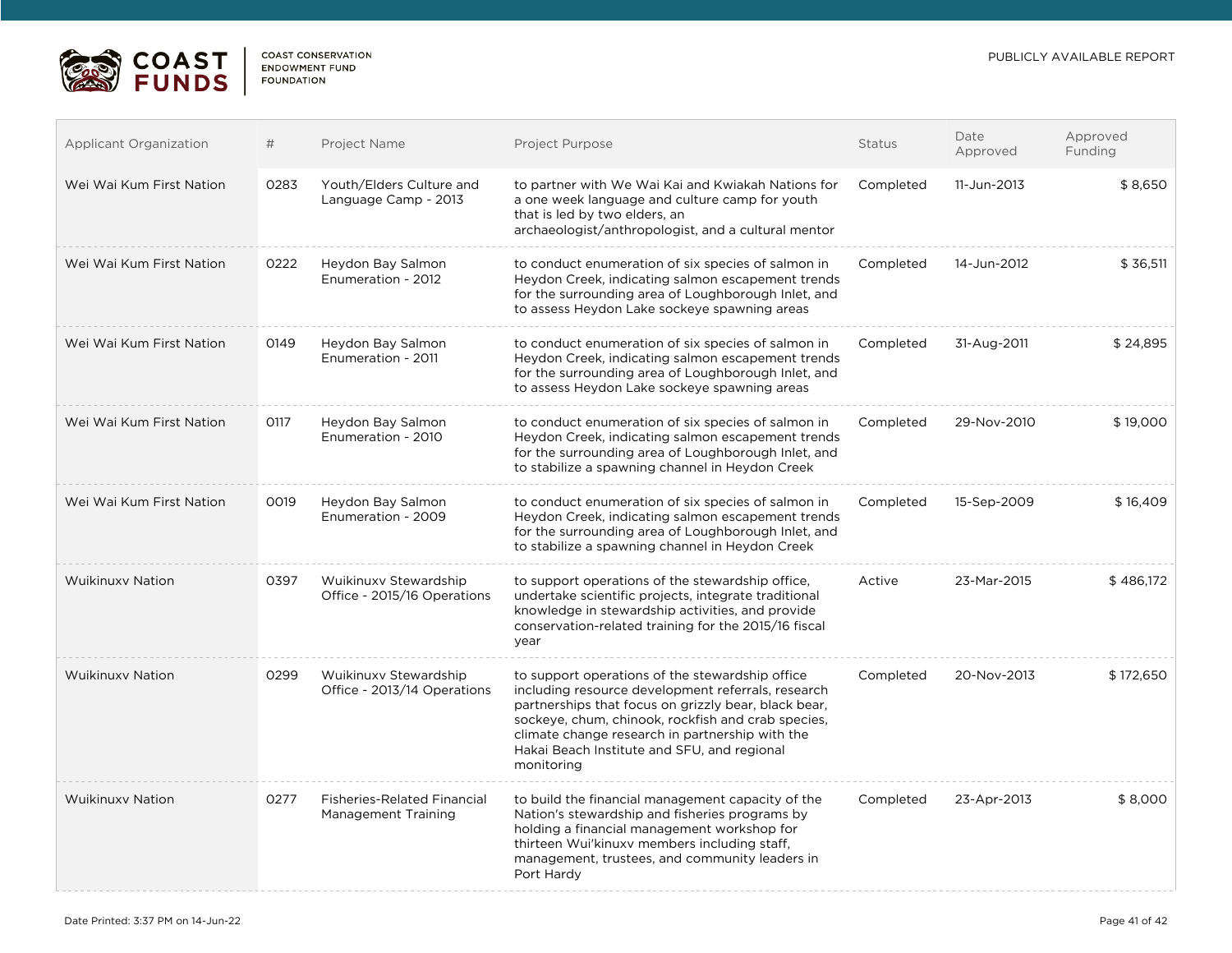| Applicant Organization | # | Project Name | Project Purpose | Status | Date Approved | Approved Funding |
|---|---|---|---|---|---|---|
| Wei Wai Kum First Nation | 0283 | Youth/Elders Culture and Language Camp - 2013 | to partner with We Wai Kai and Kwiakah Nations for a one week language and culture camp for youth that is led by two elders, an archaeologist/anthropologist, and a cultural mentor | Completed | 11-Jun-2013 | $ 8,650 |
| Wei Wai Kum First Nation | 0222 | Heydon Bay Salmon Enumeration - 2012 | to conduct enumeration of six species of salmon in Heydon Creek, indicating salmon escapement trends for the surrounding area of Loughborough Inlet, and to assess Heydon Lake sockeye spawning areas | Completed | 14-Jun-2012 | $ 36,511 |
| Wei Wai Kum First Nation | 0149 | Heydon Bay Salmon Enumeration - 2011 | to conduct enumeration of six species of salmon in Heydon Creek, indicating salmon escapement trends for the surrounding area of Loughborough Inlet, and to assess Heydon Lake sockeye spawning areas | Completed | 31-Aug-2011 | $ 24,895 |
| Wei Wai Kum First Nation | 0117 | Heydon Bay Salmon Enumeration - 2010 | to conduct enumeration of six species of salmon in Heydon Creek, indicating salmon escapement trends for the surrounding area of Loughborough Inlet, and to stabilize a spawning channel in Heydon Creek | Completed | 29-Nov-2010 | $ 19,000 |
| Wei Wai Kum First Nation | 0019 | Heydon Bay Salmon Enumeration - 2009 | to conduct enumeration of six species of salmon in Heydon Creek, indicating salmon escapement trends for the surrounding area of Loughborough Inlet, and to stabilize a spawning channel in Heydon Creek | Completed | 15-Sep-2009 | $ 16,409 |
| Wuikinuxv Nation | 0397 | Wuikinuxv Stewardship Office - 2015/16 Operations | to support operations of the stewardship office, undertake scientific projects, integrate traditional knowledge in stewardship activities, and provide conservation-related training for the 2015/16 fiscal year | Active | 23-Mar-2015 | $ 486,172 |
| Wuikinuxv Nation | 0299 | Wuikinuxv Stewardship Office - 2013/14 Operations | to support operations of the stewardship office including resource development referrals, research partnerships that focus on grizzly bear, black bear, sockeye, chum, chinook, rockfish and crab species, climate change research in partnership with the Hakai Beach Institute and SFU, and regional monitoring | Completed | 20-Nov-2013 | $ 172,650 |
| Wuikinuxv Nation | 0277 | Fisheries-Related Financial Management Training | to build the financial management capacity of the Nation's stewardship and fisheries programs by holding a financial management workshop for thirteen Wui'kinuxv members including staff, management, trustees, and community leaders in Port Hardy | Completed | 23-Apr-2013 | $ 8,000 |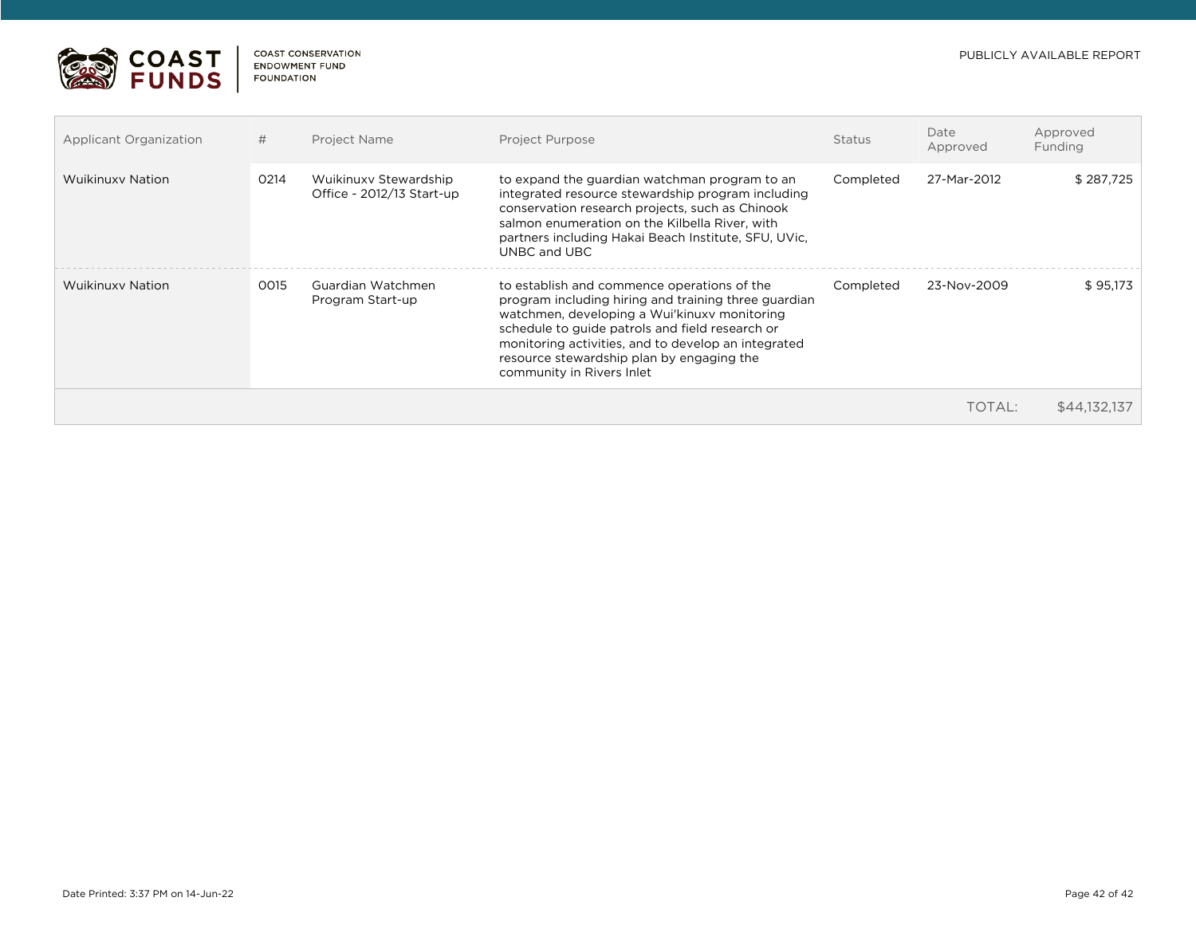| Applicant Organization | # | Project Name | Project Purpose | Status | Date Approved | Approved Funding |
|---|---|---|---|---|---|---|
| Wuikinuxv Nation | 0214 | Wuikinuxv Stewardship Office - 2012/13 Start-up | to expand the guardian watchman program to an integrated resource stewardship program including conservation research projects, such as Chinook salmon enumeration on the Kilbella River, with partners including Hakai Beach Institute, SFU, UVic, UNBC and UBC | Completed | 27-Mar-2012 | $ 287,725 |
| Wuikinuxv Nation | 0015 | Guardian Watchmen Program Start-up | to establish and commence operations of the program including hiring and training three guardian watchmen, developing a Wui'kinuxv monitoring schedule to guide patrols and field research or monitoring activities, and to develop an integrated resource stewardship plan by engaging the community in Rivers Inlet | Completed | 23-Nov-2009 | $ 95,173 |
| | | | | | TOTAL: | $44,132,137 |

Date Printed: 3:37 PM on 14-Jun-22